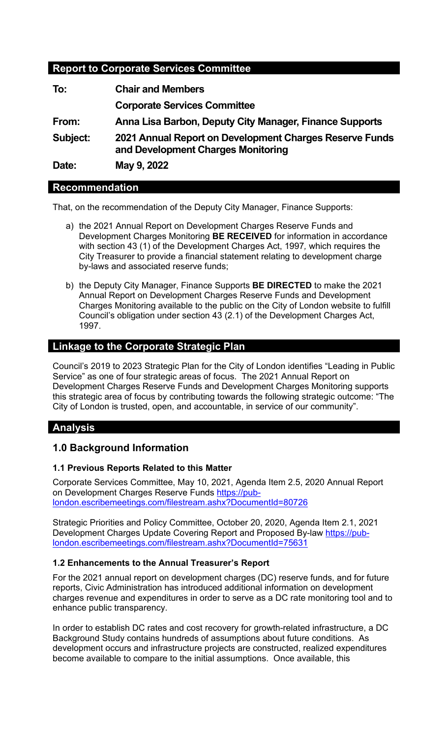## Report to Corporate Services Committee

**To:** **Chair and Members**

**Corporate Services Committee**

**From:** **Anna Lisa Barbon, Deputy City Manager, Finance Supports**

**Subject:** **2021 Annual Report on Development Charges Reserve Funds and Development Charges Monitoring**

**Date:** **May 9, 2022**

## Recommendation

That, on the recommendation of the Deputy City Manager, Finance Supports:

a) the 2021 Annual Report on Development Charges Reserve Funds and Development Charges Monitoring **BE RECEIVED** for information in accordance with section 43 (1) of the Development Charges Act, 1997, which requires the City Treasurer to provide a financial statement relating to development charge by-laws and associated reserve funds;

b) the Deputy City Manager, Finance Supports **BE DIRECTED** to make the 2021 Annual Report on Development Charges Reserve Funds and Development Charges Monitoring available to the public on the City of London website to fulfill Council's obligation under section 43 (2.1) of the Development Charges Act, 1997.

## Linkage to the Corporate Strategic Plan

Council's 2019 to 2023 Strategic Plan for the City of London identifies "Leading in Public Service" as one of four strategic areas of focus. The 2021 Annual Report on Development Charges Reserve Funds and Development Charges Monitoring supports this strategic area of focus by contributing towards the following strategic outcome: "The City of London is trusted, open, and accountable, in service of our community".

## Analysis

### 1.0 Background Information

#### 1.1 Previous Reports Related to this Matter

Corporate Services Committee, May 10, 2021, Agenda Item 2.5, 2020 Annual Report on Development Charges Reserve Funds https://pub-london.escribemeetings.com/filestream.ashx?DocumentId=80726

Strategic Priorities and Policy Committee, October 20, 2020, Agenda Item 2.1, 2021 Development Charges Update Covering Report and Proposed By-law https://pub-london.escribemeetings.com/filestream.ashx?DocumentId=75631

#### 1.2 Enhancements to the Annual Treasurer's Report

For the 2021 annual report on development charges (DC) reserve funds, and for future reports, Civic Administration has introduced additional information on development charges revenue and expenditures in order to serve as a DC rate monitoring tool and to enhance public transparency.

In order to establish DC rates and cost recovery for growth-related infrastructure, a DC Background Study contains hundreds of assumptions about future conditions. As development occurs and infrastructure projects are constructed, realized expenditures become available to compare to the initial assumptions. Once available, this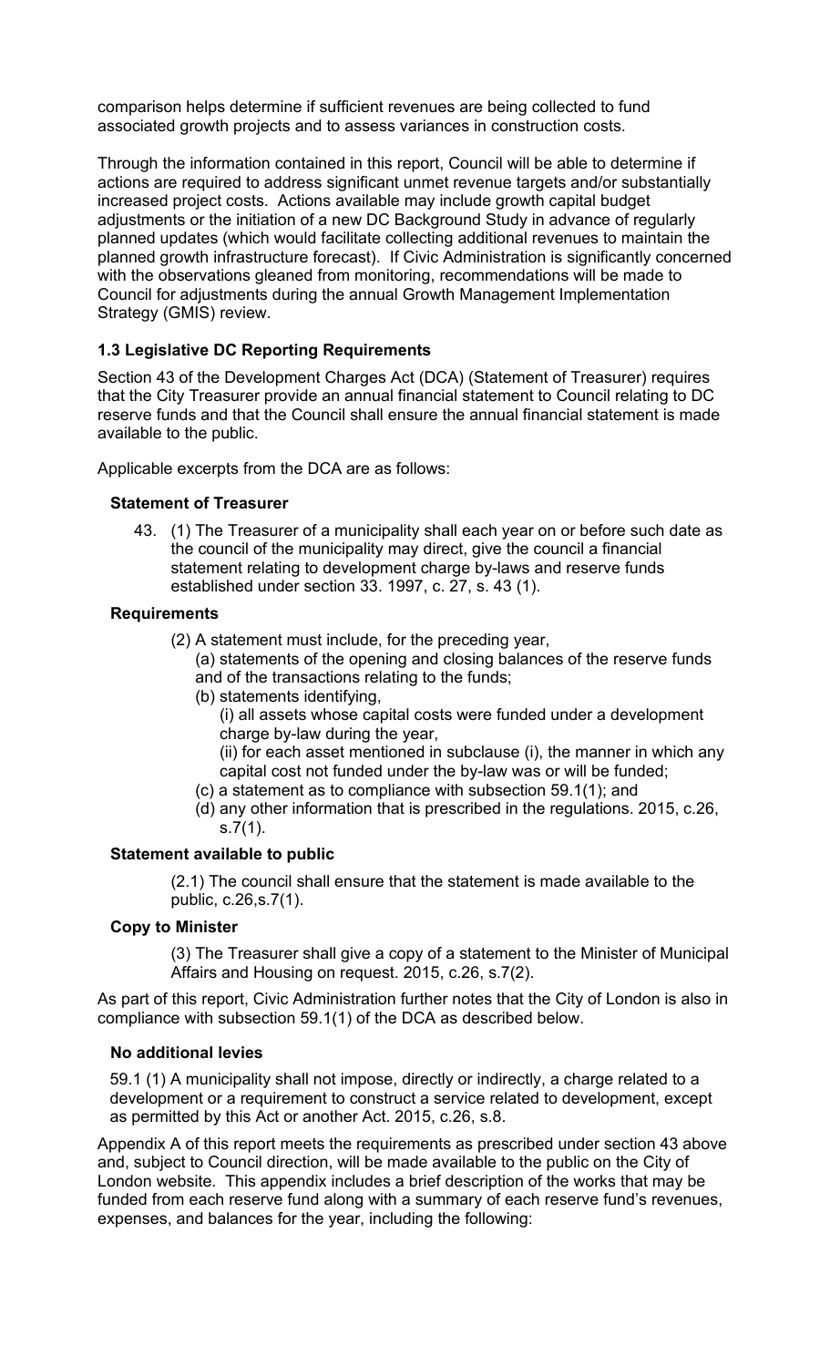comparison helps determine if sufficient revenues are being collected to fund associated growth projects and to assess variances in construction costs.

Through the information contained in this report, Council will be able to determine if actions are required to address significant unmet revenue targets and/or substantially increased project costs. Actions available may include growth capital budget adjustments or the initiation of a new DC Background Study in advance of regularly planned updates (which would facilitate collecting additional revenues to maintain the planned growth infrastructure forecast). If Civic Administration is significantly concerned with the observations gleaned from monitoring, recommendations will be made to Council for adjustments during the annual Growth Management Implementation Strategy (GMIS) review.

### 1.3 Legislative DC Reporting Requirements

Section 43 of the Development Charges Act (DCA) (Statement of Treasurer) requires that the City Treasurer provide an annual financial statement to Council relating to DC reserve funds and that the Council shall ensure the annual financial statement is made available to the public.

Applicable excerpts from the DCA are as follows:

**Statement of Treasurer**

43. (1) The Treasurer of a municipality shall each year on or before such date as the council of the municipality may direct, give the council a financial statement relating to development charge by-laws and reserve funds established under section 33. 1997, c. 27, s. 43 (1).

**Requirements**

(2) A statement must include, for the preceding year,

(a) statements of the opening and closing balances of the reserve funds and of the transactions relating to the funds;

(b) statements identifying,

(i) all assets whose capital costs were funded under a development charge by-law during the year,

(ii) for each asset mentioned in subclause (i), the manner in which any capital cost not funded under the by-law was or will be funded;

(c) a statement as to compliance with subsection 59.1(1); and

(d) any other information that is prescribed in the regulations. 2015, c.26, s.7(1).

**Statement available to public**

(2.1) The council shall ensure that the statement is made available to the public, c.26,s.7(1).

**Copy to Minister**

(3) The Treasurer shall give a copy of a statement to the Minister of Municipal Affairs and Housing on request. 2015, c.26, s.7(2).

As part of this report, Civic Administration further notes that the City of London is also in compliance with subsection 59.1(1) of the DCA as described below.

**No additional levies**

59.1 (1) A municipality shall not impose, directly or indirectly, a charge related to a development or a requirement to construct a service related to development, except as permitted by this Act or another Act. 2015, c.26, s.8.

Appendix A of this report meets the requirements as prescribed under section 43 above and, subject to Council direction, will be made available to the public on the City of London website. This appendix includes a brief description of the works that may be funded from each reserve fund along with a summary of each reserve fund's revenues, expenses, and balances for the year, including the following: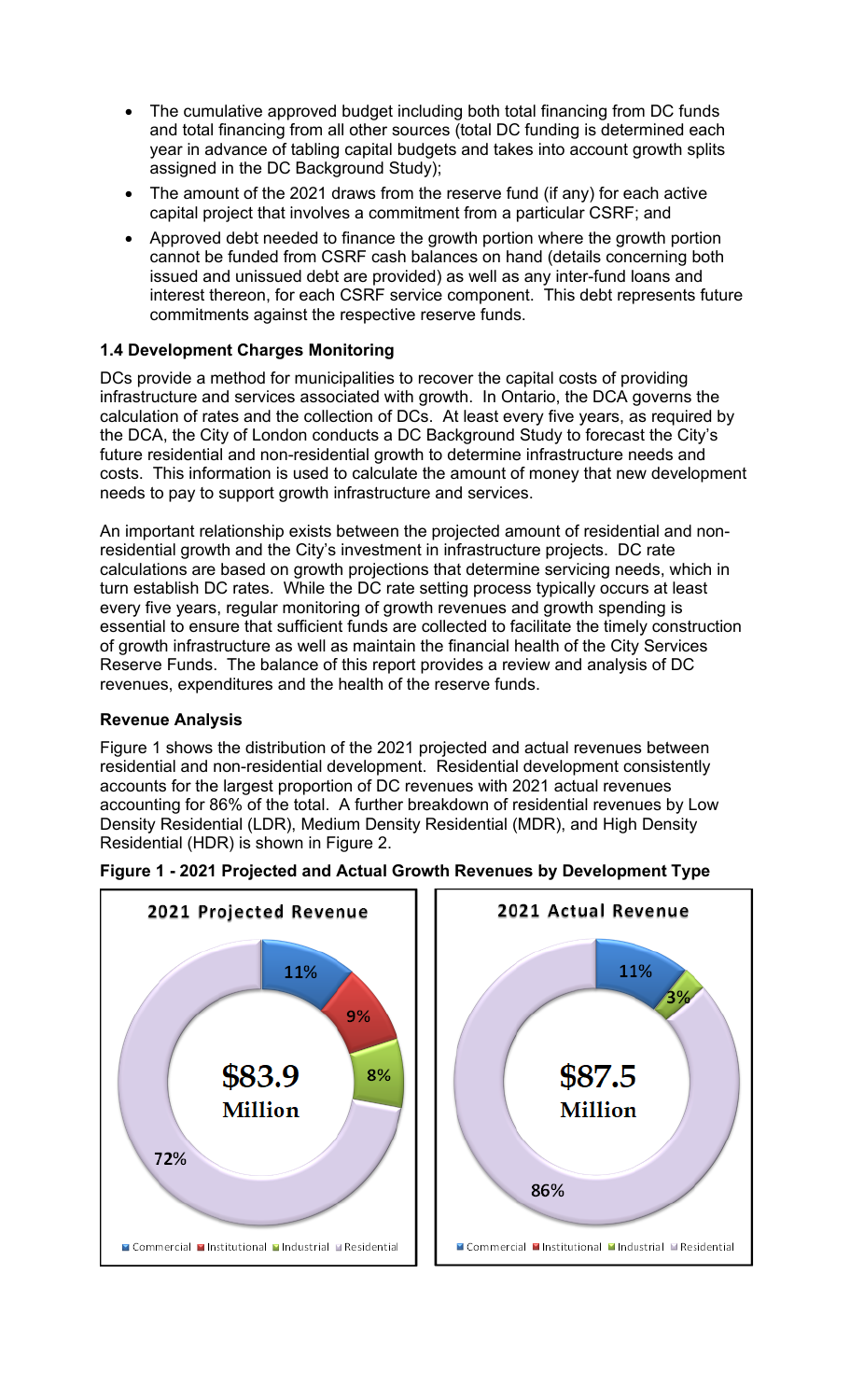- The cumulative approved budget including both total financing from DC funds and total financing from all other sources (total DC funding is determined each year in advance of tabling capital budgets and takes into account growth splits assigned in the DC Background Study);
- The amount of the 2021 draws from the reserve fund (if any) for each active capital project that involves a commitment from a particular CSRF; and
- Approved debt needed to finance the growth portion where the growth portion cannot be funded from CSRF cash balances on hand (details concerning both issued and unissued debt are provided) as well as any inter-fund loans and interest thereon, for each CSRF service component. This debt represents future commitments against the respective reserve funds.

### 1.4 Development Charges Monitoring

DCs provide a method for municipalities to recover the capital costs of providing infrastructure and services associated with growth. In Ontario, the DCA governs the calculation of rates and the collection of DCs. At least every five years, as required by the DCA, the City of London conducts a DC Background Study to forecast the City's future residential and non-residential growth to determine infrastructure needs and costs. This information is used to calculate the amount of money that new development needs to pay to support growth infrastructure and services.

An important relationship exists between the projected amount of residential and non-residential growth and the City's investment in infrastructure projects. DC rate calculations are based on growth projections that determine servicing needs, which in turn establish DC rates. While the DC rate setting process typically occurs at least every five years, regular monitoring of growth revenues and growth spending is essential to ensure that sufficient funds are collected to facilitate the timely construction of growth infrastructure as well as maintain the financial health of the City Services Reserve Funds. The balance of this report provides a review and analysis of DC revenues, expenditures and the health of the reserve funds.

**Revenue Analysis**

Figure 1 shows the distribution of the 2021 projected and actual revenues between residential and non-residential development. Residential development consistently accounts for the largest proportion of DC revenues with 2021 actual revenues accounting for 86% of the total. A further breakdown of residential revenues by Low Density Residential (LDR), Medium Density Residential (MDR), and High Density Residential (HDR) is shown in Figure 2.

**Figure 1 - 2021 Projected and Actual Growth Revenues by Development Type**

**2021 Projected Revenue**

$83.9 Million

- Commercial: 11%
- Institutional: 9%
- Industrial: 8%
- Residential: 72%

**2021 Actual Revenue**

$87.5 Million

- Commercial: 11%
- Industrial: 3%
- Residential: 86%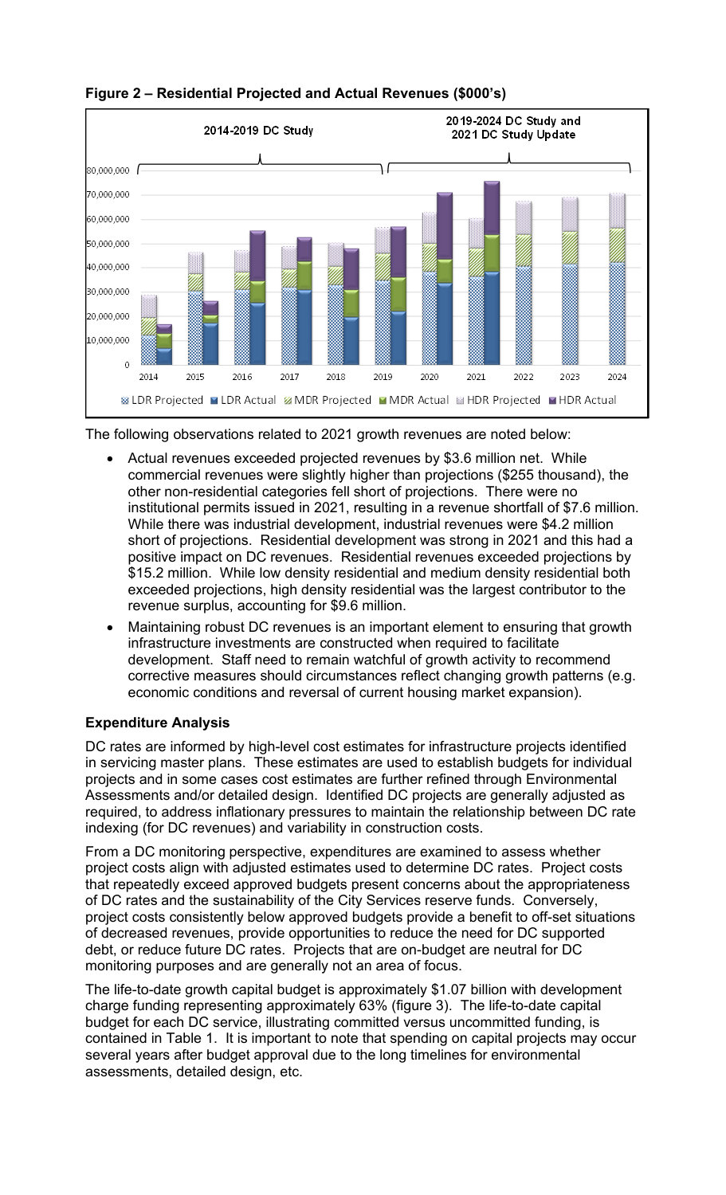**Figure 2 – Residential Projected and Actual Revenues ($000's)**

The following observations related to 2021 growth revenues are noted below:

- Actual revenues exceeded projected revenues by $3.6 million net. While commercial revenues were slightly higher than projections ($255 thousand), the other non-residential categories fell short of projections. There were no institutional permits issued in 2021, resulting in a revenue shortfall of $7.6 million. While there was industrial development, industrial revenues were $4.2 million short of projections. Residential development was strong in 2021 and this had a positive impact on DC revenues. Residential revenues exceeded projections by $15.2 million. While low density residential and medium density residential both exceeded projections, high density residential was the largest contributor to the revenue surplus, accounting for $9.6 million.
- Maintaining robust DC revenues is an important element to ensuring that growth infrastructure investments are constructed when required to facilitate development. Staff need to remain watchful of growth activity to recommend corrective measures should circumstances reflect changing growth patterns (e.g. economic conditions and reversal of current housing market expansion).

**Expenditure Analysis**

DC rates are informed by high-level cost estimates for infrastructure projects identified in servicing master plans. These estimates are used to establish budgets for individual projects and in some cases cost estimates are further refined through Environmental Assessments and/or detailed design. Identified DC projects are generally adjusted as required, to address inflationary pressures to maintain the relationship between DC rate indexing (for DC revenues) and variability in construction costs.

From a DC monitoring perspective, expenditures are examined to assess whether project costs align with adjusted estimates used to determine DC rates. Project costs that repeatedly exceed approved budgets present concerns about the appropriateness of DC rates and the sustainability of the City Services reserve funds. Conversely, project costs consistently below approved budgets provide a benefit to off-set situations of decreased revenues, provide opportunities to reduce the need for DC supported debt, or reduce future DC rates. Projects that are on-budget are neutral for DC monitoring purposes and are generally not an area of focus.

The life-to-date growth capital budget is approximately $1.07 billion with development charge funding representing approximately 63% (figure 3). The life-to-date capital budget for each DC service, illustrating committed versus uncommitted funding, is contained in Table 1. It is important to note that spending on capital projects may occur several years after budget approval due to the long timelines for environmental assessments, detailed design, etc.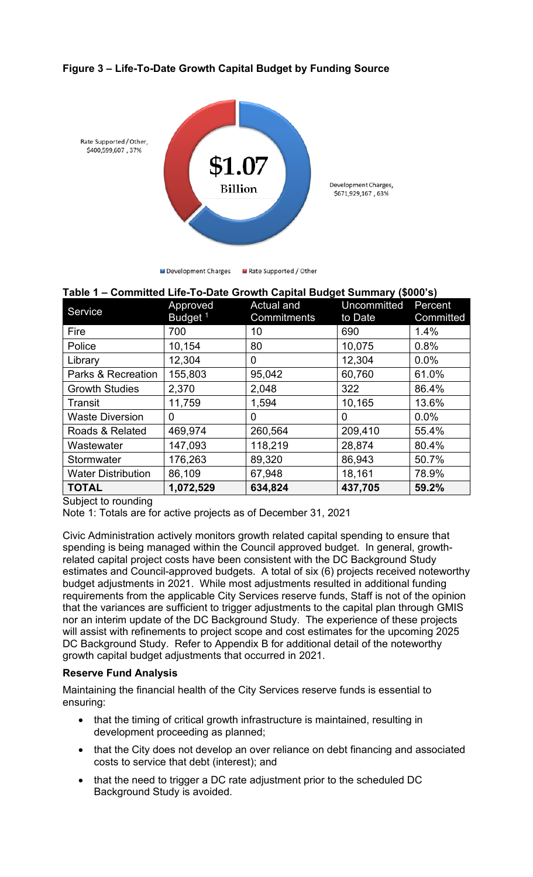**Figure 3 – Life-To-Date Growth Capital Budget by Funding Source**

Rate Supported / Other, $400,599,607 , 37%

$1.07 Billion

Development Charges, $671,929,167 , 63%

Development Charges    Rate Supported / Other

**Table 1 – Committed Life-To-Date Growth Capital Budget Summary ($000's)**

| Service | Approved Budget [1] | Actual and Commitments | Uncommitted to Date | Percent Committed |
|---|---|---|---|---|
| Fire | 700 | 10 | 690 | 1.4% |
| Police | 10,154 | 80 | 10,075 | 0.8% |
| Library | 12,304 | 0 | 12,304 | 0.0% |
| Parks & Recreation | 155,803 | 95,042 | 60,760 | 61.0% |
| Growth Studies | 2,370 | 2,048 | 322 | 86.4% |
| Transit | 11,759 | 1,594 | 10,165 | 13.6% |
| Waste Diversion | 0 | 0 | 0 | 0.0% |
| Roads & Related | 469,974 | 260,564 | 209,410 | 55.4% |
| Wastewater | 147,093 | 118,219 | 28,874 | 80.4% |
| Stormwater | 176,263 | 89,320 | 86,943 | 50.7% |
| Water Distribution | 86,109 | 67,948 | 18,161 | 78.9% |
| **TOTAL** | **1,072,529** | **634,824** | **437,705** | **59.2%** |

Subject to rounding

Note 1: Totals are for active projects as of December 31, 2021

Civic Administration actively monitors growth related capital spending to ensure that spending is being managed within the Council approved budget. In general, growth-related capital project costs have been consistent with the DC Background Study estimates and Council-approved budgets. A total of six (6) projects received noteworthy budget adjustments in 2021. While most adjustments resulted in additional funding requirements from the applicable City Services reserve funds, Staff is not of the opinion that the variances are sufficient to trigger adjustments to the capital plan through GMIS nor an interim update of the DC Background Study. The experience of these projects will assist with refinements to project scope and cost estimates for the upcoming 2025 DC Background Study. Refer to Appendix B for additional detail of the noteworthy growth capital budget adjustments that occurred in 2021.

### Reserve Fund Analysis

Maintaining the financial health of the City Services reserve funds is essential to ensuring:

- that the timing of critical growth infrastructure is maintained, resulting in development proceeding as planned;
- that the City does not develop an over reliance on debt financing and associated costs to service that debt (interest); and
- that the need to trigger a DC rate adjustment prior to the scheduled DC Background Study is avoided.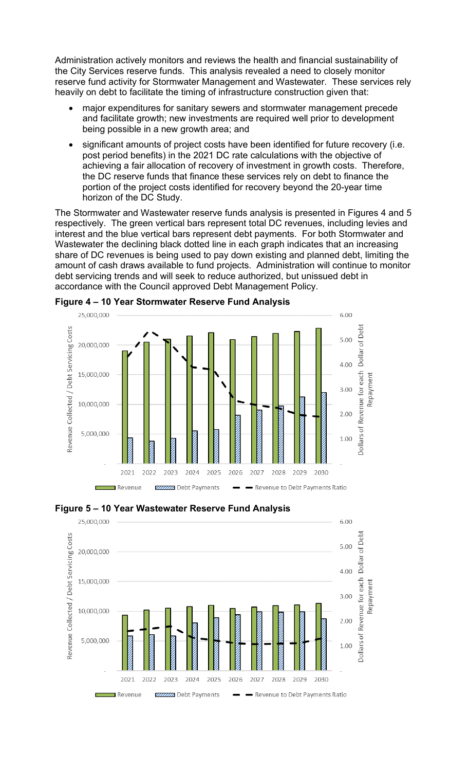Administration actively monitors and reviews the health and financial sustainability of the City Services reserve funds. This analysis revealed a need to closely monitor reserve fund activity for Stormwater Management and Wastewater. These services rely heavily on debt to facilitate the timing of infrastructure construction given that:

- major expenditures for sanitary sewers and stormwater management precede and facilitate growth; new investments are required well prior to development being possible in a new growth area; and
- significant amounts of project costs have been identified for future recovery (i.e. post period benefits) in the 2021 DC rate calculations with the objective of achieving a fair allocation of recovery of investment in growth costs. Therefore, the DC reserve funds that finance these services rely on debt to finance the portion of the project costs identified for recovery beyond the 20-year time horizon of the DC Study.

The Stormwater and Wastewater reserve funds analysis is presented in Figures 4 and 5 respectively. The green vertical bars represent total DC revenues, including levies and interest and the blue vertical bars represent debt payments. For both Stormwater and Wastewater the declining black dotted line in each graph indicates that an increasing share of DC revenues is being used to pay down existing and planned debt, limiting the amount of cash draws available to fund projects. Administration will continue to monitor debt servicing trends and will seek to reduce authorized, but unissued debt in accordance with the Council approved Debt Management Policy.

**Figure 4 – 10 Year Stormwater Reserve Fund Analysis**

**Figure 5 – 10 Year Wastewater Reserve Fund Analysis**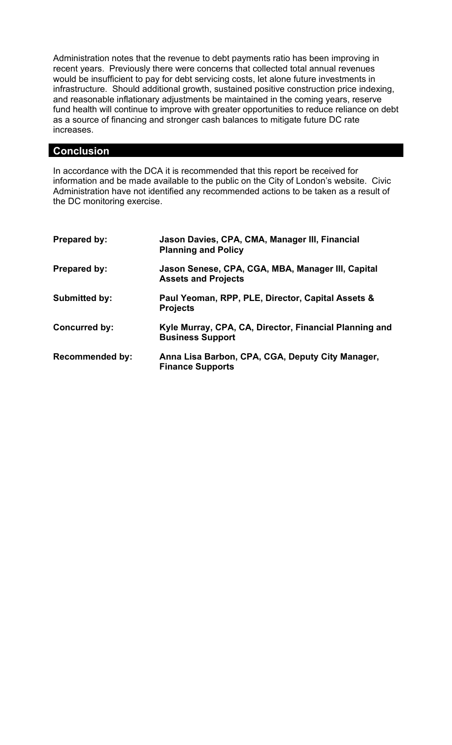Administration notes that the revenue to debt payments ratio has been improving in recent years. Previously there were concerns that collected total annual revenues would be insufficient to pay for debt servicing costs, let alone future investments in infrastructure. Should additional growth, sustained positive construction price indexing, and reasonable inflationary adjustments be maintained in the coming years, reserve fund health will continue to improve with greater opportunities to reduce reliance on debt as a source of financing and stronger cash balances to mitigate future DC rate increases.

## Conclusion

In accordance with the DCA it is recommended that this report be received for information and be made available to the public on the City of London's website. Civic Administration have not identified any recommended actions to be taken as a result of the DC monitoring exercise.

| | |
|---|---|
| **Prepared by:** | **Jason Davies, CPA, CMA, Manager III, Financial Planning and Policy** |
| **Prepared by:** | **Jason Senese, CPA, CGA, MBA, Manager III, Capital Assets and Projects** |
| **Submitted by:** | **Paul Yeoman, RPP, PLE, Director, Capital Assets & Projects** |
| **Concurred by:** | **Kyle Murray, CPA, CA, Director, Financial Planning and Business Support** |
| **Recommended by:** | **Anna Lisa Barbon, CPA, CGA, Deputy City Manager, Finance Supports** |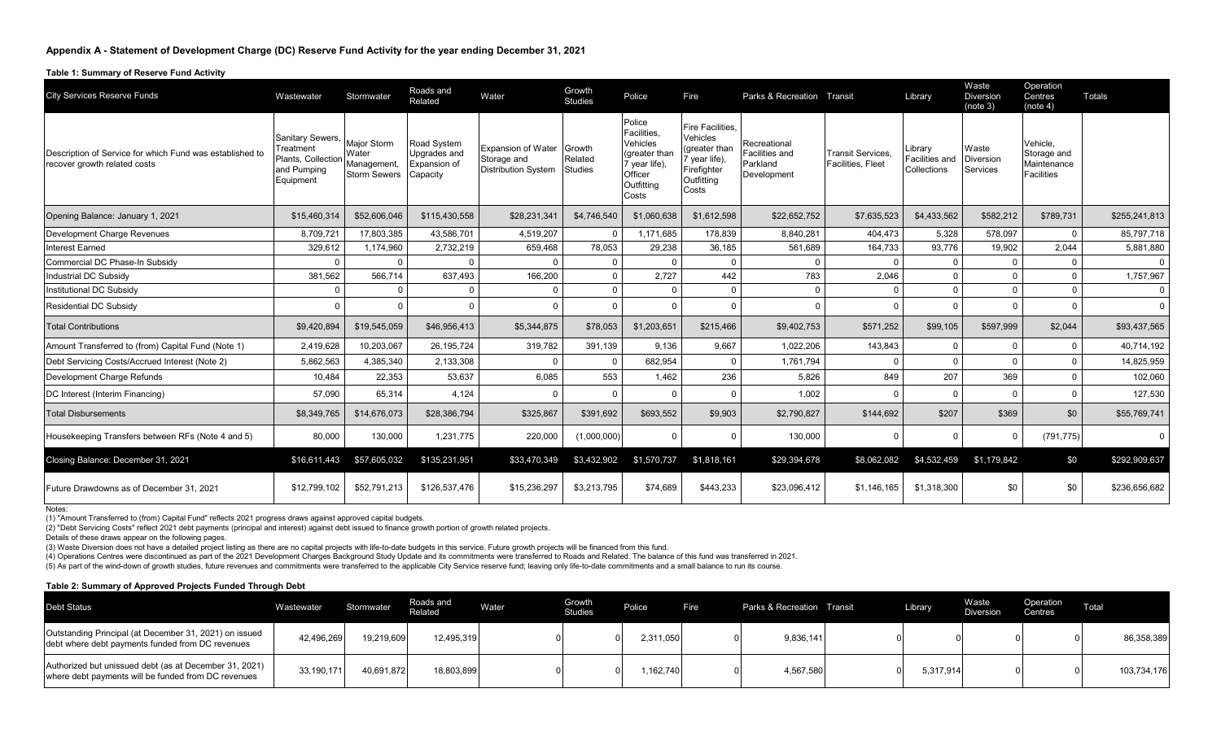### Appendix A - Statement of Development Charge (DC) Reserve Fund Activity for the year ending December 31, 2021

**Table 1: Summary of Reserve Fund Activity**

| City Services Reserve Funds | Wastewater | Stormwater | Roads and Related | Water | Growth Studies | Police | Fire | Parks & Recreation | Transit | Library | Waste Diversion (note 3) | Operation Centres (note 4) | Totals |
|---|---|---|---|---|---|---|---|---|---|---|---|---|---|
| Description of Service for which Fund was established to recover growth related costs | Sanitary Sewers, Treatment Plants, Collection and Pumping Equipment | Major Storm Water Management, Storm Sewers | Road System Upgrades and Expansion of Capacity | Expansion of Water Storage and Distribution System | Growth Related Studies | Police Facilities, Vehicles (greater than 7 year life), Officer Outfitting Costs | Fire Facilities, Vehicles (greater than 7 year life), Firefighter Outfitting Costs | Recreational Facilities and Parkland Development | Transit Services, Facilities, Fleet | Library Facilities and Collections | Waste Diversion Services | Vehicle, Storage and Maintenance Facilities | |
| Opening Balance: January 1, 2021 | $15,460,314 | $52,606,046 | $115,430,558 | $28,231,341 | $4,746,540 | $1,060,638 | $1,612,598 | $22,652,752 | $7,635,523 | $4,433,562 | $582,212 | $789,731 | $255,241,813 |
| Development Charge Revenues | 8,709,721 | 17,803,385 | 43,586,701 | 4,519,207 | 0 | 1,171,685 | 178,839 | 8,840,281 | 404,473 | 5,328 | 578,097 | 0 | 85,797,718 |
| Interest Earned | 329,612 | 1,174,960 | 2,732,219 | 659,468 | 78,053 | 29,238 | 36,185 | 561,689 | 164,733 | 93,776 | 19,902 | 2,044 | 5,881,880 |
| Commercial DC Phase-In Subsidy | 0 | 0 | 0 | 0 | 0 | 0 | 0 | 0 | 0 | 0 | 0 | 0 | 0 |
| Industrial DC Subsidy | 381,562 | 566,714 | 637,493 | 166,200 | 0 | 2,727 | 442 | 783 | 2,046 | 0 | 0 | 0 | 1,757,967 |
| Institutional DC Subsidy | 0 | 0 | 0 | 0 | 0 | 0 | 0 | 0 | 0 | 0 | 0 | 0 | 0 |
| Residential DC Subsidy | 0 | 0 | 0 | 0 | 0 | 0 | 0 | 0 | 0 | 0 | 0 | 0 | 0 |
| Total Contributions | $9,420,894 | $19,545,059 | $46,956,413 | $5,344,875 | $78,053 | $1,203,651 | $215,466 | $9,402,753 | $571,252 | $99,105 | $597,999 | $2,044 | $93,437,565 |
| Amount Transferred to (from) Capital Fund (Note 1) | 2,419,628 | 10,203,067 | 26,195,724 | 319,782 | 391,139 | 9,136 | 9,667 | 1,022,206 | 143,843 | 0 | 0 | 0 | 40,714,192 |
| Debt Servicing Costs/Accrued Interest (Note 2) | 5,862,563 | 4,385,340 | 2,133,308 | 0 | 0 | 682,954 | 0 | 1,761,794 | 0 | 0 | 0 | 0 | 14,825,959 |
| Development Charge Refunds | 10,484 | 22,353 | 53,637 | 6,085 | 553 | 1,462 | 236 | 5,826 | 849 | 207 | 369 | 0 | 102,060 |
| DC Interest (Interim Financing) | 57,090 | 65,314 | 4,124 | 0 | 0 | 0 | 0 | 1,002 | 0 | 0 | 0 | 0 | 127,530 |
| Total Disbursements | $8,349,765 | $14,676,073 | $28,386,794 | $325,867 | $391,692 | $693,552 | $9,903 | $2,790,827 | $144,692 | $207 | $369 | $0 | $55,769,741 |
| Housekeeping Transfers between RFs (Note 4 and 5) | 80,000 | 130,000 | 1,231,775 | 220,000 | (1,000,000) | 0 | 0 | 130,000 | 0 | 0 | 0 | (791,775) | 0 |
| Closing Balance: December 31, 2021 | $16,611,443 | $57,605,032 | $135,231,951 | $33,470,349 | $3,432,902 | $1,570,737 | $1,818,161 | $29,394,678 | $8,062,082 | $4,532,459 | $1,179,842 | $0 | $292,909,637 |
| Future Drawdowns as of December 31, 2021 | $12,799,102 | $52,791,213 | $126,537,476 | $15,236,297 | $3,213,795 | $74,689 | $443,233 | $23,096,412 | $1,146,165 | $1,318,300 | $0 | $0 | $236,656,682 |

Notes:
(1) "Amount Transferred to (from) Capital Fund" reflects 2021 progress draws against approved capital budgets.
(2) "Debt Servicing Costs" reflect 2021 debt payments (principal and interest) against debt issued to finance growth portion of growth related projects.
Details of these draws appear on the following pages.
(3) Waste Diversion does not have a detailed project listing as there are no capital projects with life-to-date budgets in this service. Future growth projects will be financed from this fund.
(4) Operations Centres were discontinued as part of the 2021 Development Charges Background Study Update and its commitments were transferred to Roads and Related. The balance of this fund was transferred in 2021.
(5) As part of the wind-down of growth studies, future revenues and commitments were transferred to the applicable City Service reserve fund; leaving only life-to-date commitments and a small balance to run its course.

**Table 2: Summary of Approved Projects Funded Through Debt**

| Debt Status | Wastewater | Stormwater | Roads and Related | Water | Growth Studies | Police | Fire | Parks & Recreation | Transit | Library | Waste Diversion | Operation Centres | Total |
|---|---|---|---|---|---|---|---|---|---|---|---|---|---|
| Outstanding Principal (at December 31, 2021) on issued debt where debt payments funded from DC revenues | 42,496,269 | 19,219,609 | 12,495,319 | 0 | 0 | 2,311,050 | 0 | 9,836,141 | 0 | 0 | 0 | 0 | 86,358,389 |
| Authorized but unissued debt (as at December 31, 2021) where debt payments will be funded from DC revenues | 33,190,171 | 40,691,872 | 18,803,899 | 0 | 0 | 1,162,740 | 0 | 4,567,580 | 0 | 5,317,914 | 0 | 0 | 103,734,176 |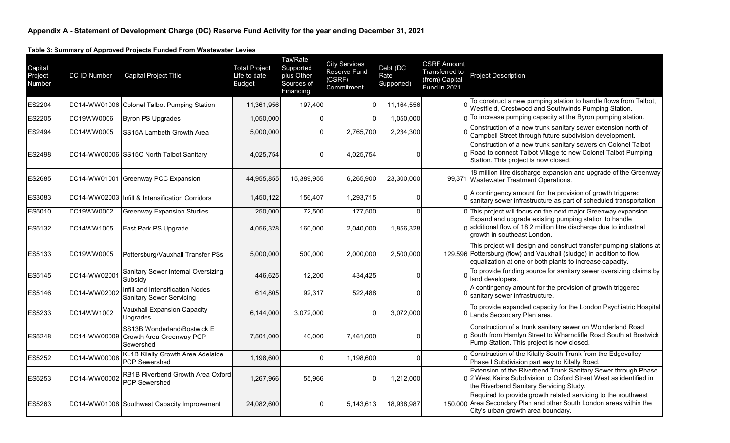## Appendix A - Statement of Development Charge (DC) Reserve Fund Activity for the year ending December 31, 2021

**Table 3: Summary of Approved Projects Funded From Wastewater Levies**

| Capital Project Number | DC ID Number | Capital Project Title | Total Project Life to date Budget | Tax/Rate Supported plus Other Sources of Financing | City Services Reserve Fund (CSRF) Commitment | Debt (DC Rate Supported) | CSRF Amount Transferred to (from) Capital Fund in 2021 | Project Description |
|---|---|---|---|---|---|---|---|---|
| ES2204 | DC14-WW01006 | Colonel Talbot Pumping Station | 11,361,956 | 197,400 | 0 | 11,164,556 | 0 | To construct a new pumping station to handle flows from Talbot, Westfield, Crestwood and Southwinds Pumping Station. |
| ES2205 | DC19WW0006 | Byron PS Upgrades | 1,050,000 | 0 | 0 | 1,050,000 | 0 | To increase pumping capacity at the Byron pumping station. |
| ES2494 | DC14WW0005 | SS15A Lambeth Growth Area | 5,000,000 | 0 | 2,765,700 | 2,234,300 | 0 | Construction of a new trunk sanitary sewer extension north of Campbell Street through future subdivision development. |
| ES2498 | DC14-WW00006 | SS15C North Talbot Sanitary | 4,025,754 | 0 | 4,025,754 | 0 | 0 | Construction of a new trunk sanitary sewers on Colonel Talbot Road to connect Talbot Village to new Colonel Talbot Pumping Station. This project is now closed. |
| ES2685 | DC14-WW01001 | Greenway PCC Expansion | 44,955,855 | 15,389,955 | 6,265,900 | 23,300,000 | 99,371 | 18 million litre discharge expansion and upgrade of the Greenway Wastewater Treatment Operations. |
| ES3083 | DC14-WW02003 | Infill & Intensification Corridors | 1,450,122 | 156,407 | 1,293,715 | 0 | 0 | A contingency amount for the provision of growth triggered sanitary sewer infrastructure as part of scheduled transportation projects. |
| ES5010 | DC19WW0002 | Greenway Expansion Studies | 250,000 | 72,500 | 177,500 | 0 | 0 | This project will focus on the next major Greenway expansion. |
| ES5132 | DC14WW1005 | East Park PS Upgrade | 4,056,328 | 160,000 | 2,040,000 | 1,856,328 | 0 | Expand and upgrade existing pumping station to handle additional flow of 18.2 million litre discharge due to industrial growth in southeast London. |
| ES5133 | DC19WW0005 | Pottersburg/Vauxhall Transfer PSs | 5,000,000 | 500,000 | 2,000,000 | 2,500,000 | 129,596 | This project will design and construct transfer pumping stations at Pottersburg (flow) and Vauxhall (sludge) in addition to flow equalization at one or both plants to increase capacity. |
| ES5145 | DC14-WW02001 | Sanitary Sewer Internal Oversizing Subsidy | 446,625 | 12,200 | 434,425 | 0 | 0 | To provide funding source for sanitary sewer oversizing claims by land developers. |
| ES5146 | DC14-WW02002 | Infill and Intensification Nodes Sanitary Sewer Servicing | 614,805 | 92,317 | 522,488 | 0 | 0 | A contingency amount for the provision of growth triggered sanitary sewer infrastructure. |
| ES5233 | DC14WW1002 | Vauxhall Expansion Capacity Upgrades | 6,144,000 | 3,072,000 | 0 | 3,072,000 | 0 | To provide expanded capacity for the London Psychiatric Hospital Lands Secondary Plan area. |
| ES5248 | DC14-WW00009 | SS13B Wonderland/Bostwick E Growth Area Greenway PCP Sewershed | 7,501,000 | 40,000 | 7,461,000 | 0 | 0 | Construction of a trunk sanitary sewer on Wonderland Road South from Hamlyn Street to Wharncliffe Road South at Bostwick Pump Station. This project is now closed. |
| ES5252 | DC14-WW00008 | KL1B Kilally Growth Area Adelaide PCP Sewershed | 1,198,600 | 0 | 1,198,600 | 0 | 0 | Construction of the Kilally South Trunk from the Edgevalley Phase I Subdivision part way to Kilally Road. |
| ES5253 | DC14-WW00002 | RB1B Riverbend Growth Area Oxford PCP Sewershed | 1,267,966 | 55,966 | 0 | 1,212,000 | 0 | Extension of the Riverbend Trunk Sanitary Sewer through Phase 2 West Kains Subdivision to Oxford Street West as identified in the Riverbend Sanitary Servicing Study. |
| ES5263 | DC14-WW01008 | Southwest Capacity Improvement | 24,082,600 | 0 | 5,143,613 | 18,938,987 | 150,000 | Required to provide growth related servicing to the southwest Area Secondary Plan and other South London areas within the City's urban growth area boundary. |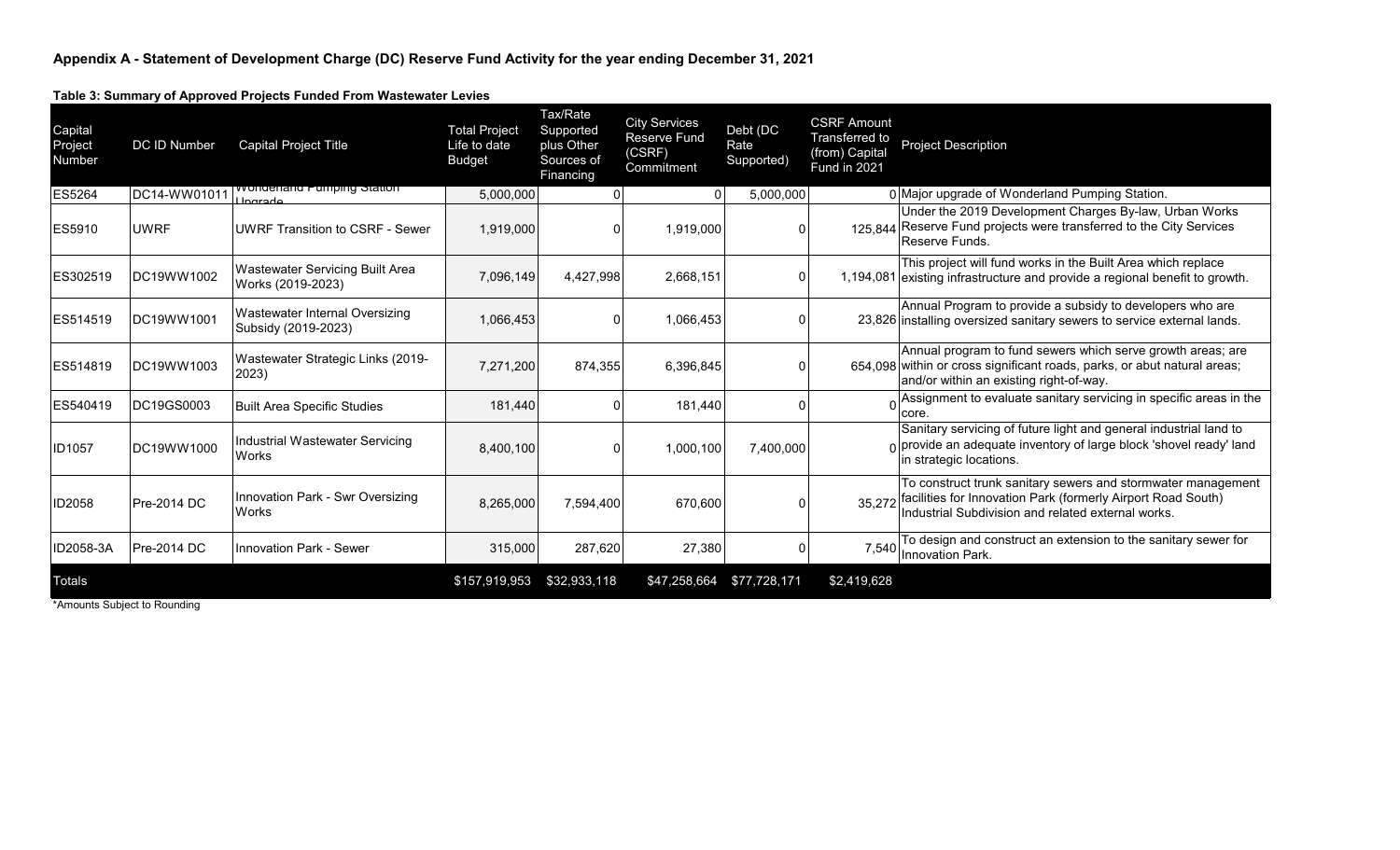**Appendix A - Statement of Development Charge (DC) Reserve Fund Activity for the year ending December 31, 2021**

**Table 3: Summary of Approved Projects Funded From Wastewater Levies**

| Capital Project Number | DC ID Number | Capital Project Title | Total Project Life to date Budget | Tax/Rate Supported plus Other Sources of Financing | City Services Reserve Fund (CSRF) Commitment | Debt (DC Rate Supported) | CSRF Amount Transferred to (from) Capital Fund in 2021 | Project Description |
|---|---|---|---|---|---|---|---|---|
| ES5264 | DC14-WW01011 | Wonderland Pumping Station Upgrade | 5,000,000 | 0 | 0 | 5,000,000 | 0 | Major upgrade of Wonderland Pumping Station. |
| ES5910 | UWRF | UWRF Transition to CSRF - Sewer | 1,919,000 | 0 | 1,919,000 | 0 | 125,844 | Under the 2019 Development Charges By-law, Urban Works Reserve Fund projects were transferred to the City Services Reserve Funds. |
| ES302519 | DC19WW1002 | Wastewater Servicing Built Area Works (2019-2023) | 7,096,149 | 4,427,998 | 2,668,151 | 0 | 1,194,081 | This project will fund works in the Built Area which replace existing infrastructure and provide a regional benefit to growth. |
| ES514519 | DC19WW1001 | Wastewater Internal Oversizing Subsidy (2019-2023) | 1,066,453 | 0 | 1,066,453 | 0 | 23,826 | Annual Program to provide a subsidy to developers who are installing oversized sanitary sewers to service external lands. |
| ES514819 | DC19WW1003 | Wastewater Strategic Links (2019-2023) | 7,271,200 | 874,355 | 6,396,845 | 0 | 654,098 | Annual program to fund sewers which serve growth areas; are within or cross significant roads, parks, or abut natural areas; and/or within an existing right-of-way. |
| ES540419 | DC19GS0003 | Built Area Specific Studies | 181,440 | 0 | 181,440 | 0 | 0 | Assignment to evaluate sanitary servicing in specific areas in the core. |
| ID1057 | DC19WW1000 | Industrial Wastewater Servicing Works | 8,400,100 | 0 | 1,000,100 | 7,400,000 | 0 | Sanitary servicing of future light and general industrial land to provide an adequate inventory of large block 'shovel ready' land in strategic locations. |
| ID2058 | Pre-2014 DC | Innovation Park - Swr Oversizing Works | 8,265,000 | 7,594,400 | 670,600 | 0 | 35,272 | To construct trunk sanitary sewers and stormwater management facilities for Innovation Park (formerly Airport Road South) Industrial Subdivision and related external works. |
| ID2058-3A | Pre-2014 DC | Innovation Park - Sewer | 315,000 | 287,620 | 27,380 | 0 | 7,540 | To design and construct an extension to the sanitary sewer for Innovation Park. |
| Totals | | | $157,919,953 | $32,933,118 | $47,258,664 | $77,728,171 | $2,419,628 | |

*Amounts Subject to Rounding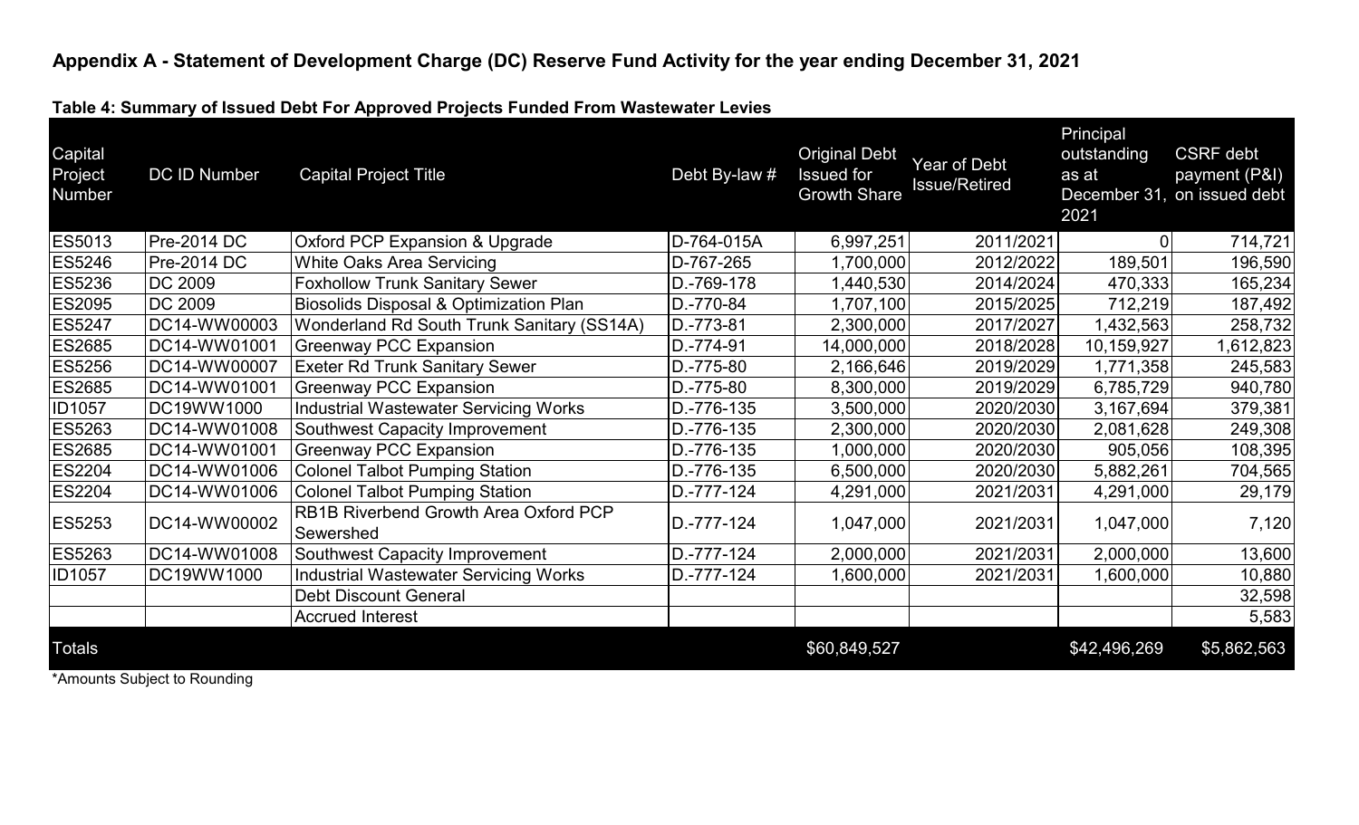## Appendix A - Statement of Development Charge (DC) Reserve Fund Activity for the year ending December 31, 2021

**Table 4: Summary of Issued Debt For Approved Projects Funded From Wastewater Levies**

| Capital Project Number | DC ID Number | Capital Project Title | Debt By-law # | Original Debt Issued for Growth Share | Year of Debt Issue/Retired | Principal outstanding as at December 31, 2021 | CSRF debt payment (P&I) on issued debt |
|---|---|---|---|---|---|---|---|
| ES5013 | Pre-2014 DC | Oxford PCP Expansion & Upgrade | D-764-015A | 6,997,251 | 2011/2021 | 0 | 714,721 |
| ES5246 | Pre-2014 DC | White Oaks Area Servicing | D-767-265 | 1,700,000 | 2012/2022 | 189,501 | 196,590 |
| ES5236 | DC 2009 | Foxhollow Trunk Sanitary Sewer | D.-769-178 | 1,440,530 | 2014/2024 | 470,333 | 165,234 |
| ES2095 | DC 2009 | Biosolids Disposal & Optimization Plan | D.-770-84 | 1,707,100 | 2015/2025 | 712,219 | 187,492 |
| ES5247 | DC14-WW00003 | Wonderland Rd South Trunk Sanitary (SS14A) | D.-773-81 | 2,300,000 | 2017/2027 | 1,432,563 | 258,732 |
| ES2685 | DC14-WW01001 | Greenway PCC Expansion | D.-774-91 | 14,000,000 | 2018/2028 | 10,159,927 | 1,612,823 |
| ES5256 | DC14-WW00007 | Exeter Rd Trunk Sanitary Sewer | D.-775-80 | 2,166,646 | 2019/2029 | 1,771,358 | 245,583 |
| ES2685 | DC14-WW01001 | Greenway PCC Expansion | D.-775-80 | 8,300,000 | 2019/2029 | 6,785,729 | 940,780 |
| ID1057 | DC19WW1000 | Industrial Wastewater Servicing Works | D.-776-135 | 3,500,000 | 2020/2030 | 3,167,694 | 379,381 |
| ES5263 | DC14-WW01008 | Southwest Capacity Improvement | D.-776-135 | 2,300,000 | 2020/2030 | 2,081,628 | 249,308 |
| ES2685 | DC14-WW01001 | Greenway PCC Expansion | D.-776-135 | 1,000,000 | 2020/2030 | 905,056 | 108,395 |
| ES2204 | DC14-WW01006 | Colonel Talbot Pumping Station | D.-776-135 | 6,500,000 | 2020/2030 | 5,882,261 | 704,565 |
| ES2204 | DC14-WW01006 | Colonel Talbot Pumping Station | D.-777-124 | 4,291,000 | 2021/2031 | 4,291,000 | 29,179 |
| ES5253 | DC14-WW00002 | RB1B Riverbend Growth Area Oxford PCP Sewershed | D.-777-124 | 1,047,000 | 2021/2031 | 1,047,000 | 7,120 |
| ES5263 | DC14-WW01008 | Southwest Capacity Improvement | D.-777-124 | 2,000,000 | 2021/2031 | 2,000,000 | 13,600 |
| ID1057 | DC19WW1000 | Industrial Wastewater Servicing Works | D.-777-124 | 1,600,000 | 2021/2031 | 1,600,000 | 10,880 |
| | | Debt Discount General | | | | | 32,598 |
| | | Accrued Interest | | | | | 5,583 |
| Totals | | | | $60,849,527 | | $42,496,269 | $5,862,563 |

*Amounts Subject to Rounding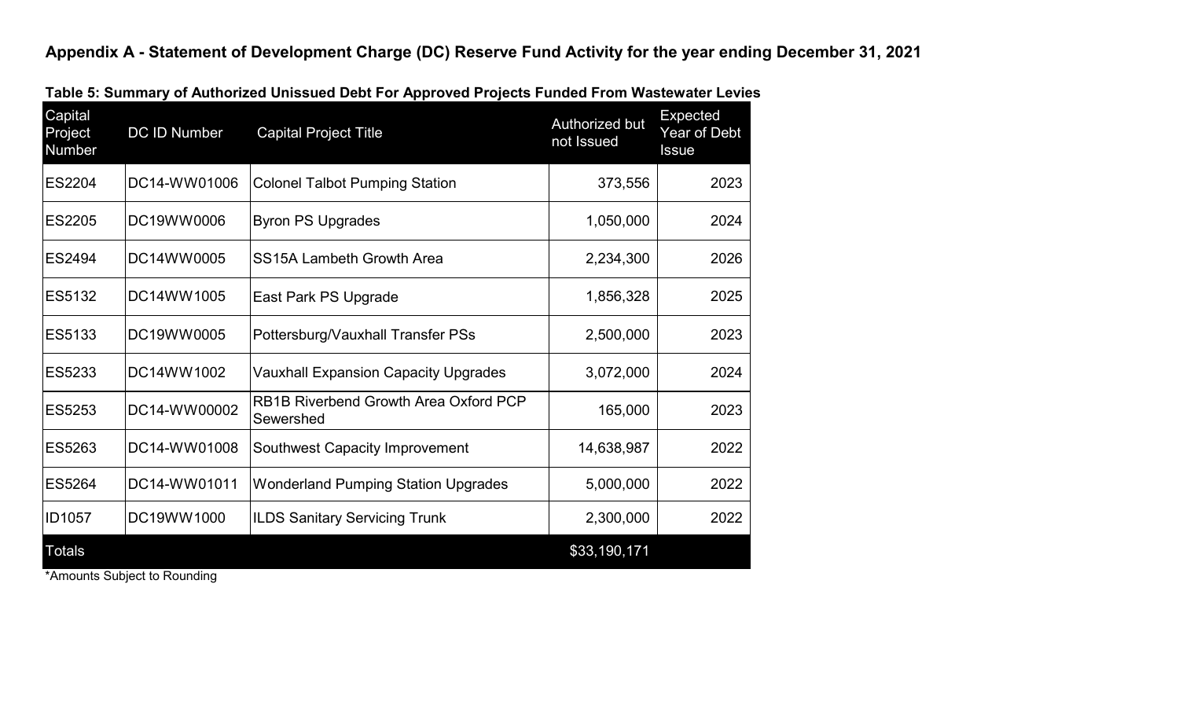# Appendix A - Statement of Development Charge (DC) Reserve Fund Activity for the year ending December 31, 2021

**Table 5: Summary of Authorized Unissued Debt For Approved Projects Funded From Wastewater Levies**

| Capital Project Number | DC ID Number | Capital Project Title | Authorized but not Issued | Expected Year of Debt Issue |
|---|---|---|---|---|
| ES2204 | DC14-WW01006 | Colonel Talbot Pumping Station | 373,556 | 2023 |
| ES2205 | DC19WW0006 | Byron PS Upgrades | 1,050,000 | 2024 |
| ES2494 | DC14WW0005 | SS15A Lambeth Growth Area | 2,234,300 | 2026 |
| ES5132 | DC14WW1005 | East Park PS Upgrade | 1,856,328 | 2025 |
| ES5133 | DC19WW0005 | Pottersburg/Vauxhall Transfer PSs | 2,500,000 | 2023 |
| ES5233 | DC14WW1002 | Vauxhall Expansion Capacity Upgrades | 3,072,000 | 2024 |
| ES5253 | DC14-WW00002 | RB1B Riverbend Growth Area Oxford PCP Sewershed | 165,000 | 2023 |
| ES5263 | DC14-WW01008 | Southwest Capacity Improvement | 14,638,987 | 2022 |
| ES5264 | DC14-WW01011 | Wonderland Pumping Station Upgrades | 5,000,000 | 2022 |
| ID1057 | DC19WW1000 | ILDS Sanitary Servicing Trunk | 2,300,000 | 2022 |
| Totals | | | $33,190,171 | |

*Amounts Subject to Rounding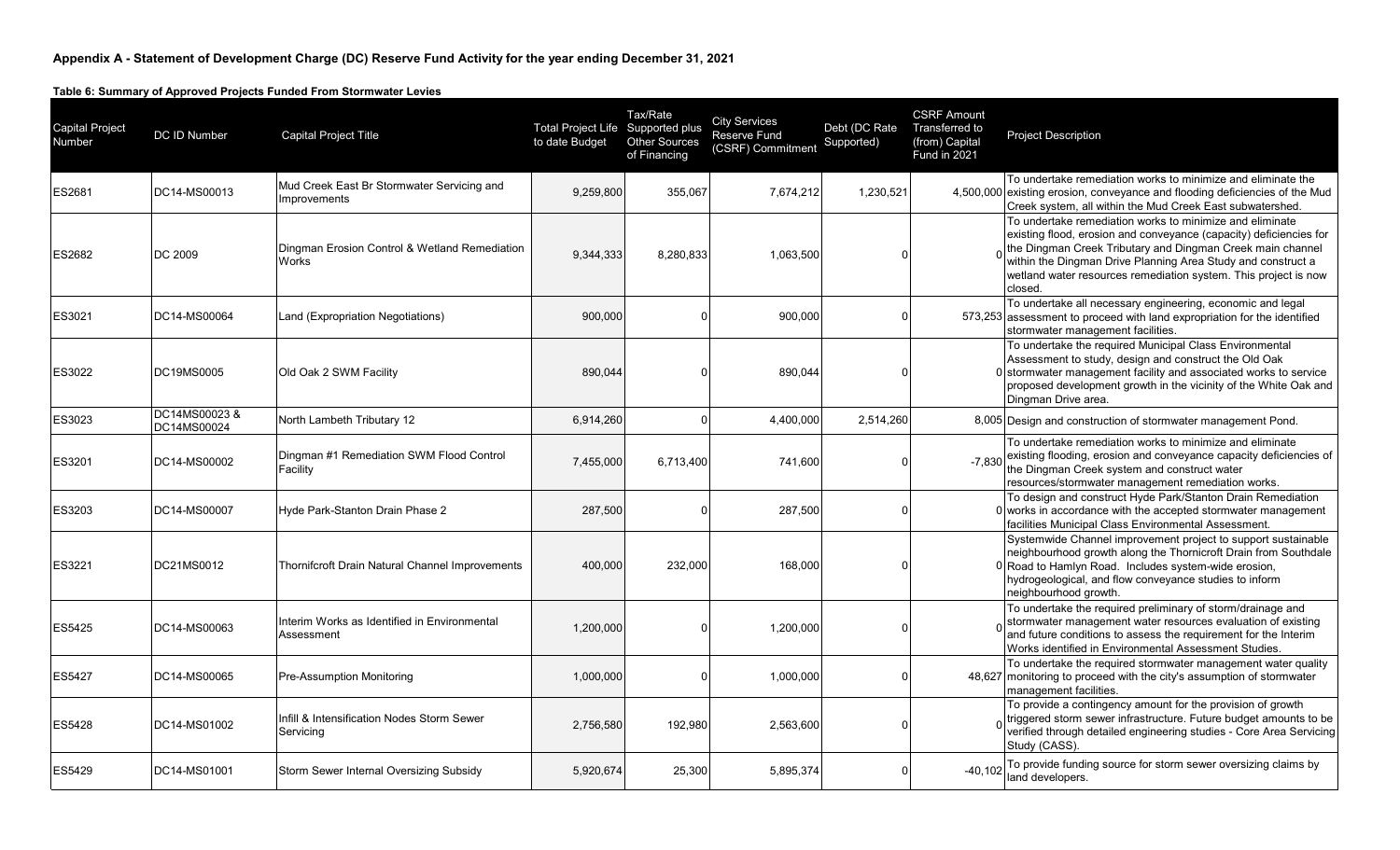**Appendix A - Statement of Development Charge (DC) Reserve Fund Activity for the year ending December 31, 2021**

**Table 6: Summary of Approved Projects Funded From Stormwater Levies**

| Capital Project Number | DC ID Number | Capital Project Title | Total Project Life to date Budget | Tax/Rate Supported plus Other Sources of Financing | City Services Reserve Fund (CSRF) Commitment | Debt (DC Rate Supported) | CSRF Amount Transferred to (from) Capital Fund in 2021 | Project Description |
|---|---|---|---|---|---|---|---|---|
| ES2681 | DC14-MS00013 | Mud Creek East Br Stormwater Servicing and Improvements | 9,259,800 | 355,067 | 7,674,212 | 1,230,521 | 4,500,000 | To undertake remediation works to minimize and eliminate the existing erosion, conveyance and flooding deficiencies of the Mud Creek system, all within the Mud Creek East subwatershed. |
| ES2682 | DC 2009 | Dingman Erosion Control & Wetland Remediation Works | 9,344,333 | 8,280,833 | 1,063,500 | 0 | 0 | To undertake remediation works to minimize and eliminate existing flood, erosion and conveyance (capacity) deficiencies for the Dingman Creek Tributary and Dingman Creek main channel within the Dingman Drive Planning Area Study and construct a wetland water resources remediation system. This project is now closed. |
| ES3021 | DC14-MS00064 | Land (Expropriation Negotiations) | 900,000 | 0 | 900,000 | 0 | 573,253 | To undertake all necessary engineering, economic and legal assessment to proceed with land expropriation for the identified stormwater management facilities. |
| ES3022 | DC19MS0005 | Old Oak 2 SWM Facility | 890,044 | 0 | 890,044 | 0 | 0 | To undertake the required Municipal Class Environmental Assessment to study, design and construct the Old Oak stormwater management facility and associated works to service proposed development growth in the vicinity of the White Oak and Dingman Drive area. |
| ES3023 | DC14MS00023 & DC14MS00024 | North Lambeth Tributary 12 | 6,914,260 | 0 | 4,400,000 | 2,514,260 | 8,005 | Design and construction of stormwater management Pond. |
| ES3201 | DC14-MS00002 | Dingman #1 Remediation SWM Flood Control Facility | 7,455,000 | 6,713,400 | 741,600 | 0 | -7,830 | To undertake remediation works to minimize and eliminate existing flooding, erosion and conveyance capacity deficiencies of the Dingman Creek system and construct water resources/stormwater management remediation works. |
| ES3203 | DC14-MS00007 | Hyde Park-Stanton Drain Phase 2 | 287,500 | 0 | 287,500 | 0 | 0 | To design and construct Hyde Park/Stanton Drain Remediation works in accordance with the accepted stormwater management facilities Municipal Class Environmental Assessment. |
| ES3221 | DC21MS0012 | Thornifcroft Drain Natural Channel Improvements | 400,000 | 232,000 | 168,000 | 0 | 0 | Systemwide Channel improvement project to support sustainable neighbourhood growth along the Thornicroft Drain from Southdale Road to Hamlyn Road. Includes system-wide erosion, hydrogeological, and flow conveyance studies to inform neighbourhood growth. |
| ES5425 | DC14-MS00063 | Interim Works as Identified in Environmental Assessment | 1,200,000 | 0 | 1,200,000 | 0 | 0 | To undertake the required preliminary of storm/drainage and stormwater management water resources evaluation of existing and future conditions to assess the requirement for the Interim Works identified in Environmental Assessment Studies. |
| ES5427 | DC14-MS00065 | Pre-Assumption Monitoring | 1,000,000 | 0 | 1,000,000 | 0 | 48,627 | To undertake the required stormwater management water quality monitoring to proceed with the city's assumption of stormwater management facilities. |
| ES5428 | DC14-MS01002 | Infill & Intensification Nodes Storm Sewer Servicing | 2,756,580 | 192,980 | 2,563,600 | 0 | 0 | To provide a contingency amount for the provision of growth triggered storm sewer infrastructure. Future budget amounts to be verified through detailed engineering studies - Core Area Servicing Study (CASS). |
| ES5429 | DC14-MS01001 | Storm Sewer Internal Oversizing Subsidy | 5,920,674 | 25,300 | 5,895,374 | 0 | -40,102 | To provide funding source for storm sewer oversizing claims by land developers. |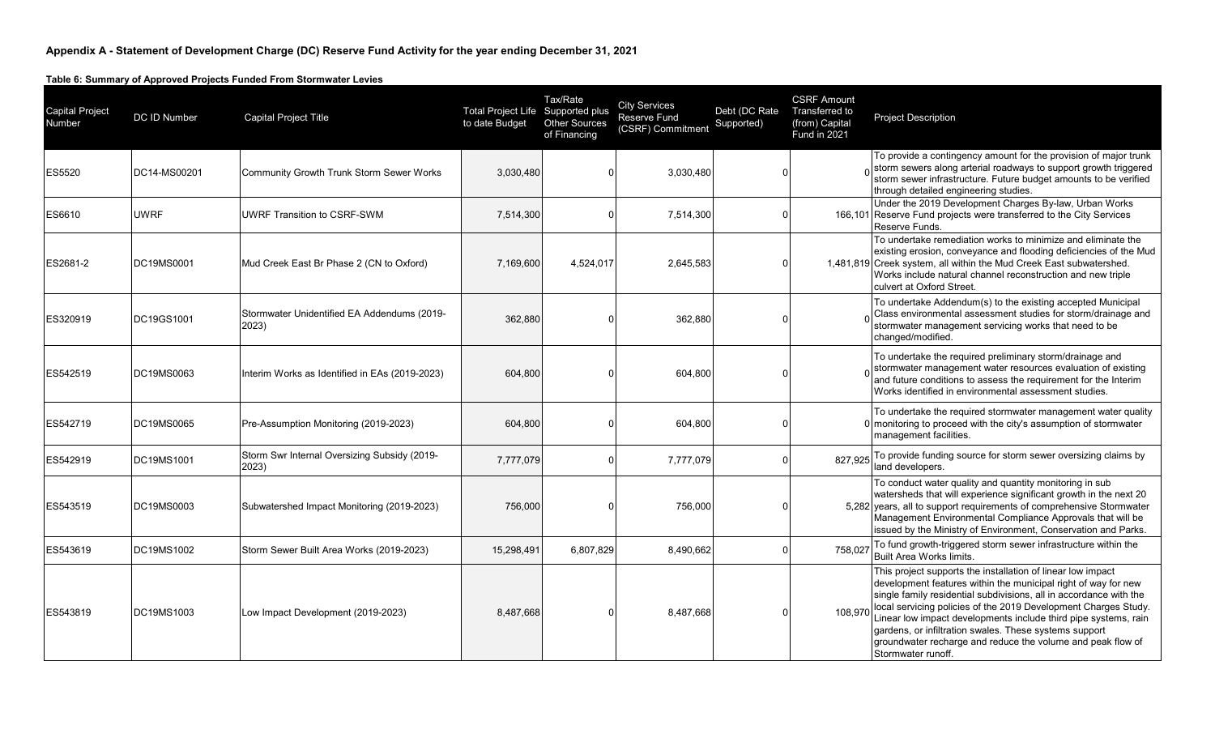## Appendix A - Statement of Development Charge (DC) Reserve Fund Activity for the year ending December 31, 2021

**Table 6: Summary of Approved Projects Funded From Stormwater Levies**

| Capital Project Number | DC ID Number | Capital Project Title | Total Project Life to date Budget | Tax/Rate Supported plus Other Sources of Financing | City Services Reserve Fund (CSRF) Commitment | Debt (DC Rate Supported) | CSRF Amount Transferred to (from) Capital Fund in 2021 | Project Description |
|---|---|---|---|---|---|---|---|---|
| ES5520 | DC14-MS00201 | Community Growth Trunk Storm Sewer Works | 3,030,480 | 0 | 3,030,480 | 0 | 0 | To provide a contingency amount for the provision of major trunk storm sewers along arterial roadways to support growth triggered storm sewer infrastructure. Future budget amounts to be verified through detailed engineering studies. |
| ES6610 | UWRF | UWRF Transition to CSRF-SWM | 7,514,300 | 0 | 7,514,300 | 0 | 166,101 | Under the 2019 Development Charges By-law, Urban Works Reserve Fund projects were transferred to the City Services Reserve Funds. |
| ES2681-2 | DC19MS0001 | Mud Creek East Br Phase 2 (CN to Oxford) | 7,169,600 | 4,524,017 | 2,645,583 | 0 | 1,481,819 | To undertake remediation works to minimize and eliminate the existing erosion, conveyance and flooding deficiencies of the Mud Creek system, all within the Mud Creek East subwatershed. Works include natural channel reconstruction and new triple culvert at Oxford Street. |
| ES320919 | DC19GS1001 | Stormwater Unidentified EA Addendums (2019-2023) | 362,880 | 0 | 362,880 | 0 | 0 | To undertake Addendum(s) to the existing accepted Municipal Class environmental assessment studies for storm/drainage and stormwater management servicing works that need to be changed/modified. |
| ES542519 | DC19MS0063 | Interim Works as Identified in EAs (2019-2023) | 604,800 | 0 | 604,800 | 0 | 0 | To undertake the required preliminary storm/drainage and stormwater management water resources evaluation of existing and future conditions to assess the requirement for the Interim Works identified in environmental assessment studies. |
| ES542719 | DC19MS0065 | Pre-Assumption Monitoring (2019-2023) | 604,800 | 0 | 604,800 | 0 | 0 | To undertake the required stormwater management water quality monitoring to proceed with the city's assumption of stormwater management facilities. |
| ES542919 | DC19MS1001 | Storm Swr Internal Oversizing Subsidy (2019-2023) | 7,777,079 | 0 | 7,777,079 | 0 | 827,925 | To provide funding source for storm sewer oversizing claims by land developers. |
| ES543519 | DC19MS0003 | Subwatershed Impact Monitoring (2019-2023) | 756,000 | 0 | 756,000 | 0 | 5,282 | To conduct water quality and quantity monitoring in sub watersheds that will experience significant growth in the next 20 years, all to support requirements of comprehensive Stormwater Management Environmental Compliance Approvals that will be issued by the Ministry of Environment, Conservation and Parks. |
| ES543619 | DC19MS1002 | Storm Sewer Built Area Works (2019-2023) | 15,298,491 | 6,807,829 | 8,490,662 | 0 | 758,027 | To fund growth-triggered storm sewer infrastructure within the Built Area Works limits. |
| ES543819 | DC19MS1003 | Low Impact Development (2019-2023) | 8,487,668 | 0 | 8,487,668 | 0 | 108,970 | This project supports the installation of linear low impact development features within the municipal right of way for new single family residential subdivisions, all in accordance with the local servicing policies of the 2019 Development Charges Study. Linear low impact developments include third pipe systems, rain gardens, or infiltration swales. These systems support groundwater recharge and reduce the volume and peak flow of Stormwater runoff. |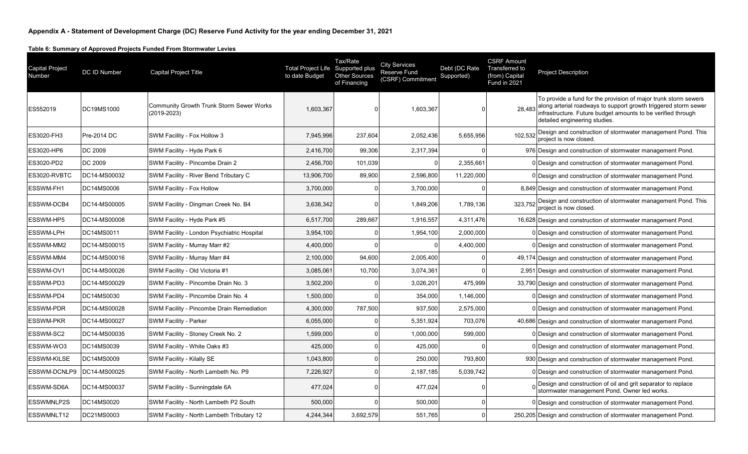**Appendix A - Statement of Development Charge (DC) Reserve Fund Activity for the year ending December 31, 2021**

**Table 6: Summary of Approved Projects Funded From Stormwater Levies**

| Capital Project Number | DC ID Number | Capital Project Title | Total Project Life to date Budget | Tax/Rate Supported plus Other Sources of Financing | City Services Reserve Fund (CSRF) Commitment | Debt (DC Rate Supported) | CSRF Amount Transferred to (from) Capital Fund in 2021 | Project Description |
|---|---|---|---|---|---|---|---|---|
| ES552019 | DC19MS1000 | Community Growth Trunk Storm Sewer Works (2019-2023) | 1,603,367 | 0 | 1,603,367 | 0 | 28,483 | To provide a fund for the provision of major trunk storm sewers along arterial roadways to support growth triggered storm sewer infrastructure. Future budget amounts to be verified through detailed engineering studies. |
| ES3020-FH3 | Pre-2014 DC | SWM Facility - Fox Hollow 3 | 7,945,996 | 237,604 | 2,052,436 | 5,655,956 | 102,532 | Design and construction of stormwater management Pond. This project is now closed. |
| ES3020-HP6 | DC 2009 | SWM Facility - Hyde Park 6 | 2,416,700 | 99,306 | 2,317,394 | 0 | 976 | Design and construction of stormwater management Pond. |
| ES3020-PD2 | DC 2009 | SWM Facility - Pincombe Drain 2 | 2,456,700 | 101,039 | 0 | 2,355,661 | 0 | Design and construction of stormwater management Pond. |
| ES3020-RVBTC | DC14-MS00032 | SWM Facility - River Bend Tributary C | 13,906,700 | 89,900 | 2,596,800 | 11,220,000 | 0 | Design and construction of stormwater management Pond. |
| ESSWM-FH1 | DC14MS0006 | SWM Facility - Fox Hollow | 3,700,000 | 0 | 3,700,000 | 0 | 8,849 | Design and construction of stormwater management Pond. |
| ESSWM-DCB4 | DC14-MS00005 | SWM Facility - Dingman Creek No. B4 | 3,638,342 | 0 | 1,849,206 | 1,789,136 | 323,752 | Design and construction of stormwater management Pond. This project is now closed. |
| ESSWM-HP5 | DC14-MS00008 | SWM Facility - Hyde Park #5 | 6,517,700 | 289,667 | 1,916,557 | 4,311,476 | 16,628 | Design and construction of stormwater management Pond. |
| ESSWM-LPH | DC14MS0011 | SWM Facility - London Psychiatric Hospital | 3,954,100 | 0 | 1,954,100 | 2,000,000 | 0 | Design and construction of stormwater management Pond. |
| ESSWM-MM2 | DC14-MS00015 | SWM Facility - Murray Marr #2 | 4,400,000 | 0 | 0 | 4,400,000 | 0 | Design and construction of stormwater management Pond. |
| ESSWM-MM4 | DC14-MS00016 | SWM Facility - Murray Marr #4 | 2,100,000 | 94,600 | 2,005,400 | 0 | 49,174 | Design and construction of stormwater management Pond. |
| ESSWM-OV1 | DC14-MS00026 | SWM Facility - Old Victoria #1 | 3,085,061 | 10,700 | 3,074,361 | 0 | 2,951 | Design and construction of stormwater management Pond. |
| ESSWM-PD3 | DC14-MS00029 | SWM Facility - Pincombe Drain No. 3 | 3,502,200 | 0 | 3,026,201 | 475,999 | 33,790 | Design and construction of stormwater management Pond. |
| ESSWM-PD4 | DC14MS0030 | SWM Facility - Pincombe Drain No. 4 | 1,500,000 | 0 | 354,000 | 1,146,000 | 0 | Design and construction of stormwater management Pond. |
| ESSWM-PDR | DC14-MS00028 | SWM Facility - Pincombe Drain Remediation | 4,300,000 | 787,500 | 937,500 | 2,575,000 | 0 | Design and construction of stormwater management Pond. |
| ESSWM-PKR | DC14-MS00027 | SWM Facility - Parker | 6,055,000 | 0 | 5,351,924 | 703,076 | 40,686 | Design and construction of stormwater management Pond. |
| ESSWM-SC2 | DC14-MS00035 | SWM Facility - Stoney Creek No. 2 | 1,599,000 | 0 | 1,000,000 | 599,000 | 0 | Design and construction of stormwater management Pond. |
| ESSWM-WO3 | DC14MS0039 | SWM Facility - White Oaks #3 | 425,000 | 0 | 425,000 | 0 | 0 | Design and construction of stormwater management Pond. |
| ESSWM-KILSE | DC14MS0009 | SWM Facility - Kilally SE | 1,043,800 | 0 | 250,000 | 793,800 | 930 | Design and construction of stormwater management Pond. |
| ESSWM-DCNLP9 | DC14-MS00025 | SWM Facility - North Lambeth No. P9 | 7,226,927 | 0 | 2,187,185 | 5,039,742 | 0 | Design and construction of stormwater management Pond. |
| ESSWM-SD6A | DC14-MS00037 | SWM Facility - Sunningdale 6A | 477,024 | 0 | 477,024 | 0 | 0 | Design and construction of oil and grit separator to replace stormwater management Pond. Owner led works. |
| ESSWMNLP2S | DC14MS0020 | SWM Facility - North Lambeth P2 South | 500,000 | 0 | 500,000 | 0 | 0 | Design and construction of stormwater management Pond. |
| ESSWMNLT12 | DC21MS0003 | SWM Facility - North Lambeth Tributary 12 | 4,244,344 | 3,692,579 | 551,765 | 0 | 250,205 | Design and construction of stormwater management Pond. |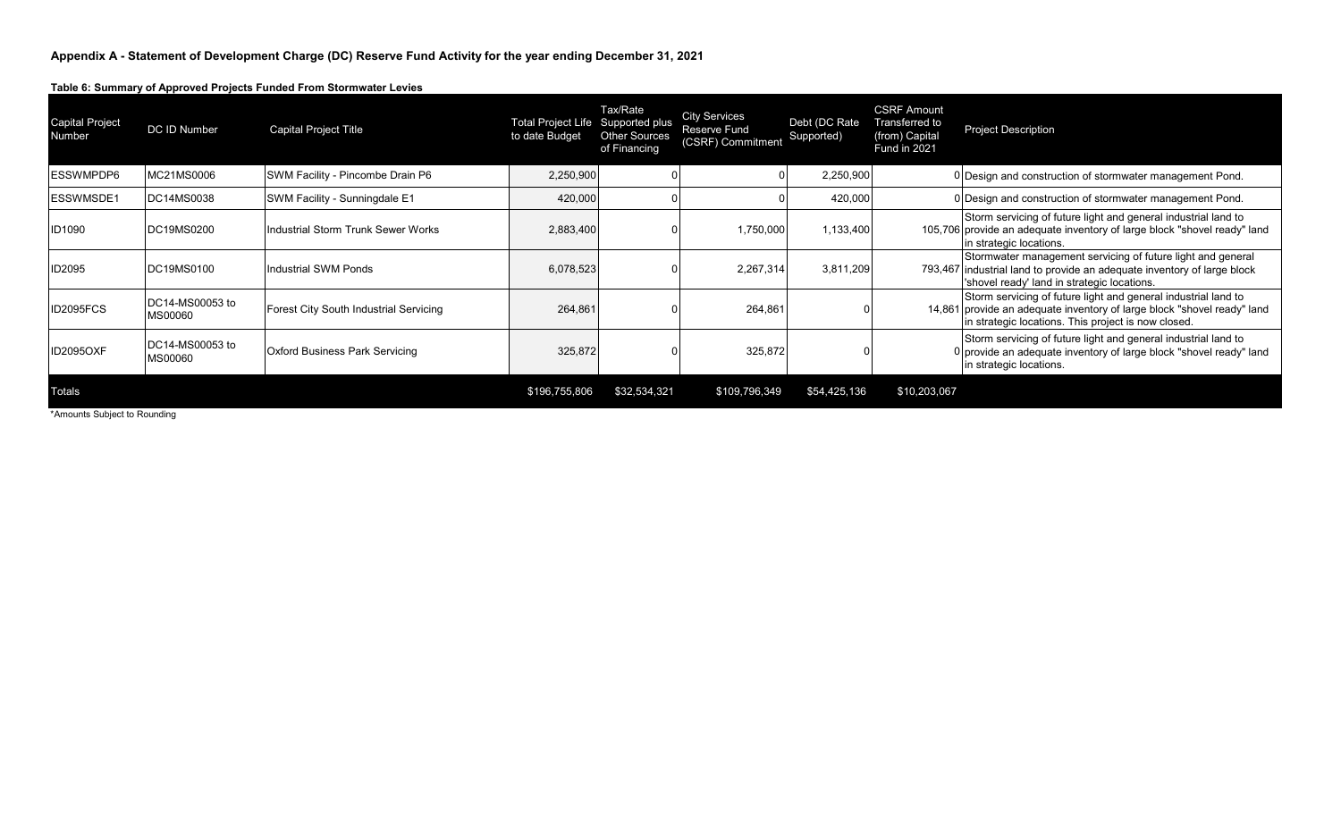### Appendix A - Statement of Development Charge (DC) Reserve Fund Activity for the year ending December 31, 2021

#### Table 6: Summary of Approved Projects Funded From Stormwater Levies

| Capital Project Number | DC ID Number | Capital Project Title | Total Project Life to date Budget | Tax/Rate Supported plus Other Sources of Financing | City Services Reserve Fund (CSRF) Commitment | Debt (DC Rate Supported) | CSRF Amount Transferred to (from) Capital Fund in 2021 | Project Description |
|---|---|---|---|---|---|---|---|---|
| ESSWMPDP6 | MC21MS0006 | SWM Facility - Pincombe Drain P6 | 2,250,900 | 0 | 0 | 2,250,900 | 0 | Design and construction of stormwater management Pond. |
| ESSWMSDE1 | DC14MS0038 | SWM Facility - Sunningdale E1 | 420,000 | 0 | 0 | 420,000 | 0 | Design and construction of stormwater management Pond. |
| ID1090 | DC19MS0200 | Industrial Storm Trunk Sewer Works | 2,883,400 | 0 | 1,750,000 | 1,133,400 | 105,706 | Storm servicing of future light and general industrial land to provide an adequate inventory of large block "shovel ready" land in strategic locations. |
| ID2095 | DC19MS0100 | Industrial SWM Ponds | 6,078,523 | 0 | 2,267,314 | 3,811,209 | 793,467 | Stormwater management servicing of future light and general industrial land to provide an adequate inventory of large block 'shovel ready' land in strategic locations. |
| ID2095FCS | DC14-MS00053 to MS00060 | Forest City South Industrial Servicing | 264,861 | 0 | 264,861 | 0 | 14,861 | Storm servicing of future light and general industrial land to provide an adequate inventory of large block "shovel ready" land in strategic locations. This project is now closed. |
| ID2095OXF | DC14-MS00053 to MS00060 | Oxford Business Park Servicing | 325,872 | 0 | 325,872 | 0 | 0 | Storm servicing of future light and general industrial land to provide an adequate inventory of large block "shovel ready" land in strategic locations. |
| Totals | | | $196,755,806 | $32,534,321 | $109,796,349 | $54,425,136 | $10,203,067 | |

*Amounts Subject to Rounding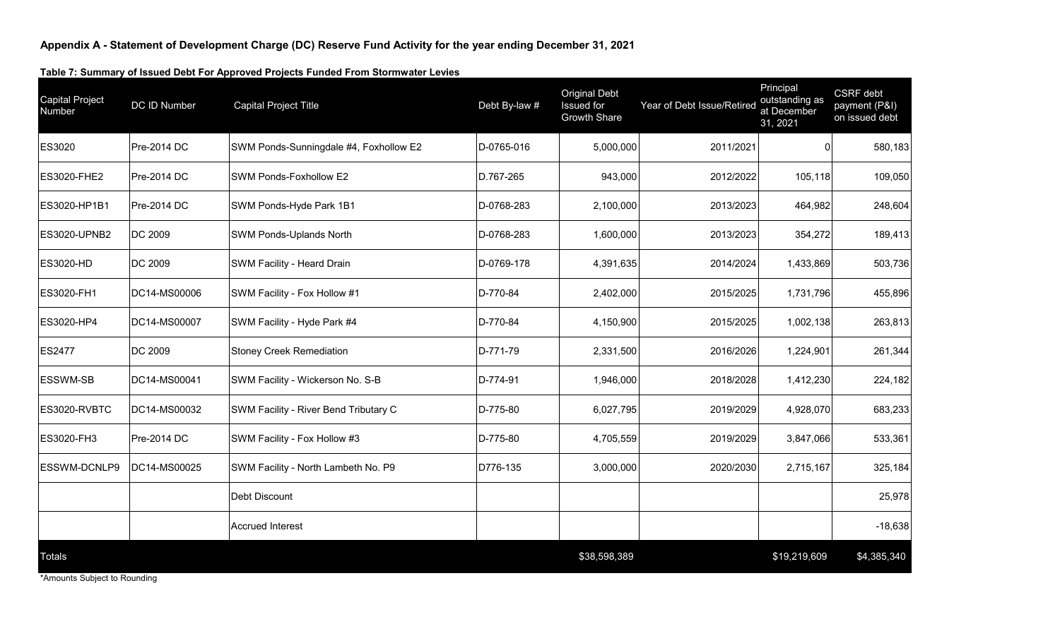**Appendix A - Statement of Development Charge (DC) Reserve Fund Activity for the year ending December 31, 2021**

**Table 7: Summary of Issued Debt For Approved Projects Funded From Stormwater Levies**

| Capital Project Number | DC ID Number | Capital Project Title | Debt By-law # | Original Debt Issued for Growth Share | Year of Debt Issue/Retired | Principal outstanding as at December 31, 2021 | CSRF debt payment (P&I) on issued debt |
|---|---|---|---|---|---|---|---|
| ES3020 | Pre-2014 DC | SWM Ponds-Sunningdale #4, Foxhollow E2 | D-0765-016 | 5,000,000 | 2011/2021 | 0 | 580,183 |
| ES3020-FHE2 | Pre-2014 DC | SWM Ponds-Foxhollow E2 | D.767-265 | 943,000 | 2012/2022 | 105,118 | 109,050 |
| ES3020-HP1B1 | Pre-2014 DC | SWM Ponds-Hyde Park 1B1 | D-0768-283 | 2,100,000 | 2013/2023 | 464,982 | 248,604 |
| ES3020-UPNB2 | DC 2009 | SWM Ponds-Uplands North | D-0768-283 | 1,600,000 | 2013/2023 | 354,272 | 189,413 |
| ES3020-HD | DC 2009 | SWM Facility - Heard Drain | D-0769-178 | 4,391,635 | 2014/2024 | 1,433,869 | 503,736 |
| ES3020-FH1 | DC14-MS00006 | SWM Facility - Fox Hollow #1 | D-770-84 | 2,402,000 | 2015/2025 | 1,731,796 | 455,896 |
| ES3020-HP4 | DC14-MS00007 | SWM Facility - Hyde Park #4 | D-770-84 | 4,150,900 | 2015/2025 | 1,002,138 | 263,813 |
| ES2477 | DC 2009 | Stoney Creek Remediation | D-771-79 | 2,331,500 | 2016/2026 | 1,224,901 | 261,344 |
| ESSWM-SB | DC14-MS00041 | SWM Facility - Wickerson No. S-B | D-774-91 | 1,946,000 | 2018/2028 | 1,412,230 | 224,182 |
| ES3020-RVBTC | DC14-MS00032 | SWM Facility - River Bend Tributary C | D-775-80 | 6,027,795 | 2019/2029 | 4,928,070 | 683,233 |
| ES3020-FH3 | Pre-2014 DC | SWM Facility - Fox Hollow #3 | D-775-80 | 4,705,559 | 2019/2029 | 3,847,066 | 533,361 |
| ESSWM-DCNLP9 | DC14-MS00025 | SWM Facility - North Lambeth No. P9 | D776-135 | 3,000,000 | 2020/2030 | 2,715,167 | 325,184 |
| | | Debt Discount | | | | | 25,978 |
| | | Accrued Interest | | | | | -18,638 |
| Totals | | | | $38,598,389 | | $19,219,609 | $4,385,340 |

*Amounts Subject to Rounding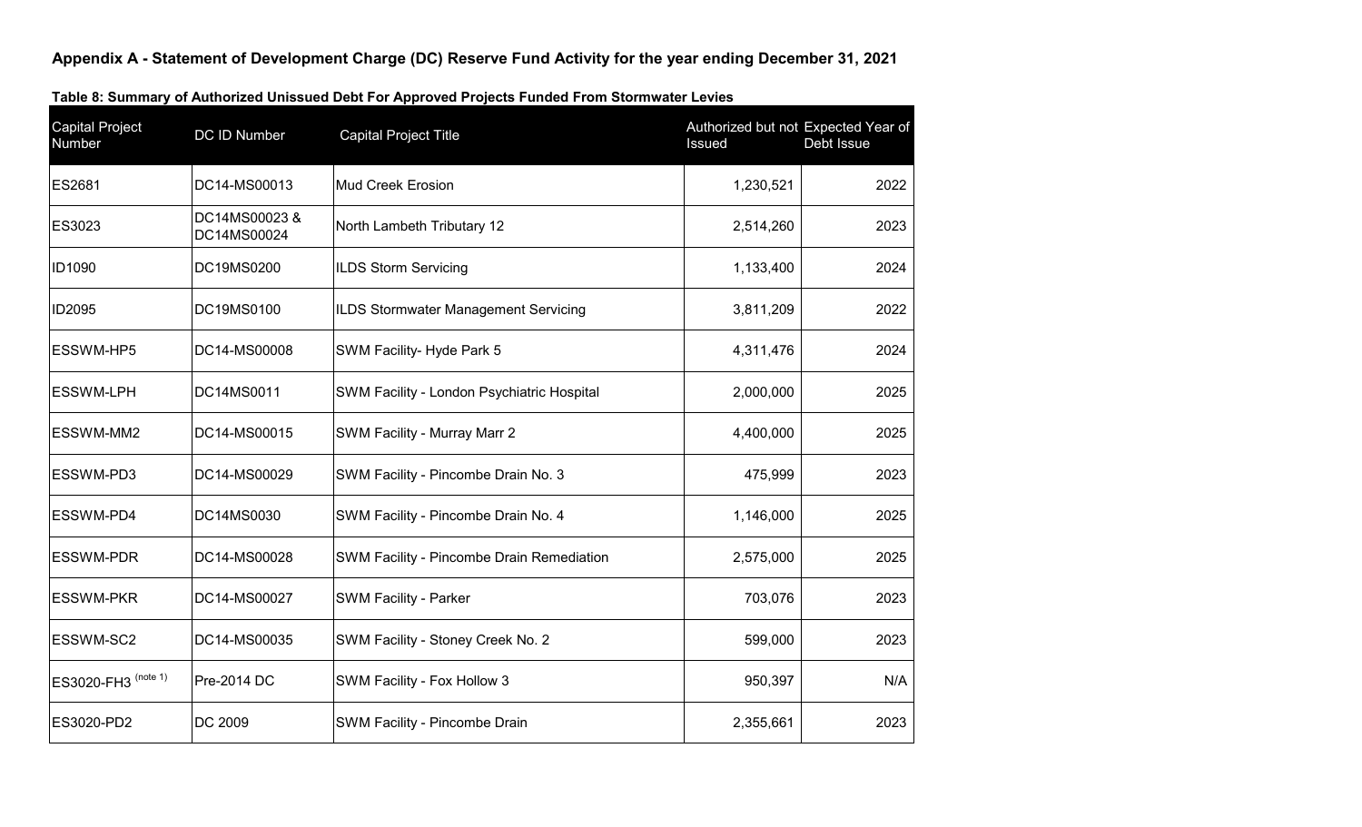## Appendix A - Statement of Development Charge (DC) Reserve Fund Activity for the year ending December 31, 2021

**Table 8: Summary of Authorized Unissued Debt For Approved Projects Funded From Stormwater Levies**

| Capital Project Number | DC ID Number | Capital Project Title | Authorized but not Issued | Expected Year of Debt Issue |
|---|---|---|---|---|
| ES2681 | DC14-MS00013 | Mud Creek Erosion | 1,230,521 | 2022 |
| ES3023 | DC14MS00023 & DC14MS00024 | North Lambeth Tributary 12 | 2,514,260 | 2023 |
| ID1090 | DC19MS0200 | ILDS Storm Servicing | 1,133,400 | 2024 |
| ID2095 | DC19MS0100 | ILDS Stormwater Management Servicing | 3,811,209 | 2022 |
| ESSWM-HP5 | DC14-MS00008 | SWM Facility- Hyde Park 5 | 4,311,476 | 2024 |
| ESSWM-LPH | DC14MS0011 | SWM Facility - London Psychiatric Hospital | 2,000,000 | 2025 |
| ESSWM-MM2 | DC14-MS00015 | SWM Facility - Murray Marr 2 | 4,400,000 | 2025 |
| ESSWM-PD3 | DC14-MS00029 | SWM Facility - Pincombe Drain No. 3 | 475,999 | 2023 |
| ESSWM-PD4 | DC14MS0030 | SWM Facility - Pincombe Drain No. 4 | 1,146,000 | 2025 |
| ESSWM-PDR | DC14-MS00028 | SWM Facility - Pincombe Drain Remediation | 2,575,000 | 2025 |
| ESSWM-PKR | DC14-MS00027 | SWM Facility - Parker | 703,076 | 2023 |
| ESSWM-SC2 | DC14-MS00035 | SWM Facility - Stoney Creek No. 2 | 599,000 | 2023 |
| ES3020-FH3 (note 1) | Pre-2014 DC | SWM Facility - Fox Hollow 3 | 950,397 | N/A |
| ES3020-PD2 | DC 2009 | SWM Facility - Pincombe Drain | 2,355,661 | 2023 |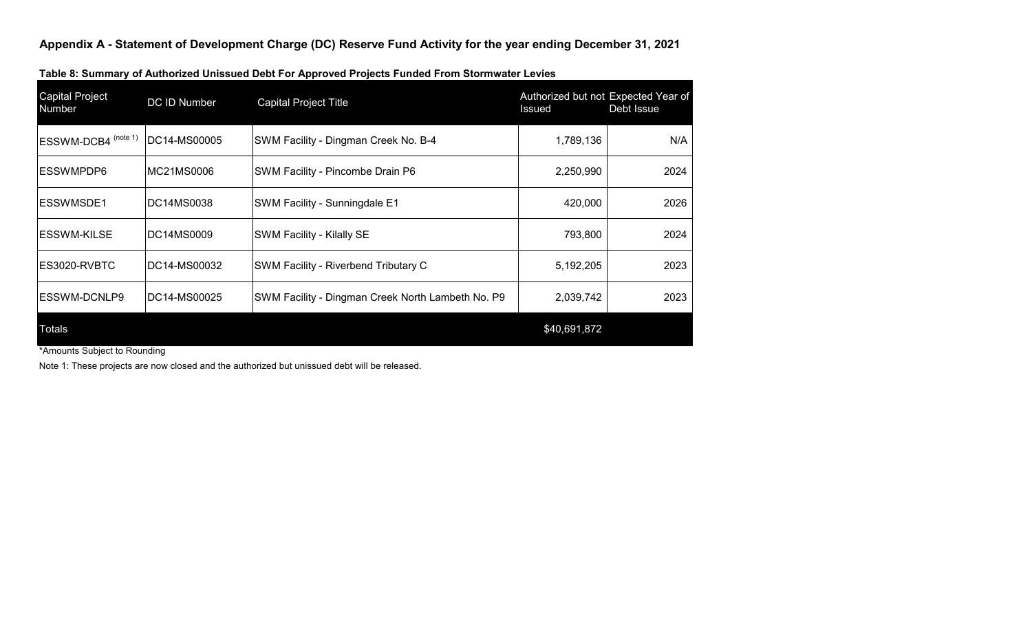## Appendix A - Statement of Development Charge (DC) Reserve Fund Activity for the year ending December 31, 2021

**Table 8: Summary of Authorized Unissued Debt For Approved Projects Funded From Stormwater Levies**

| Capital Project Number | DC ID Number | Capital Project Title | Authorized but not Issued | Expected Year of Debt Issue |
|---|---|---|---|---|
| ESSWM-DCB4 (note 1) | DC14-MS00005 | SWM Facility - Dingman Creek No. B-4 | 1,789,136 | N/A |
| ESSWMPDP6 | MC21MS0006 | SWM Facility - Pincombe Drain P6 | 2,250,990 | 2024 |
| ESSWMSDE1 | DC14MS0038 | SWM Facility - Sunningdale E1 | 420,000 | 2026 |
| ESSWM-KILSE | DC14MS0009 | SWM Facility - Kilally SE | 793,800 | 2024 |
| ES3020-RVBTC | DC14-MS00032 | SWM Facility - Riverbend Tributary C | 5,192,205 | 2023 |
| ESSWM-DCNLP9 | DC14-MS00025 | SWM Facility - Dingman Creek North Lambeth No. P9 | 2,039,742 | 2023 |
| Totals | | | $40,691,872 | |

*Amounts Subject to Rounding

Note 1: These projects are now closed and the authorized but unissued debt will be released.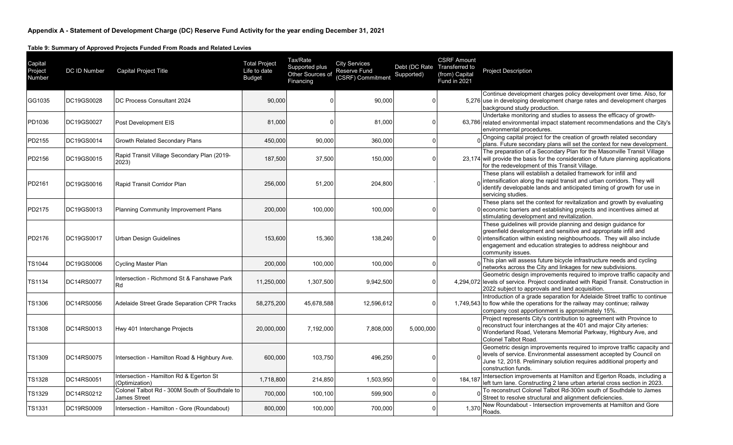**Appendix A - Statement of Development Charge (DC) Reserve Fund Activity for the year ending December 31, 2021**

**Table 9: Summary of Approved Projects Funded From Roads and Related Levies**

| Capital Project Number | DC ID Number | Capital Project Title | Total Project Life to date Budget | Tax/Rate Supported plus Other Sources of Financing | City Services Reserve Fund (CSRF) Commitment | Debt (DC Rate Supported) | CSRF Amount Transferred to (from) Capital Fund in 2021 | Project Description |
|---|---|---|---|---|---|---|---|---|
| GG1035 | DC19GS0028 | DC Process Consultant 2024 | 90,000 | 0 | 90,000 | 0 | 5,276 | Continue development charges policy development over time. Also, for use in developing development charge rates and development charges background study production. |
| PD1036 | DC19GS0027 | Post Development EIS | 81,000 | 0 | 81,000 | 0 | 63,786 | Undertake monitoring and studies to assess the efficacy of growth-related environmental impact statement recommendations and the City's environmental procedures. |
| PD2155 | DC19GS0014 | Growth Related Secondary Plans | 450,000 | 90,000 | 360,000 | 0 | 0 | Ongoing capital project for the creation of growth related secondary plans. Future secondary plans will set the context for new development. |
| PD2156 | DC19GS0015 | Rapid Transit Village Secondary Plan (2019-2023) | 187,500 | 37,500 | 150,000 | 0 | 23,174 | The preparation of a Secondary Plan for the Masonville Transit Village will provide the basis for the consideration of future planning applications for the redevelopment of this Transit Village. |
| PD2161 | DC19GS0016 | Rapid Transit Corridor Plan | 256,000 | 51,200 | 204,800 | ` | 0 | These plans will establish a detailed framework for infill and intensification along the rapid transit and urban corridors. They will identify developable lands and anticipated timing of growth for use in servicing studies. |
| PD2175 | DC19GS0013 | Planning Community Improvement Plans | 200,000 | 100,000 | 100,000 | 0 | 0 | These plans set the context for revitalization and growth by evaluating economic barriers and establishing projects and incentives aimed at stimulating development and revitalization. |
| PD2176 | DC19GS0017 | Urban Design Guidelines | 153,600 | 15,360 | 138,240 | 0 | 0 | These guidelines will provide planning and design guidance for greenfield development and sensitive and appropriate infill and intensification within existing neighbourhoods. They will also include engagement and education strategies to address neighbour and community issues. |
| TS1044 | DC19GS0006 | Cycling Master Plan | 200,000 | 100,000 | 100,000 | 0 | 0 | This plan will assess future bicycle infrastructure needs and cycling networks across the City and linkages for new subdivisions. |
| TS1134 | DC14RS0077 | Intersection - Richmond St & Fanshawe Park Rd | 11,250,000 | 1,307,500 | 9,942,500 | 0 | 4,294,072 | Geometric design improvements required to improve traffic capacity and levels of service. Project coordinated with Rapid Transit. Construction in 2022 subject to approvals and land acquisition. |
| TS1306 | DC14RS0056 | Adelaide Street Grade Separation CPR Tracks | 58,275,200 | 45,678,588 | 12,596,612 | 0 | 1,749,543 | Introduction of a grade separation for Adelaide Street traffic to continue to flow while the operations for the railway may continue; railway company cost apportionment is approximately 15%. |
| TS1308 | DC14RS0013 | Hwy 401 Interchange Projects | 20,000,000 | 7,192,000 | 7,808,000 | 5,000,000 | 0 | Project represents City's contribution to agreement with Province to reconstruct four interchanges at the 401 and major City arteries: Wonderland Road, Veterans Memorial Parkway, Highbury Ave, and Colonel Talbot Road. |
| TS1309 | DC14RS0075 | Intersection - Hamilton Road & Highbury Ave. | 600,000 | 103,750 | 496,250 | 0 | 0 | Geometric design improvements required to improve traffic capacity and levels of service. Environmental assessment accepted by Council on June 12, 2018. Preliminary solution requires additional property and construction funds. |
| TS1328 | DC14RS0051 | Intersection - Hamilton Rd & Egerton St (Optimization) | 1,718,800 | 214,850 | 1,503,950 | 0 | 184,187 | Intersection improvements at Hamilton and Egerton Roads, including a left turn lane. Constructing 2 lane urban arterial cross section in 2023. |
| TS1329 | DC14RS0212 | Colonel Talbot Rd - 300M South of Southdale to James Street | 700,000 | 100,100 | 599,900 | 0 | 0 | To reconstruct Colonel Talbot Rd-300m south of Southdale to James Street to resolve structural and alignment deficiencies. |
| TS1331 | DC19RS0009 | Intersection - Hamilton - Gore (Roundabout) | 800,000 | 100,000 | 700,000 | 0 | 1,370 | New Roundabout - Intersection improvements at Hamilton and Gore Roads. |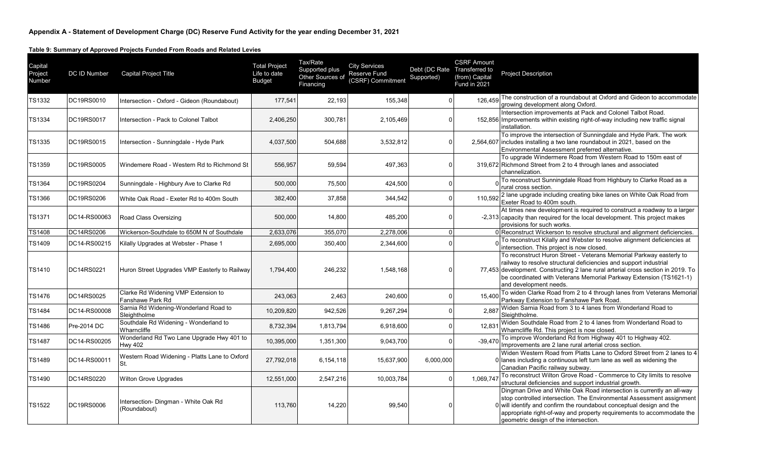# Appendix A - Statement of Development Charge (DC) Reserve Fund Activity for the year ending December 31, 2021

**Table 9: Summary of Approved Projects Funded From Roads and Related Levies**

| Capital Project Number | DC ID Number | Capital Project Title | Total Project Life to date Budget | Tax/Rate Supported plus Other Sources of Financing | City Services Reserve Fund (CSRF) Commitment | Debt (DC Rate Supported) | CSRF Amount Transferred to (from) Capital Fund in 2021 | Project Description |
|---|---|---|---|---|---|---|---|---|
| TS1332 | DC19RS0010 | Intersection - Oxford - Gideon (Roundabout) | 177,541 | 22,193 | 155,348 | 0 | 126,459 | The construction of a roundabout at Oxford and Gideon to accommodate growing development along Oxford. |
| TS1334 | DC19RS0017 | Intersection - Pack to Colonel Talbot | 2,406,250 | 300,781 | 2,105,469 | 0 | 152,856 | Intersection improvements at Pack and Colonel Talbot Road. Improvements within existing right-of-way including new traffic signal installation. |
| TS1335 | DC19RS0015 | Intersection - Sunningdale - Hyde Park | 4,037,500 | 504,688 | 3,532,812 | 0 | 2,564,607 | To improve the intersection of Sunningdale and Hyde Park. The work includes installing a two lane roundabout in 2021, based on the Environmental Assessment preferred alternative. |
| TS1359 | DC19RS0005 | Windemere Road - Western Rd to Richmond St | 556,957 | 59,594 | 497,363 | 0 | 319,672 | To upgrade Windermere Road from Western Road to 150m east of Richmond Street from 2 to 4 through lanes and associated channelization. |
| TS1364 | DC19RS0204 | Sunningdale - Highbury Ave to Clarke Rd | 500,000 | 75,500 | 424,500 | 0 | 0 | To reconstruct Sunningdale Road from Highbury to Clarke Road as a rural cross section. |
| TS1366 | DC19RS0206 | White Oak Road - Exeter Rd to 400m South | 382,400 | 37,858 | 344,542 | 0 | 110,592 | 2 lane upgrade including creating bike lanes on White Oak Road from Exeter Road to 400m south. |
| TS1371 | DC14-RS00063 | Road Class Oversizing | 500,000 | 14,800 | 485,200 | 0 | -2,313 | At times new development is required to construct a roadway to a larger capacity than required for the local development. This project makes provisions for such works. |
| TS1408 | DC14RS0206 | Wickerson-Southdale to 650M N of Southdale | 2,633,076 | 355,070 | 2,278,006 | 0 | 0 | Reconstruct Wickerson to resolve structural and alignment deficiencies. |
| TS1409 | DC14-RS00215 | Kilally Upgrades at Webster - Phase 1 | 2,695,000 | 350,400 | 2,344,600 | 0 | 0 | To reconstruct Kilally and Webster to resolve alignment deficiencies at intersection. This project is now closed. |
| TS1410 | DC14RS0221 | Huron Street Upgrades VMP Easterly to Railway | 1,794,400 | 246,232 | 1,548,168 | 0 | 77,453 | To reconstruct Huron Street - Veterans Memorial Parkway easterly to railway to resolve structural deficiencies and support industrial development. Constructing 2 lane rural arterial cross section in 2019. To be coordinated with Veterans Memorial Parkway Extension (TS1621-1) and development needs. |
| TS1476 | DC14RS0025 | Clarke Rd Widening VMP Extension to Fanshawe Park Rd | 243,063 | 2,463 | 240,600 | 0 | 15,400 | To widen Clarke Road from 2 to 4 through lanes from Veterans Memorial Parkway Extension to Fanshawe Park Road. |
| TS1484 | DC14-RS00008 | Sarnia Rd Widening-Wonderland Road to Sleightholme | 10,209,820 | 942,526 | 9,267,294 | 0 | 2,887 | Widen Sarnia Road from 3 to 4 lanes from Wonderland Road to Sleightholme. |
| TS1486 | Pre-2014 DC | Southdale Rd Widening - Wonderland to Wharncliffe | 8,732,394 | 1,813,794 | 6,918,600 | 0 | 12,831 | Widen Southdale Road from 2 to 4 lanes from Wonderland Road to Wharncliffe Rd. This project is now closed. |
| TS1487 | DC14-RS00205 | Wonderland Rd Two Lane Upgrade Hwy 401 to Hwy 402 | 10,395,000 | 1,351,300 | 9,043,700 | 0 | -39,470 | To improve Wonderland Rd from Highway 401 to Highway 402. Improvements are 2 lane rural arterial cross section. |
| TS1489 | DC14-RS00011 | Western Road Widening - Platts Lane to Oxford St. | 27,792,018 | 6,154,118 | 15,637,900 | 6,000,000 | 0 | Widen Western Road from Platts Lane to Oxford Street from 2 lanes to 4 lanes including a continuous left turn lane as well as widening the Canadian Pacific railway subway. |
| TS1490 | DC14RS0220 | Wilton Grove Upgrades | 12,551,000 | 2,547,216 | 10,003,784 | 0 | 1,069,747 | To reconstruct Wilton Grove Road - Commerce to City limits to resolve structural deficiencies and support industrial growth. |
| TS1522 | DC19RS0006 | Intersection- Dingman - White Oak Rd (Roundabout) | 113,760 | 14,220 | 99,540 | 0 | 0 | Dingman Drive and White Oak Road intersection is currently an all-way stop controlled intersection. The Environmental Assessment assignment will identify and confirm the roundabout conceptual design and the appropriate right-of-way and property requirements to accommodate the geometric design of the intersection. |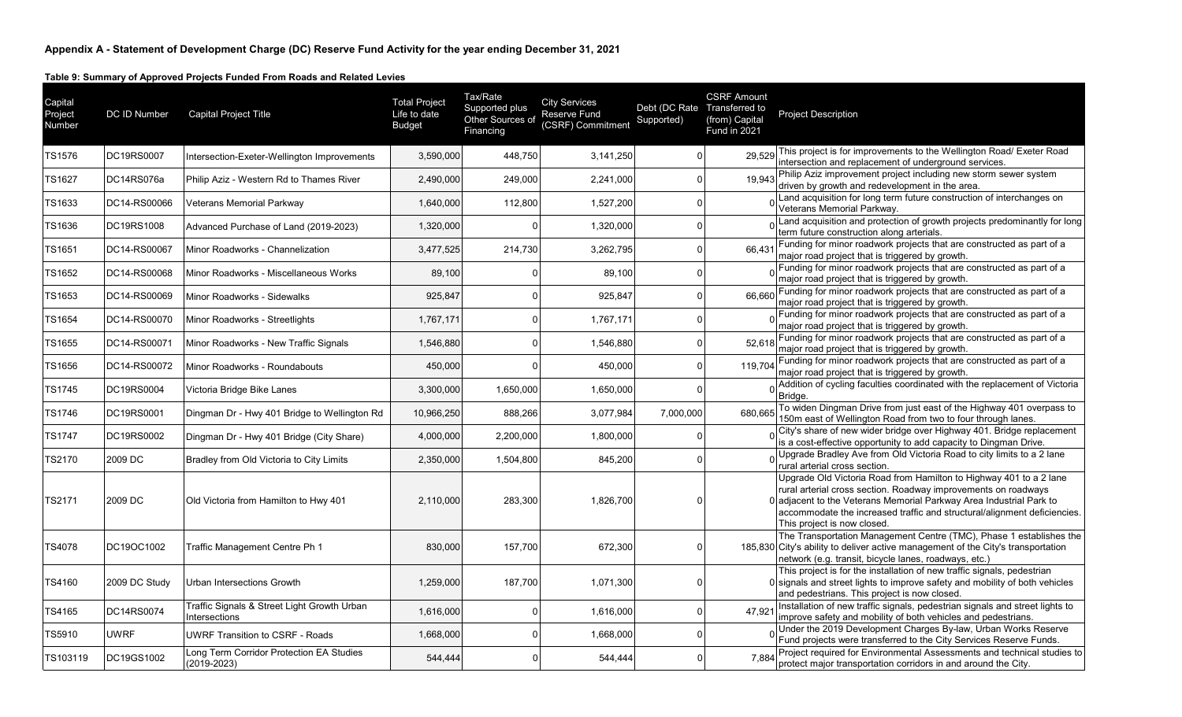## Appendix A - Statement of Development Charge (DC) Reserve Fund Activity for the year ending December 31, 2021

### Table 9: Summary of Approved Projects Funded From Roads and Related Levies

| Capital Project Number | DC ID Number | Capital Project Title | Total Project Life to date Budget | Tax/Rate Supported plus Other Sources of Financing | City Services Reserve Fund (CSRF) Commitment | Debt (DC Rate Supported) | CSRF Amount Transferred to (from) Capital Fund in 2021 | Project Description |
|---|---|---|---|---|---|---|---|---|
| TS1576 | DC19RS0007 | Intersection-Exeter-Wellington Improvements | 3,590,000 | 448,750 | 3,141,250 | 0 | 29,529 | This project is for improvements to the Wellington Road/ Exeter Road intersection and replacement of underground services. |
| TS1627 | DC14RS076a | Philip Aziz - Western Rd to Thames River | 2,490,000 | 249,000 | 2,241,000 | 0 | 19,943 | Philip Aziz improvement project including new storm sewer system driven by growth and redevelopment in the area. |
| TS1633 | DC14-RS00066 | Veterans Memorial Parkway | 1,640,000 | 112,800 | 1,527,200 | 0 | 0 | Land acquisition for long term future construction of interchanges on Veterans Memorial Parkway. |
| TS1636 | DC19RS1008 | Advanced Purchase of Land (2019-2023) | 1,320,000 | 0 | 1,320,000 | 0 | 0 | Land acquisition and protection of growth projects predominantly for long term future construction along arterials. |
| TS1651 | DC14-RS00067 | Minor Roadworks - Channelization | 3,477,525 | 214,730 | 3,262,795 | 0 | 66,431 | Funding for minor roadwork projects that are constructed as part of a major road project that is triggered by growth. |
| TS1652 | DC14-RS00068 | Minor Roadworks - Miscellaneous Works | 89,100 | 0 | 89,100 | 0 | 0 | Funding for minor roadwork projects that are constructed as part of a major road project that is triggered by growth. |
| TS1653 | DC14-RS00069 | Minor Roadworks - Sidewalks | 925,847 | 0 | 925,847 | 0 | 66,660 | Funding for minor roadwork projects that are constructed as part of a major road project that is triggered by growth. |
| TS1654 | DC14-RS00070 | Minor Roadworks - Streetlights | 1,767,171 | 0 | 1,767,171 | 0 | 0 | Funding for minor roadwork projects that are constructed as part of a major road project that is triggered by growth. |
| TS1655 | DC14-RS00071 | Minor Roadworks - New Traffic Signals | 1,546,880 | 0 | 1,546,880 | 0 | 52,618 | Funding for minor roadwork projects that are constructed as part of a major road project that is triggered by growth. |
| TS1656 | DC14-RS00072 | Minor Roadworks - Roundabouts | 450,000 | 0 | 450,000 | 0 | 119,704 | Funding for minor roadwork projects that are constructed as part of a major road project that is triggered by growth. |
| TS1745 | DC19RS0004 | Victoria Bridge Bike Lanes | 3,300,000 | 1,650,000 | 1,650,000 | 0 | 0 | Addition of cycling faculties coordinated with the replacement of Victoria Bridge. |
| TS1746 | DC19RS0001 | Dingman Dr - Hwy 401 Bridge to Wellington Rd | 10,966,250 | 888,266 | 3,077,984 | 7,000,000 | 680,665 | To widen Dingman Drive from just east of the Highway 401 overpass to 150m east of Wellington Road from two to four through lanes. |
| TS1747 | DC19RS0002 | Dingman Dr - Hwy 401 Bridge (City Share) | 4,000,000 | 2,200,000 | 1,800,000 | 0 | 0 | City's share of new wider bridge over Highway 401. Bridge replacement is a cost-effective opportunity to add capacity to Dingman Drive. |
| TS2170 | 2009 DC | Bradley from Old Victoria to City Limits | 2,350,000 | 1,504,800 | 845,200 | 0 | 0 | Upgrade Bradley Ave from Old Victoria Road to city limits to a 2 lane rural arterial cross section. |
| TS2171 | 2009 DC | Old Victoria from Hamilton to Hwy 401 | 2,110,000 | 283,300 | 1,826,700 | 0 | 0 | Upgrade Old Victoria Road from Hamilton to Highway 401 to a 2 lane rural arterial cross section. Roadway improvements on roadways adjacent to the Veterans Memorial Parkway Area Industrial Park to accommodate the increased traffic and structural/alignment deficiencies. This project is now closed. |
| TS4078 | DC19OC1002 | Traffic Management Centre Ph 1 | 830,000 | 157,700 | 672,300 | 0 | 185,830 | The Transportation Management Centre (TMC), Phase 1 establishes the City's ability to deliver active management of the City's transportation network (e.g. transit, bicycle lanes, roadways, etc.) |
| TS4160 | 2009 DC Study | Urban Intersections Growth | 1,259,000 | 187,700 | 1,071,300 | 0 | 0 | This project is for the installation of new traffic signals, pedestrian signals and street lights to improve safety and mobility of both vehicles and pedestrians. This project is now closed. |
| TS4165 | DC14RS0074 | Traffic Signals & Street Light Growth Urban Intersections | 1,616,000 | 0 | 1,616,000 | 0 | 47,921 | Installation of new traffic signals, pedestrian signals and street lights to improve safety and mobility of both vehicles and pedestrians. |
| TS5910 | UWRF | UWRF Transition to CSRF - Roads | 1,668,000 | 0 | 1,668,000 | 0 | 0 | Under the 2019 Development Charges By-law, Urban Works Reserve Fund projects were transferred to the City Services Reserve Funds. |
| TS103119 | DC19GS1002 | Long Term Corridor Protection EA Studies (2019-2023) | 544,444 | 0 | 544,444 | 0 | 7,884 | Project required for Environmental Assessments and technical studies to protect major transportation corridors in and around the City. |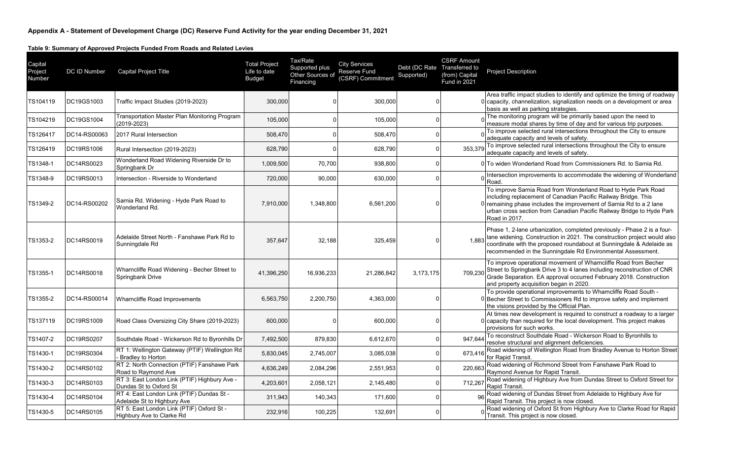**Appendix A - Statement of Development Charge (DC) Reserve Fund Activity for the year ending December 31, 2021**

**Table 9: Summary of Approved Projects Funded From Roads and Related Levies**

| Capital Project Number | DC ID Number | Capital Project Title | Total Project Life to date Budget | Tax/Rate Supported plus Other Sources of Financing | City Services Reserve Fund (CSRF) Commitment | Debt (DC Rate Supported) | CSRF Amount Transferred to (from) Capital Fund in 2021 | Project Description |
|---|---|---|---|---|---|---|---|---|
| TS104119 | DC19GS1003 | Traffic Impact Studies (2019-2023) | 300,000 | 0 | 300,000 | 0 | 0 | Area traffic impact studies to identify and optimize the timing of roadway capacity, channelization, signalization needs on a development or area basis as well as parking strategies. |
| TS104219 | DC19GS1004 | Transportation Master Plan Monitoring Program (2019-2023) | 105,000 | 0 | 105,000 | 0 | 0 | The monitoring program will be primarily based upon the need to measure modal shares by time of day and for various trip purposes. |
| TS126417 | DC14-RS00063 | 2017 Rural Intersection | 508,470 | 0 | 508,470 | 0 | 0 | To improve selected rural intersections throughout the City to ensure adequate capacity and levels of safety. |
| TS126419 | DC19RS1006 | Rural Intersection (2019-2023) | 628,790 | 0 | 628,790 | 0 | 353,379 | To improve selected rural intersections throughout the City to ensure adequate capacity and levels of safety. |
| TS1348-1 | DC14RS0023 | Wonderland Road Widening Riverside Dr to Springbank Dr | 1,009,500 | 70,700 | 938,800 | 0 | 0 | To widen Wonderland Road from Commissioners Rd. to Sarnia Rd. |
| TS1348-9 | DC19RS0013 | Intersection - Riverside to Wonderland | 720,000 | 90,000 | 630,000 | 0 | 0 | Intersection improvements to accommodate the widening of Wonderland Road. |
| TS1349-2 | DC14-RS00202 | Sarnia Rd. Widening - Hyde Park Road to Wonderland Rd. | 7,910,000 | 1,348,800 | 6,561,200 | 0 | 0 | To improve Sarnia Road from Wonderland Road to Hyde Park Road including replacement of Canadian Pacific Railway Bridge. This remaining phase includes the improvement of Sarnia Rd to a 2 lane urban cross section from Canadian Pacific Railway Bridge to Hyde Park Road in 2017. |
| TS1353-2 | DC14RS0019 | Adelaide Street North - Fanshawe Park Rd to Sunningdale Rd | 357,647 | 32,188 | 325,459 | 0 | 1,883 | Phase 1, 2-lane urbanization, completed previously - Phase 2 is a four-lane widening. Construction in 2021. The construction project would also coordinate with the proposed roundabout at Sunningdale & Adelaide as recommended in the Sunningdale Rd Environmental Assessment. |
| TS1355-1 | DC14RS0018 | Wharncliffe Road Widening - Becher Street to Springbank Drive | 41,396,250 | 16,936,233 | 21,286,842 | 3,173,175 | 709,230 | To improve operational movement of Wharncliffe Road from Becher Street to Springbank Drive 3 to 4 lanes including reconstruction of CNR Grade Separation. EA approval occurred February 2018. Construction and property acquisition began in 2020. |
| TS1355-2 | DC14-RS00014 | Wharncliffe Road Improvements | 6,563,750 | 2,200,750 | 4,363,000 | 0 | 0 | To provide operational improvements to Wharncliffe Road South - Becher Street to Commissioners Rd to improve safety and implement the visions provided by the Official Plan. |
| TS137119 | DC19RS1009 | Road Class Oversizing City Share (2019-2023) | 600,000 | 0 | 600,000 | 0 | 0 | At times new development is required to construct a roadway to a larger capacity than required for the local development. This project makes provisions for such works. |
| TS1407-2 | DC19RS0207 | Southdale Road - Wickerson Rd to Byronhills Dr | 7,492,500 | 879,830 | 6,612,670 | 0 | 947,644 | To reconstruct Southdale Road - Wickerson Road to Byronhills to resolve structural and alignment deficiencies. |
| TS1430-1 | DC19RS0304 | RT 1: Wellington Gateway (PTIF) Wellington Rd - Bradley to Horton | 5,830,045 | 2,745,007 | 3,085,038 | 0 | 673,416 | Road widening of Wellington Road from Bradley Avenue to Horton Street for Rapid Transit. |
| TS1430-2 | DC14RS0102 | RT 2: North Connection (PTIF) Fanshawe Park Road to Raymond Ave | 4,636,249 | 2,084,296 | 2,551,953 | 0 | 220,663 | Road widening of Richmond Street from Fanshawe Park Road to Raymond Avenue for Rapid Transit. |
| TS1430-3 | DC14RS0103 | RT 3: East London Link (PTIF) Highbury Ave - Dundas St to Oxford St | 4,203,601 | 2,058,121 | 2,145,480 | 0 | 712,267 | Road widening of Highbury Ave from Dundas Street to Oxford Street for Rapid Transit. |
| TS1430-4 | DC14RS0104 | RT 4: East London Link (PTIF) Dundas St - Adelaide St to Highbury Ave | 311,943 | 140,343 | 171,600 | 0 | 96 | Road widening of Dundas Street from Adelaide to Highbury Ave for Rapid Transit. This project is now closed. |
| TS1430-5 | DC14RS0105 | RT 5: East London Link (PTIF) Oxford St - Highbury Ave to Clarke Rd | 232,916 | 100,225 | 132,691 | 0 | 0 | Road widening of Oxford St from Highbury Ave to Clarke Road for Rapid Transit. This project is now closed. |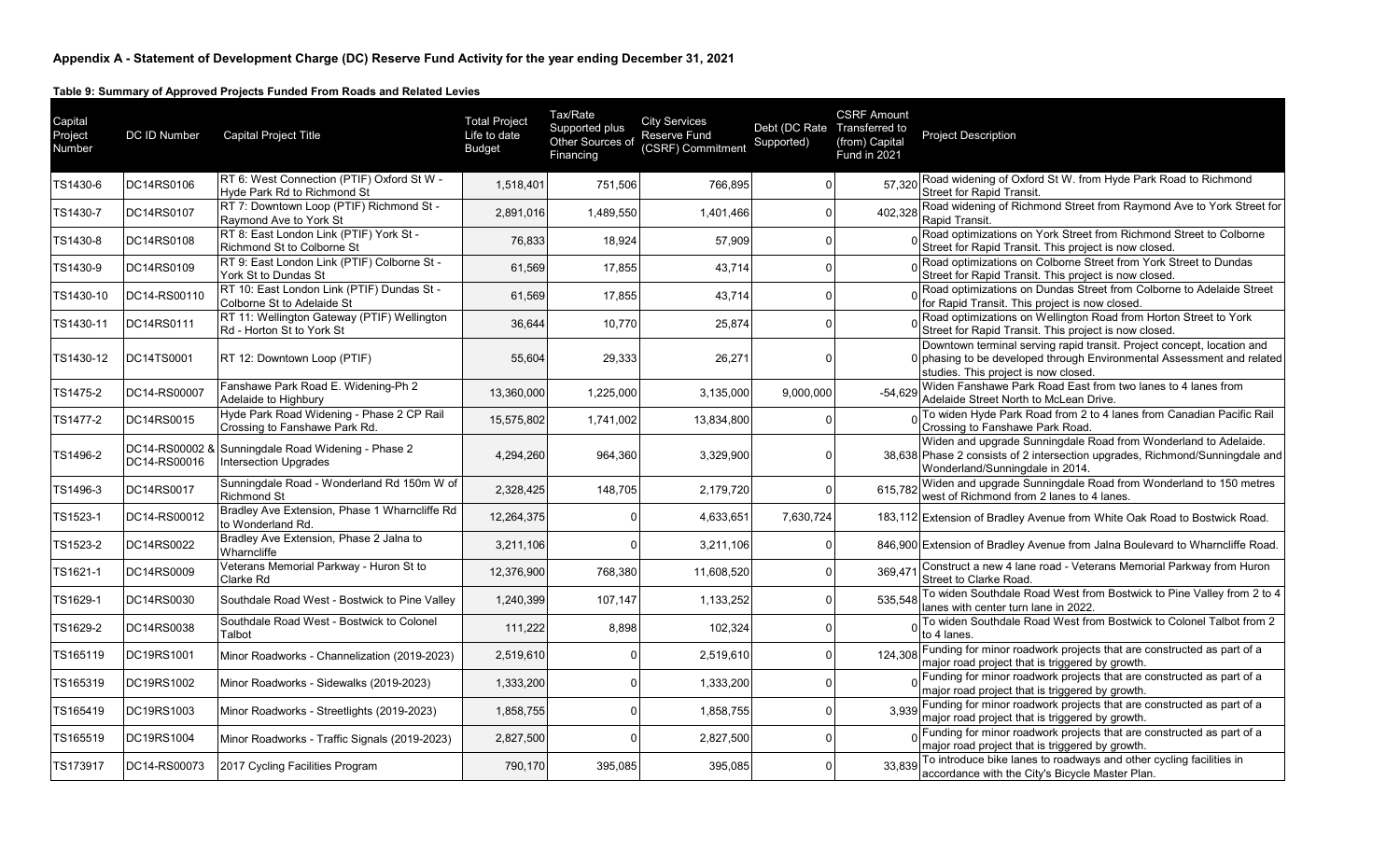## Appendix A - Statement of Development Charge (DC) Reserve Fund Activity for the year ending December 31, 2021

### Table 9: Summary of Approved Projects Funded From Roads and Related Levies

| Capital Project Number | DC ID Number | Capital Project Title | Total Project Life to date Budget | Tax/Rate Supported plus Other Sources of Financing | City Services Reserve Fund (CSRF) Commitment | Debt (DC Rate Supported) | CSRF Amount Transferred to (from) Capital Fund in 2021 | Project Description |
|---|---|---|---|---|---|---|---|---|
| TS1430-6 | DC14RS0106 | RT 6: West Connection (PTIF) Oxford St W - Hyde Park Rd to Richmond St | 1,518,401 | 751,506 | 766,895 | 0 | 57,320 | Road widening of Oxford St W. from Hyde Park Road to Richmond Street for Rapid Transit. |
| TS1430-7 | DC14RS0107 | RT 7: Downtown Loop (PTIF) Richmond St - Raymond Ave to York St | 2,891,016 | 1,489,550 | 1,401,466 | 0 | 402,328 | Road widening of Richmond Street from Raymond Ave to York Street for Rapid Transit. |
| TS1430-8 | DC14RS0108 | RT 8: East London Link (PTIF) York St - Richmond St to Colborne St | 76,833 | 18,924 | 57,909 | 0 | 0 | Road optimizations on York Street from Richmond Street to Colborne Street for Rapid Transit. This project is now closed. |
| TS1430-9 | DC14RS0109 | RT 9: East London Link (PTIF) Colborne St - York St to Dundas St | 61,569 | 17,855 | 43,714 | 0 | 0 | Road optimizations on Colborne Street from York Street to Dundas Street for Rapid Transit. This project is now closed. |
| TS1430-10 | DC14-RS0110 | RT 10: East London Link (PTIF) Dundas St - Colborne St to Adelaide St | 61,569 | 17,855 | 43,714 | 0 | 0 | Road optimizations on Dundas Street from Colborne to Adelaide Street for Rapid Transit. This project is now closed. |
| TS1430-11 | DC14RS0111 | RT 11: Wellington Gateway (PTIF) Wellington Rd - Horton St to York St | 36,644 | 10,770 | 25,874 | 0 | 0 | Road optimizations on Wellington Road from Horton Street to York Street for Rapid Transit. This project is now closed. |
| TS1430-12 | DC14TS0001 | RT 12: Downtown Loop (PTIF) | 55,604 | 29,333 | 26,271 | 0 | 0 | Downtown terminal serving rapid transit. Project concept, location and phasing to be developed through Environmental Assessment and related studies. This project is now closed. |
| TS1475-2 | DC14-RS00007 | Fanshawe Park Road E. Widening-Ph 2 Adelaide to Highbury | 13,360,000 | 1,225,000 | 3,135,000 | 9,000,000 | -54,629 | Widen Fanshawe Park Road East from two lanes to 4 lanes from Adelaide Street North to McLean Drive. |
| TS1477-2 | DC14RS0015 | Hyde Park Road Widening - Phase 2 CP Rail Crossing to Fanshawe Park Rd. | 15,575,802 | 1,741,002 | 13,834,800 | 0 | 0 | To widen Hyde Park Road from 2 to 4 lanes from Canadian Pacific Rail Crossing to Fanshawe Park Road. |
| TS1496-2 | DC14-RS00002 & DC14-RS00016 | Sunningdale Road Widening - Phase 2 Intersection Upgrades | 4,294,260 | 964,360 | 3,329,900 | 0 | 38,638 | Widen and upgrade Sunningdale Road from Wonderland to Adelaide. Phase 2 consists of 2 intersection upgrades, Richmond/Sunningdale and Wonderland/Sunningdale in 2014. |
| TS1496-3 | DC14RS0017 | Sunningdale Road - Wonderland Rd 150m W of Richmond St | 2,328,425 | 148,705 | 2,179,720 | 0 | 615,782 | Widen and upgrade Sunningdale Road from Wonderland to 150 metres west of Richmond from 2 lanes to 4 lanes. |
| TS1523-1 | DC14-RS00012 | Bradley Ave Extension, Phase 1 Wharncliffe Rd to Wonderland Rd. | 12,264,375 | 0 | 4,633,651 | 7,630,724 | 183,112 | Extension of Bradley Avenue from White Oak Road to Bostwick Road. |
| TS1523-2 | DC14RS0022 | Bradley Ave Extension, Phase 2 Jalna to Wharncliffe | 3,211,106 | 0 | 3,211,106 | 0 | 846,900 | Extension of Bradley Avenue from Jalna Boulevard to Wharncliffe Road. |
| TS1621-1 | DC14RS0009 | Veterans Memorial Parkway - Huron St to Clarke Rd | 12,376,900 | 768,380 | 11,608,520 | 0 | 369,471 | Construct a new 4 lane road - Veterans Memorial Parkway from Huron Street to Clarke Road. |
| TS1629-1 | DC14RS0030 | Southdale Road West - Bostwick to Pine Valley | 1,240,399 | 107,147 | 1,133,252 | 0 | 535,548 | To widen Southdale Road West from Bostwick to Pine Valley from 2 to 4 lanes with center turn lane in 2022. |
| TS1629-2 | DC14RS0038 | Southdale Road West - Bostwick to Colonel Talbot | 111,222 | 8,898 | 102,324 | 0 | 0 | To widen Southdale Road West from Bostwick to Colonel Talbot from 2 to 4 lanes. |
| TS165119 | DC19RS1001 | Minor Roadworks - Channelization (2019-2023) | 2,519,610 | 0 | 2,519,610 | 0 | 124,308 | Funding for minor roadwork projects that are constructed as part of a major road project that is triggered by growth. |
| TS165319 | DC19RS1002 | Minor Roadworks - Sidewalks (2019-2023) | 1,333,200 | 0 | 1,333,200 | 0 | 0 | Funding for minor roadwork projects that are constructed as part of a major road project that is triggered by growth. |
| TS165419 | DC19RS1003 | Minor Roadworks - Streetlights (2019-2023) | 1,858,755 | 0 | 1,858,755 | 0 | 3,939 | Funding for minor roadwork projects that are constructed as part of a major road project that is triggered by growth. |
| TS165519 | DC19RS1004 | Minor Roadworks - Traffic Signals (2019-2023) | 2,827,500 | 0 | 2,827,500 | 0 | 0 | Funding for minor roadwork projects that are constructed as part of a major road project that is triggered by growth. |
| TS173917 | DC14-RS00073 | 2017 Cycling Facilities Program | 790,170 | 395,085 | 395,085 | 0 | 33,839 | To introduce bike lanes to roadways and other cycling facilities in accordance with the City's Bicycle Master Plan. |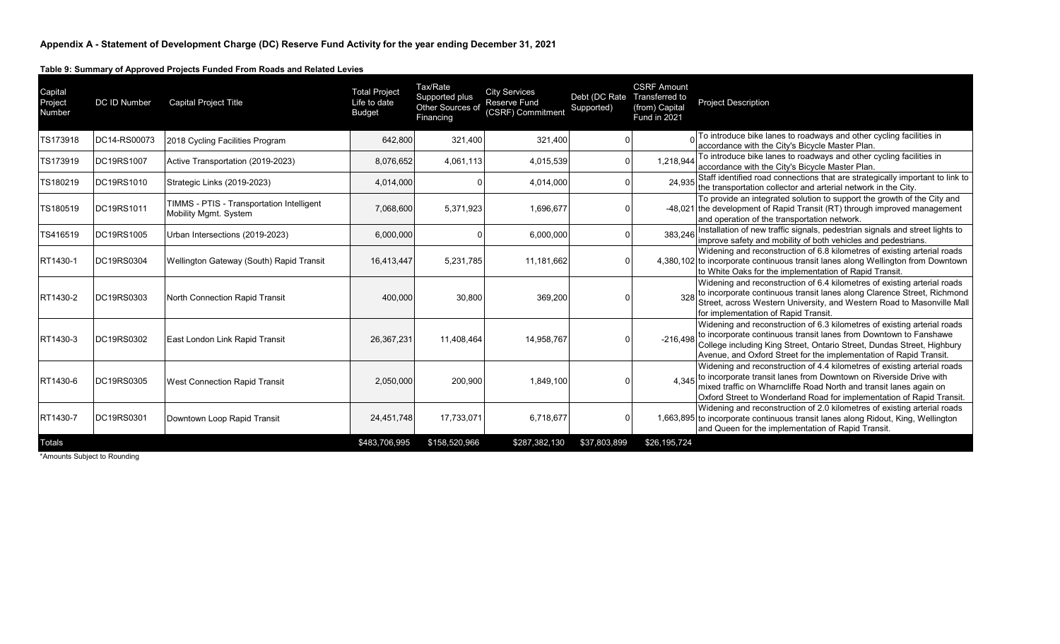**Appendix A - Statement of Development Charge (DC) Reserve Fund Activity for the year ending December 31, 2021**

**Table 9: Summary of Approved Projects Funded From Roads and Related Levies**

| Capital Project Number | DC ID Number | Capital Project Title | Total Project Life to date Budget | Tax/Rate Supported plus Other Sources of Financing | City Services Reserve Fund (CSRF) Commitment | Debt (DC Rate Supported) | CSRF Amount Transferred to (from) Capital Fund in 2021 | Project Description |
|---|---|---|---|---|---|---|---|---|
| TS173918 | DC14-RS00073 | 2018 Cycling Facilities Program | 642,800 | 321,400 | 321,400 | 0 | 0 | To introduce bike lanes to roadways and other cycling facilities in accordance with the City's Bicycle Master Plan. |
| TS173919 | DC19RS1007 | Active Transportation (2019-2023) | 8,076,652 | 4,061,113 | 4,015,539 | 0 | 1,218,944 | To introduce bike lanes to roadways and other cycling facilities in accordance with the City's Bicycle Master Plan. |
| TS180219 | DC19RS1010 | Strategic Links (2019-2023) | 4,014,000 | 0 | 4,014,000 | 0 | 24,935 | Staff identified road connections that are strategically important to link to the transportation collector and arterial network in the City. |
| TS180519 | DC19RS1011 | TIMMS - PTIS - Transportation Intelligent Mobility Mgmt. System | 7,068,600 | 5,371,923 | 1,696,677 | 0 | -48,021 | To provide an integrated solution to support the growth of the City and the development of Rapid Transit (RT) through improved management and operation of the transportation network. |
| TS416519 | DC19RS1005 | Urban Intersections (2019-2023) | 6,000,000 | 0 | 6,000,000 | 0 | 383,246 | Installation of new traffic signals, pedestrian signals and street lights to improve safety and mobility of both vehicles and pedestrians. |
| RT1430-1 | DC19RS0304 | Wellington Gateway (South) Rapid Transit | 16,413,447 | 5,231,785 | 11,181,662 | 0 | 4,380,102 | Widening and reconstruction of 6.8 kilometres of existing arterial roads to incorporate continuous transit lanes along Wellington from Downtown to White Oaks for the implementation of Rapid Transit. |
| RT1430-2 | DC19RS0303 | North Connection Rapid Transit | 400,000 | 30,800 | 369,200 | 0 | 328 | Widening and reconstruction of 6.4 kilometres of existing arterial roads to incorporate continuous transit lanes along Clarence Street, Richmond Street, across Western University, and Western Road to Masonville Mall for implementation of Rapid Transit. |
| RT1430-3 | DC19RS0302 | East London Link Rapid Transit | 26,367,231 | 11,408,464 | 14,958,767 | 0 | -216,498 | Widening and reconstruction of 6.3 kilometres of existing arterial roads to incorporate continuous transit lanes from Downtown to Fanshawe College including King Street, Ontario Street, Dundas Street, Highbury Avenue, and Oxford Street for the implementation of Rapid Transit. |
| RT1430-6 | DC19RS0305 | West Connection Rapid Transit | 2,050,000 | 200,900 | 1,849,100 | 0 | 4,345 | Widening and reconstruction of 4.4 kilometres of existing arterial roads to incorporate transit lanes from Downtown on Riverside Drive with mixed traffic on Wharncliffe Road North and transit lanes again on Oxford Street to Wonderland Road for implementation of Rapid Transit. |
| RT1430-7 | DC19RS0301 | Downtown Loop Rapid Transit | 24,451,748 | 17,733,071 | 6,718,677 | 0 | 1,663,895 | Widening and reconstruction of 2.0 kilometres of existing arterial roads to incorporate continuous transit lanes along Ridout, King, Wellington and Queen for the implementation of Rapid Transit. |
| Totals | | | $483,706,995 | $158,520,966 | $287,382,130 | $37,803,899 | $26,195,724 | |

*Amounts Subject to Rounding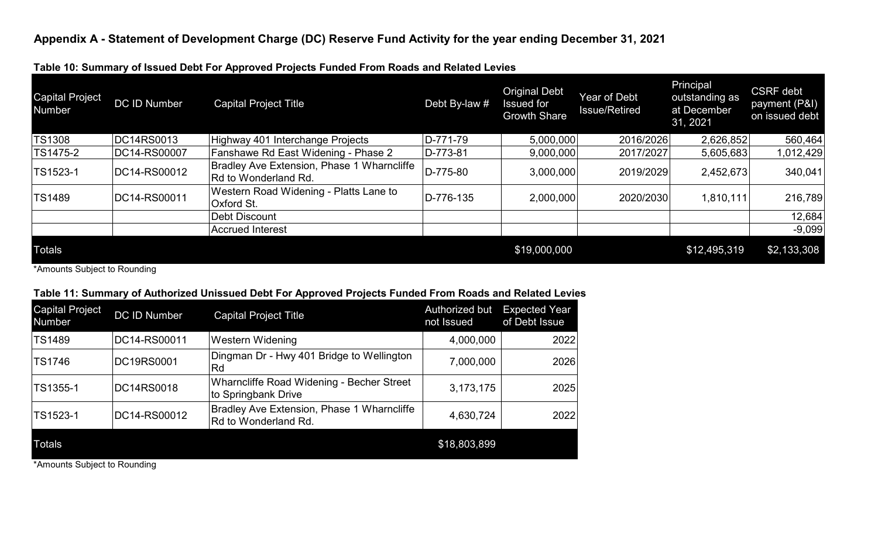## Appendix A - Statement of Development Charge (DC) Reserve Fund Activity for the year ending December 31, 2021

### Table 10: Summary of Issued Debt For Approved Projects Funded From Roads and Related Levies

| Capital Project Number | DC ID Number | Capital Project Title | Debt By-law # | Original Debt Issued for Growth Share | Year of Debt Issue/Retired | Principal outstanding as at December 31, 2021 | CSRF debt payment (P&I) on issued debt |
|---|---|---|---|---|---|---|---|
| TS1308 | DC14RS0013 | Highway 401 Interchange Projects | D-771-79 | 5,000,000 | 2016/2026 | 2,626,852 | 560,464 |
| TS1475-2 | DC14-RS00007 | Fanshawe Rd East Widening - Phase 2 | D-773-81 | 9,000,000 | 2017/2027 | 5,605,683 | 1,012,429 |
| TS1523-1 | DC14-RS00012 | Bradley Ave Extension, Phase 1 Wharncliffe Rd to Wonderland Rd. | D-775-80 | 3,000,000 | 2019/2029 | 2,452,673 | 340,041 |
| TS1489 | DC14-RS00011 | Western Road Widening - Platts Lane to Oxford St. | D-776-135 | 2,000,000 | 2020/2030 | 1,810,111 | 216,789 |
| | | Debt Discount | | | | | 12,684 |
| | | Accrued Interest | | | | | -9,099 |
| Totals | | | | $19,000,000 | | $12,495,319 | $2,133,308 |

*Amounts Subject to Rounding

### Table 11: Summary of Authorized Unissued Debt For Approved Projects Funded From Roads and Related Levies

| Capital Project Number | DC ID Number | Capital Project Title | Authorized but not Issued | Expected Year of Debt Issue |
|---|---|---|---|---|
| TS1489 | DC14-RS00011 | Western Widening | 4,000,000 | 2022 |
| TS1746 | DC19RS0001 | Dingman Dr - Hwy 401 Bridge to Wellington Rd | 7,000,000 | 2026 |
| TS1355-1 | DC14RS0018 | Wharncliffe Road Widening - Becher Street to Springbank Drive | 3,173,175 | 2025 |
| TS1523-1 | DC14-RS00012 | Bradley Ave Extension, Phase 1 Wharncliffe Rd to Wonderland Rd. | 4,630,724 | 2022 |
| Totals | | | $18,803,899 | |

*Amounts Subject to Rounding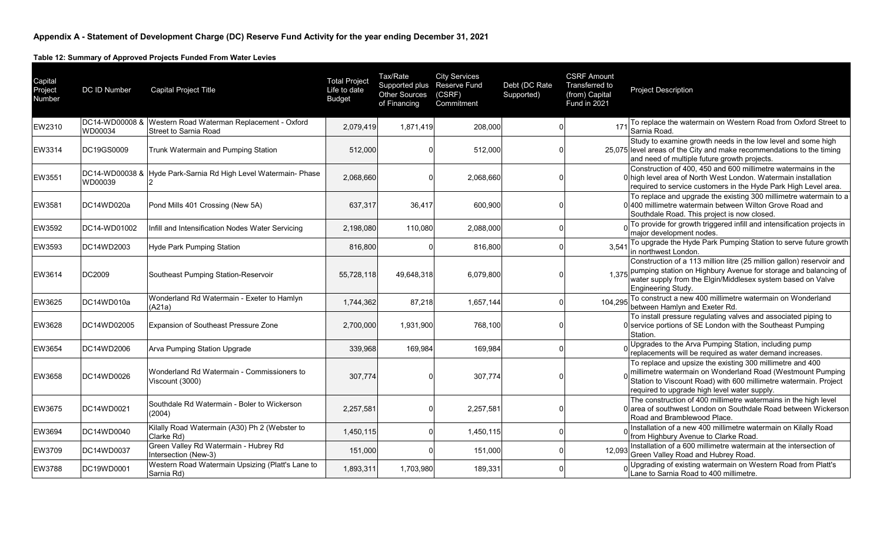**Appendix A - Statement of Development Charge (DC) Reserve Fund Activity for the year ending December 31, 2021**

**Table 12: Summary of Approved Projects Funded From Water Levies**

| Capital Project Number | DC ID Number | Capital Project Title | Total Project Life to date Budget | Tax/Rate Supported plus Other Sources of Financing | City Services Reserve Fund (CSRF) Commitment | Debt (DC Rate Supported) | CSRF Amount Transferred to (from) Capital Fund in 2021 | Project Description |
|---|---|---|---|---|---|---|---|---|
| EW2310 | DC14-WD00008 & WD00034 | Western Road Waterman Replacement - Oxford Street to Sarnia Road | 2,079,419 | 1,871,419 | 208,000 | 0 | 171 | To replace the watermain on Western Road from Oxford Street to Sarnia Road. |
| EW3314 | DC19GS0009 | Trunk Watermain and Pumping Station | 512,000 | 0 | 512,000 | 0 | 25,075 | Study to examine growth needs in the low level and some high level areas of the City and make recommendations to the timing and need of multiple future growth projects. |
| EW3551 | DC14-WD00038 & WD00039 | Hyde Park-Sarnia Rd High Level Watermain- Phase 2 | 2,068,660 | 0 | 2,068,660 | 0 | 0 | Construction of 400, 450 and 600 millimetre watermains in the high level area of North West London. Watermain installation required to service customers in the Hyde Park High Level area. |
| EW3581 | DC14WD020a | Pond Mills 401 Crossing (New 5A) | 637,317 | 36,417 | 600,900 | 0 | 0 | To replace and upgrade the existing 300 millimetre watermain to a 400 millimetre watermain between Wilton Grove Road and Southdale Road. This project is now closed. |
| EW3592 | DC14-WD01002 | Infill and Intensification Nodes Water Servicing | 2,198,080 | 110,080 | 2,088,000 | 0 | 0 | To provide for growth triggered infill and intensification projects in major development nodes. |
| EW3593 | DC14WD2003 | Hyde Park Pumping Station | 816,800 | 0 | 816,800 | 0 | 3,541 | To upgrade the Hyde Park Pumping Station to serve future growth in northwest London. |
| EW3614 | DC2009 | Southeast Pumping Station-Reservoir | 55,728,118 | 49,648,318 | 6,079,800 | 0 | 1,375 | Construction of a 113 million litre (25 million gallon) reservoir and pumping station on Highbury Avenue for storage and balancing of water supply from the Elgin/Middlesex system based on Valve Engineering Study. |
| EW3625 | DC14WD010a | Wonderland Rd Watermain - Exeter to Hamlyn (A21a) | 1,744,362 | 87,218 | 1,657,144 | 0 | 104,295 | To construct a new 400 millimetre watermain on Wonderland between Hamlyn and Exeter Rd. |
| EW3628 | DC14WD02005 | Expansion of Southeast Pressure Zone | 2,700,000 | 1,931,900 | 768,100 | 0 | 0 | To install pressure regulating valves and associated piping to service portions of SE London with the Southeast Pumping Station. |
| EW3654 | DC14WD2006 | Arva Pumping Station Upgrade | 339,968 | 169,984 | 169,984 | 0 | 0 | Upgrades to the Arva Pumping Station, including pump replacements will be required as water demand increases. |
| EW3658 | DC14WD0026 | Wonderland Rd Watermain - Commissioners to Viscount (3000) | 307,774 | 0 | 307,774 | 0 | 0 | To replace and upsize the existing 300 millimetre and 400 millimetre watermain on Wonderland Road (Westmount Pumping Station to Viscount Road) with 600 millimetre watermain. Project required to upgrade high level water supply. |
| EW3675 | DC14WD0021 | Southdale Rd Watermain - Boler to Wickerson (2004) | 2,257,581 | 0 | 2,257,581 | 0 | 0 | The construction of 400 millimetre watermains in the high level area of southwest London on Southdale Road between Wickerson Road and Bramblewood Place. |
| EW3694 | DC14WD0040 | Kilally Road Watermain (A30) Ph 2 (Webster to Clarke Rd) | 1,450,115 | 0 | 1,450,115 | 0 | 0 | Installation of a new 400 millimetre watermain on Kilally Road from Highbury Avenue to Clarke Road. |
| EW3709 | DC14WD0037 | Green Valley Rd Watermain - Hubrey Rd Intersection (New-3) | 151,000 | 0 | 151,000 | 0 | 12,093 | Installation of a 600 millimetre watermain at the intersection of Green Valley Road and Hubrey Road. |
| EW3788 | DC19WD0001 | Western Road Watermain Upsizing (Platt's Lane to Sarnia Rd) | 1,893,311 | 1,703,980 | 189,331 | 0 | 0 | Upgrading of existing watermain on Western Road from Platt's Lane to Sarnia Road to 400 millimetre. |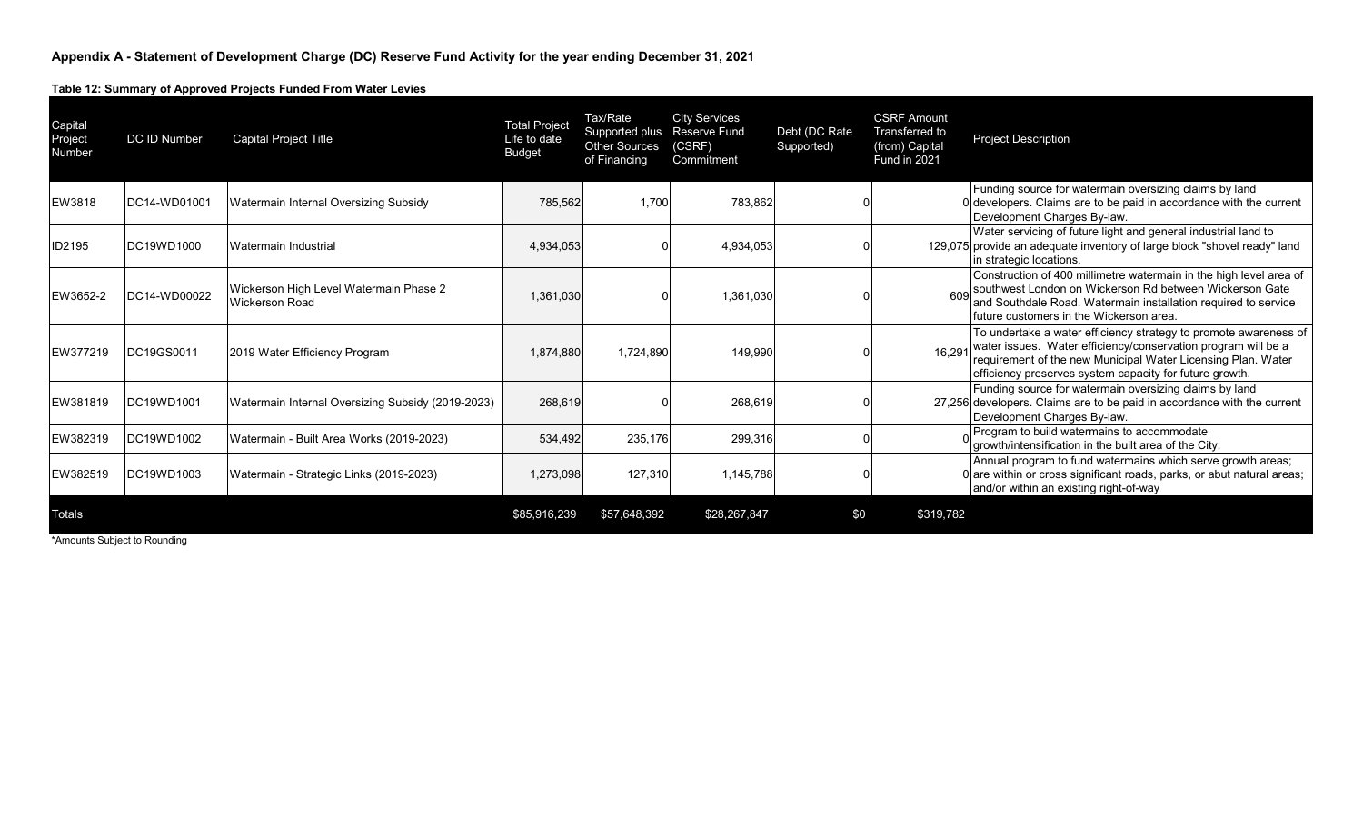**Appendix A - Statement of Development Charge (DC) Reserve Fund Activity for the year ending December 31, 2021**

**Table 12: Summary of Approved Projects Funded From Water Levies**

| Capital Project Number | DC ID Number | Capital Project Title | Total Project Life to date Budget | Tax/Rate Supported plus Other Sources of Financing | City Services Reserve Fund (CSRF) Commitment | Debt (DC Rate Supported) | CSRF Amount Transferred to (from) Capital Fund in 2021 | Project Description |
|---|---|---|---|---|---|---|---|---|
| EW3818 | DC14-WD01001 | Watermain Internal Oversizing Subsidy | 785,562 | 1,700 | 783,862 | 0 | 0 | Funding source for watermain oversizing claims by land developers. Claims are to be paid in accordance with the current Development Charges By-law. |
| ID2195 | DC19WD1000 | Watermain Industrial | 4,934,053 | 0 | 4,934,053 | 0 | 129,075 | Water servicing of future light and general industrial land to provide an adequate inventory of large block "shovel ready" land in strategic locations. |
| EW3652-2 | DC14-WD00022 | Wickerson High Level Watermain Phase 2 Wickerson Road | 1,361,030 | 0 | 1,361,030 | 0 | 609 | Construction of 400 millimetre watermain in the high level area of southwest London on Wickerson Rd between Wickerson Gate and Southdale Road. Watermain installation required to service future customers in the Wickerson area. |
| EW377219 | DC19GS0011 | 2019 Water Efficiency Program | 1,874,880 | 1,724,890 | 149,990 | 0 | 16,291 | To undertake a water efficiency strategy to promote awareness of water issues. Water efficiency/conservation program will be a requirement of the new Municipal Water Licensing Plan. Water efficiency preserves system capacity for future growth. |
| EW381819 | DC19WD1001 | Watermain Internal Oversizing Subsidy (2019-2023) | 268,619 | 0 | 268,619 | 0 | 27,256 | Funding source for watermain oversizing claims by land developers. Claims are to be paid in accordance with the current Development Charges By-law. |
| EW382319 | DC19WD1002 | Watermain - Built Area Works (2019-2023) | 534,492 | 235,176 | 299,316 | 0 | 0 | Program to build watermains to accommodate growth/intensification in the built area of the City. |
| EW382519 | DC19WD1003 | Watermain - Strategic Links (2019-2023) | 1,273,098 | 127,310 | 1,145,788 | 0 | 0 | Annual program to fund watermains which serve growth areas; are within or cross significant roads, parks, or abut natural areas; and/or within an existing right-of-way |
| Totals | | | $85,916,239 | $57,648,392 | $28,267,847 | $0 | $319,782 | |

*Amounts Subject to Rounding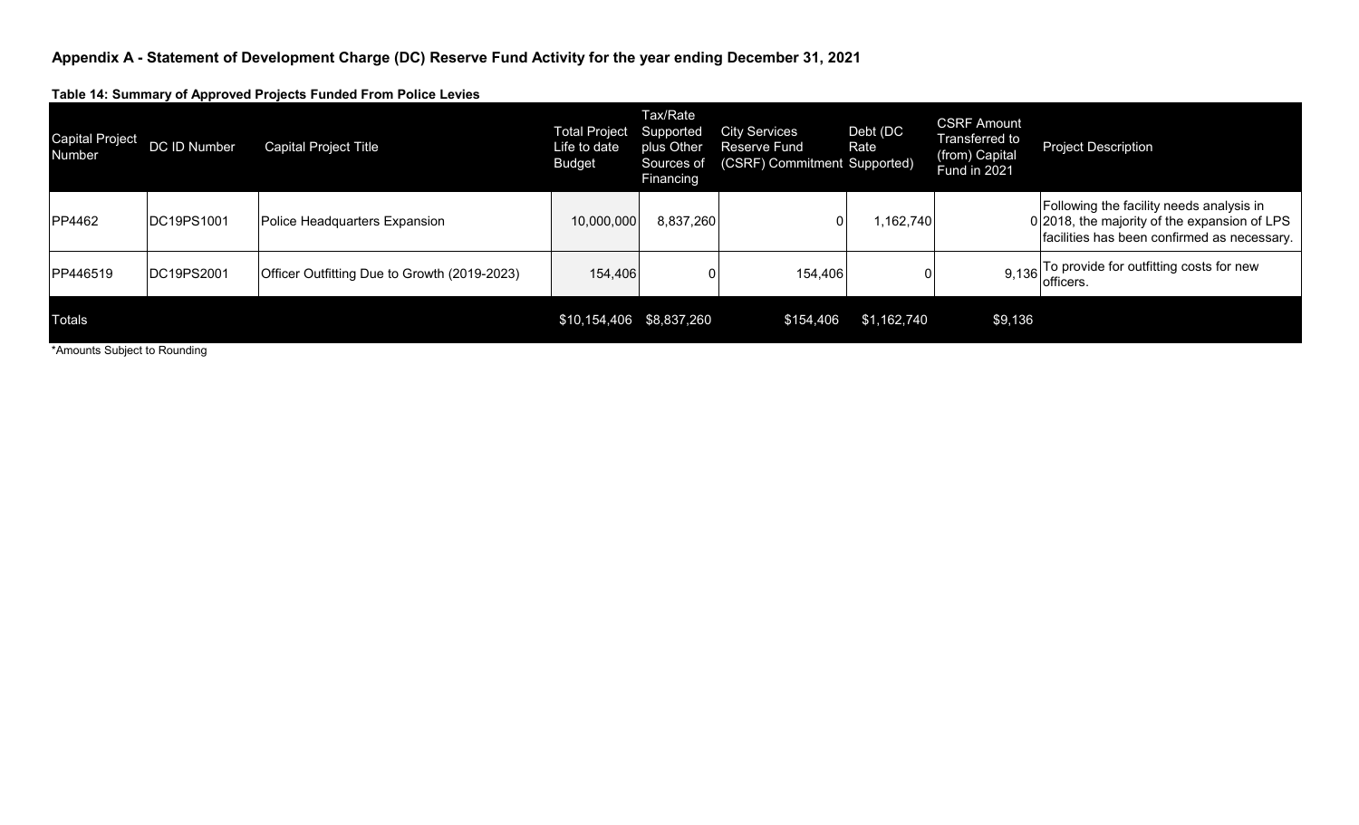## Appendix A - Statement of Development Charge (DC) Reserve Fund Activity for the year ending December 31, 2021

### Table 14: Summary of Approved Projects Funded From Police Levies

| Capital Project Number | DC ID Number | Capital Project Title | Total Project Life to date Budget | Tax/Rate Supported plus Other Sources of Financing | City Services Reserve Fund (CSRF) Commitment | Debt (DC Rate Supported) | CSRF Amount Transferred to (from) Capital Fund in 2021 | Project Description |
|---|---|---|---|---|---|---|---|---|
| PP4462 | DC19PS1001 | Police Headquarters Expansion | 10,000,000 | 8,837,260 | 0 | 1,162,740 | 0 | Following the facility needs analysis in 2018, the majority of the expansion of LPS facilities has been confirmed as necessary. |
| PP446519 | DC19PS2001 | Officer Outfitting Due to Growth (2019-2023) | 154,406 | 0 | 154,406 | 0 | 9,136 | To provide for outfitting costs for new officers. |
| Totals | | | $10,154,406 | $8,837,260 | $154,406 | $1,162,740 | $9,136 | |

*Amounts Subject to Rounding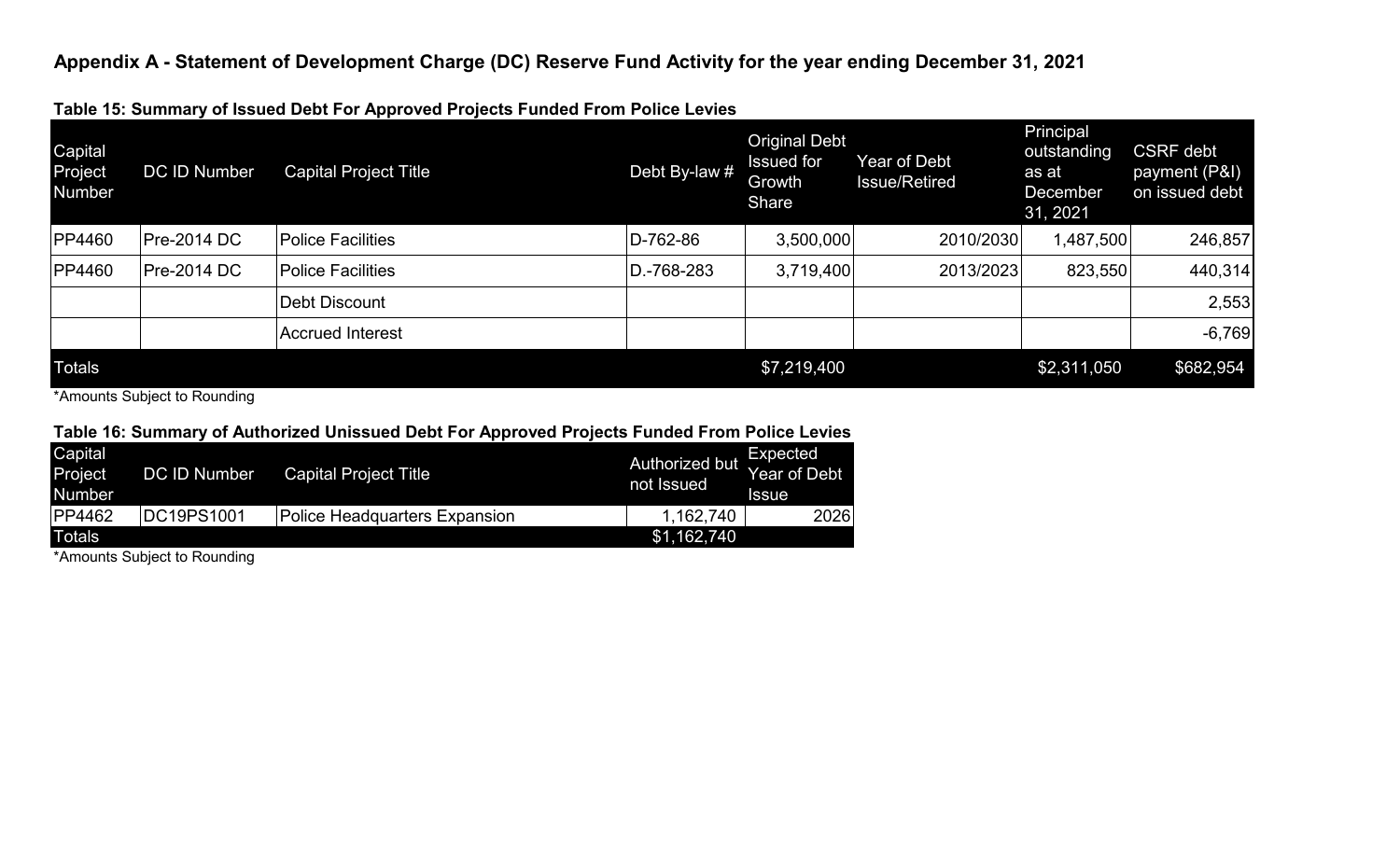# Appendix A - Statement of Development Charge (DC) Reserve Fund Activity for the year ending December 31, 2021

**Table 15: Summary of Issued Debt For Approved Projects Funded From Police Levies**

| Capital Project Number | DC ID Number | Capital Project Title | Debt By-law # | Original Debt Issued for Growth Share | Year of Debt Issue/Retired | Principal outstanding as at December 31, 2021 | CSRF debt payment (P&I) on issued debt |
|---|---|---|---|---|---|---|---|
| PP4460 | Pre-2014 DC | Police Facilities | D-762-86 | 3,500,000 | 2010/2030 | 1,487,500 | 246,857 |
| PP4460 | Pre-2014 DC | Police Facilities | D.-768-283 | 3,719,400 | 2013/2023 | 823,550 | 440,314 |
| | | Debt Discount | | | | | 2,553 |
| | | Accrued Interest | | | | | -6,769 |
| Totals | | | | $7,219,400 | | $2,311,050 | $682,954 |

*Amounts Subject to Rounding

**Table 16: Summary of Authorized Unissued Debt For Approved Projects Funded From Police Levies**

| Capital Project Number | DC ID Number | Capital Project Title | Authorized but not Issued | Expected Year of Debt Issue |
|---|---|---|---|---|
| PP4462 | DC19PS1001 | Police Headquarters Expansion | 1,162,740 | 2026 |
| Totals | | | $1,162,740 | |

*Amounts Subject to Rounding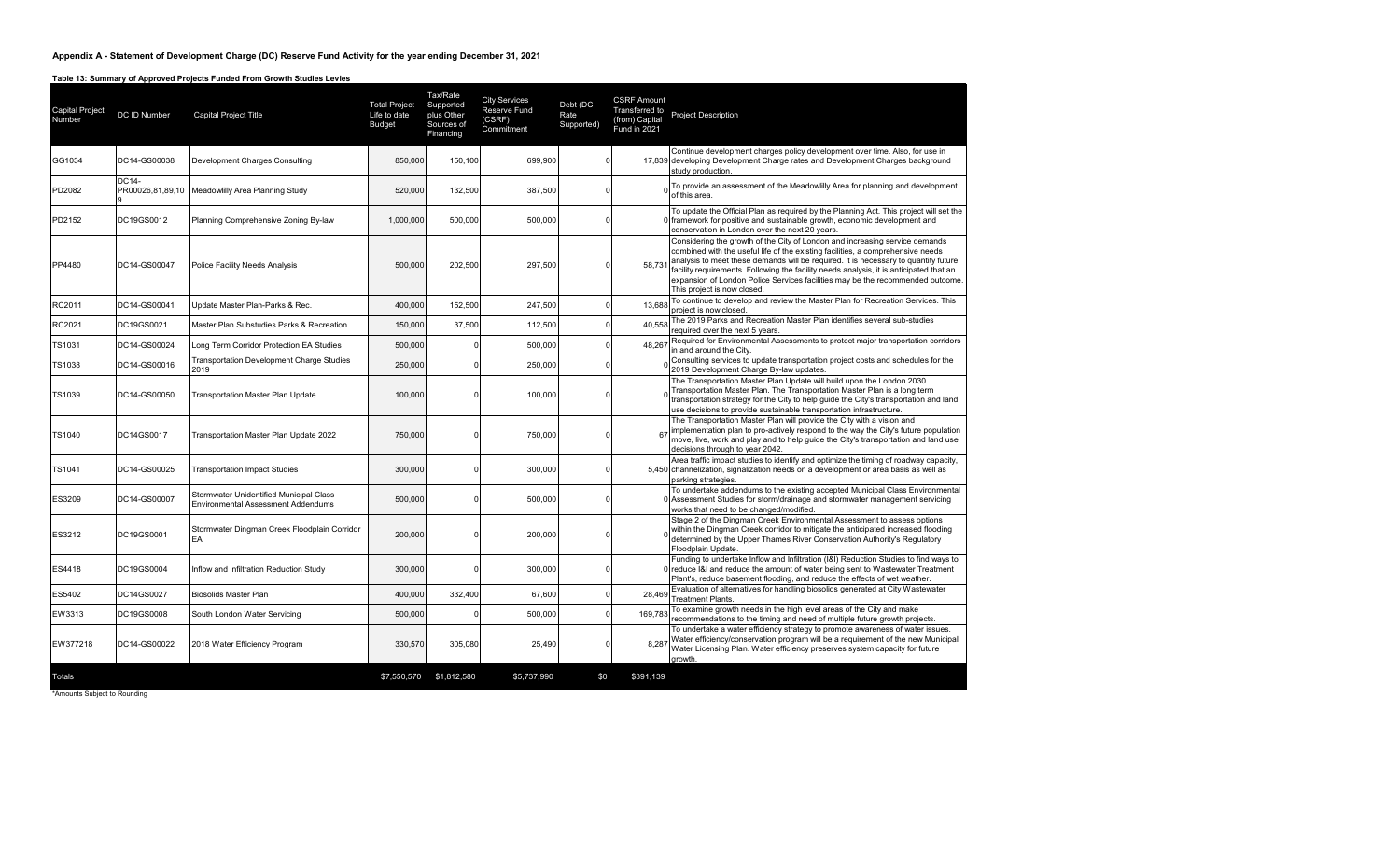## Appendix A - Statement of Development Charge (DC) Reserve Fund Activity for the year ending December 31, 2021

### Table 13: Summary of Approved Projects Funded From Growth Studies Levies

| Capital Project Number | DC ID Number | Capital Project Title | Total Project Life to date Budget | Tax/Rate Supported plus Other Sources of Financing | City Services Reserve Fund (CSRF) Commitment | Debt (DC Rate Supported) | CSRF Amount Transferred to (from) Capital Fund in 2021 | Project Description |
|---|---|---|---|---|---|---|---|---|
| GG1034 | DC14-GS00038 | Development Charges Consulting | 850,000 | 150,100 | 699,900 | 0 | 17,839 | Continue development charges policy development over time. Also, for use in developing Development Charge rates and Development Charges background study production. |
| PD2082 | DC14-PR00026,81,89,109 | Meadowlilly Area Planning Study | 520,000 | 132,500 | 387,500 | 0 | 0 | To provide an assessment of the Meadowlilly Area for planning and development of this area. |
| PD2152 | DC19GS0012 | Planning Comprehensive Zoning By-law | 1,000,000 | 500,000 | 500,000 | 0 | 0 | To update the Official Plan as required by the Planning Act. This project will set the framework for positive and sustainable growth, economic development and conservation in London over the next 20 years. |
| PP4480 | DC14-GS00047 | Police Facility Needs Analysis | 500,000 | 202,500 | 297,500 | 0 | 58,731 | Considering the growth of the City of London and increasing service demands combined with the useful life of the existing facilities, a comprehensive needs analysis to meet these demands will be required. It is necessary to quantity future facility requirements. Following the facility needs analysis, it is anticipated that an expansion of London Police Services facilities may be the recommended outcome. This project is now closed. |
| RC2011 | DC14-GS00041 | Update Master Plan-Parks & Rec. | 400,000 | 152,500 | 247,500 | 0 | 13,688 | To continue to develop and review the Master Plan for Recreation Services. This project is now closed. |
| RC2021 | DC19GS0021 | Master Plan Substudies Parks & Recreation | 150,000 | 37,500 | 112,500 | 0 | 40,558 | The 2019 Parks and Recreation Master Plan identifies several sub-studies required over the next 5 years. |
| TS1031 | DC14-GS00024 | Long Term Corridor Protection EA Studies | 500,000 | 0 | 500,000 | 0 | 48,267 | Required for Environmental Assessments to protect major transportation corridors in and around the City. |
| TS1038 | DC14-GS00016 | Transportation Development Charge Studies 2019 | 250,000 | 0 | 250,000 | 0 | 0 | Consulting services to update transportation project costs and schedules for the 2019 Development Charge By-law updates. |
| TS1039 | DC14-GS00050 | Transportation Master Plan Update | 100,000 | 0 | 100,000 | 0 | 0 | The Transportation Master Plan Update will build upon the London 2030 Transportation Master Plan. The Transportation Master Plan is a long term transportation strategy for the City to help guide the City's transportation and land use decisions to provide sustainable transportation infrastructure. |
| TS1040 | DC14GS0017 | Transportation Master Plan Update 2022 | 750,000 | 0 | 750,000 | 0 | 67 | The Transportation Master Plan will provide the City with a vision and implementation plan to pro-actively respond to the way the City's future population move, live, work and play and to help guide the City's transportation and land use decisions through to year 2042. |
| TS1041 | DC14-GS00025 | Transportation Impact Studies | 300,000 | 0 | 300,000 | 0 | 5,450 | Area traffic impact studies to identify and optimize the timing of roadway capacity, channelization, signalization needs on a development or area basis as well as parking strategies. |
| ES3209 | DC14-GS00007 | Stormwater Unidentified Municipal Class Environmental Assessment Addendums | 500,000 | 0 | 500,000 | 0 | 0 | To undertake addendums to the existing accepted Municipal Class Environmental Assessment Studies for storm/drainage and stormwater management servicing works that need to be changed/modified. |
| ES3212 | DC19GS0001 | Stormwater Dingman Creek Floodplain Corridor EA | 200,000 | 0 | 200,000 | 0 | 0 | Stage 2 of the Dingman Creek Environmental Assessment to assess options within the Dingman Creek corridor to mitigate the anticipated increased flooding determined by the Upper Thames River Conservation Authority's Regulatory Floodplain Update. |
| ES4418 | DC19GS0004 | Inflow and Infiltration Reduction Study | 300,000 | 0 | 300,000 | 0 | 0 | Funding to undertake Inflow and Infiltration (I&I) Reduction Studies to find ways to reduce I&I and reduce the amount of water being sent to Wastewater Treatment Plant's, reduce basement flooding, and reduce the effects of wet weather. |
| ES5402 | DC14GS0027 | Biosolids Master Plan | 400,000 | 332,400 | 67,600 | 0 | 28,469 | Evaluation of alternatives for handling biosolids generated at City Wastewater Treatment Plants. |
| EW3313 | DC19GS0008 | South London Water Servicing | 500,000 | 0 | 500,000 | 0 | 169,783 | To examine growth needs in the high level areas of the City and make recommendations to the timing and need of multiple future growth projects. |
| EW377218 | DC14-GS00022 | 2018 Water Efficiency Program | 330,570 | 305,080 | 25,490 | 0 | 8,287 | To undertake a water efficiency strategy to promote awareness of water issues. Water efficiency/conservation program will be a requirement of the new Municipal Water Licensing Plan. Water efficiency preserves system capacity for future growth. |
| Totals | | | $7,550,570 | $1,812,580 | $5,737,990 | $0 | $391,139 | |

*Amounts Subject to Rounding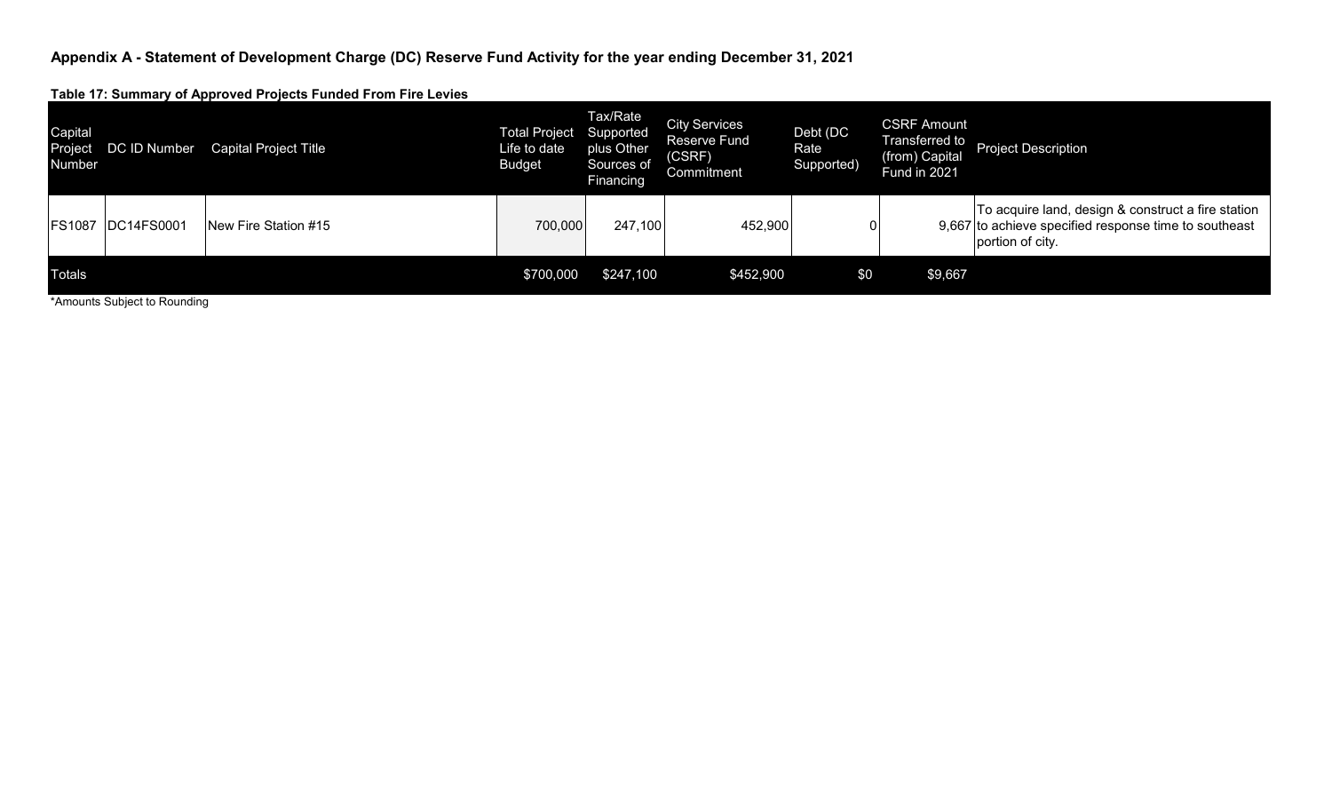## Appendix A - Statement of Development Charge (DC) Reserve Fund Activity for the year ending December 31, 2021

### Table 17: Summary of Approved Projects Funded From Fire Levies

| Capital Project Number | DC ID Number | Capital Project Title | Total Project Life to date Budget | Tax/Rate Supported plus Other Sources of Financing | City Services Reserve Fund (CSRF) Commitment | Debt (DC Rate Supported) | CSRF Amount Transferred to (from) Capital Fund in 2021 | Project Description |
|---|---|---|---|---|---|---|---|---|
| FS1087 | DC14FS0001 | New Fire Station #15 | 700,000 | 247,100 | 452,900 | 0 | 9,667 | To acquire land, design & construct a fire station to achieve specified response time to southeast portion of city. |
| Totals | | | $700,000 | $247,100 | $452,900 | $0 | $9,667 | |

*Amounts Subject to Rounding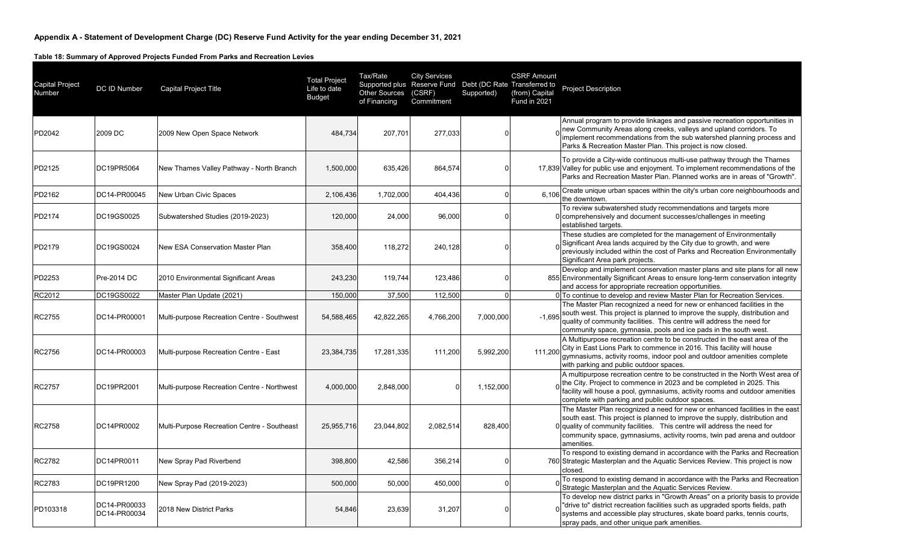**Appendix A - Statement of Development Charge (DC) Reserve Fund Activity for the year ending December 31, 2021**

**Table 18: Summary of Approved Projects Funded From Parks and Recreation Levies**

| Capital Project Number | DC ID Number | Capital Project Title | Total Project Life to date Budget | Tax/Rate Supported plus Other Sources of Financing | City Services Reserve Fund (CSRF) Commitment | Debt (DC Rate Supported) | CSRF Amount Transferred to (from) Capital Fund in 2021 | Project Description |
|---|---|---|---|---|---|---|---|---|
| PD2042 | 2009 DC | 2009 New Open Space Network | 484,734 | 207,701 | 277,033 | 0 | 0 | Annual program to provide linkages and passive recreation opportunities in new Community Areas along creeks, valleys and upland corridors. To implement recommendations from the sub watershed planning process and Parks & Recreation Master Plan. This project is now closed. |
| PD2125 | DC19PR5064 | New Thames Valley Pathway - North Branch | 1,500,000 | 635,426 | 864,574 | 0 | 17,839 | To provide a City-wide continuous multi-use pathway through the Thames Valley for public use and enjoyment. To implement recommendations of the Parks and Recreation Master Plan. Planned works are in areas of "Growth". |
| PD2162 | DC14-PR00045 | New Urban Civic Spaces | 2,106,436 | 1,702,000 | 404,436 | 0 | 6,106 | Create unique urban spaces within the city's urban core neighbourhoods and the downtown. |
| PD2174 | DC19GS0025 | Subwatershed Studies (2019-2023) | 120,000 | 24,000 | 96,000 | 0 | 0 | To review subwatershed study recommendations and targets more comprehensively and document successes/challenges in meeting established targets. |
| PD2179 | DC19GS0024 | New ESA Conservation Master Plan | 358,400 | 118,272 | 240,128 | 0 | 0 | These studies are completed for the management of Environmentally Significant Area lands acquired by the City due to growth, and were previously included within the cost of Parks and Recreation Environmentally Significant Area park projects. |
| PD2253 | Pre-2014 DC | 2010 Environmental Significant Areas | 243,230 | 119,744 | 123,486 | 0 | 855 | Develop and implement conservation master plans and site plans for all new Environmentally Significant Areas to ensure long-term conservation integrity and access for appropriate recreation opportunities. |
| RC2012 | DC19GS0022 | Master Plan Update (2021) | 150,000 | 37,500 | 112,500 | 0 | 0 | To continue to develop and review Master Plan for Recreation Services. |
| RC2755 | DC14-PR00001 | Multi-purpose Recreation Centre - Southwest | 54,588,465 | 42,822,265 | 4,766,200 | 7,000,000 | -1,695 | The Master Plan recognized a need for new or enhanced facilities in the south west. This project is planned to improve the supply, distribution and quality of community facilities. This centre will address the need for community space, gymnasia, pools and ice pads in the south west. |
| RC2756 | DC14-PR00003 | Multi-purpose Recreation Centre - East | 23,384,735 | 17,281,335 | 111,200 | 5,992,200 | 111,200 | A Multipurpose recreation centre to be constructed in the east area of the City in East Lions Park to commence in 2016. This facility will house gymnasiums, activity rooms, indoor pool and outdoor amenities complete with parking and public outdoor spaces. |
| RC2757 | DC19PR2001 | Multi-purpose Recreation Centre - Northwest | 4,000,000 | 2,848,000 | 0 | 1,152,000 | 0 | A multipurpose recreation centre to be constructed in the North West area of the City. Project to commence in 2023 and be completed in 2025. This facility will house a pool, gymnasiums, activity rooms and outdoor amenities complete with parking and public outdoor spaces. |
| RC2758 | DC14PR0002 | Multi-Purpose Recreation Centre - Southeast | 25,955,716 | 23,044,802 | 2,082,514 | 828,400 | 0 | The Master Plan recognized a need for new or enhanced facilities in the east south east. This project is planned to improve the supply, distribution and quality of community facilities. This centre will address the need for community space, gymnasiums, activity rooms, twin pad arena and outdoor amenities. |
| RC2782 | DC14PR0011 | New Spray Pad Riverbend | 398,800 | 42,586 | 356,214 | 0 | 760 | To respond to existing demand in accordance with the Parks and Recreation Strategic Masterplan and the Aquatic Services Review. This project is now closed. |
| RC2783 | DC19PR1200 | New Spray Pad (2019-2023) | 500,000 | 50,000 | 450,000 | 0 | 0 | To respond to existing demand in accordance with the Parks and Recreation Strategic Masterplan and the Aquatic Services Review. |
| PD103318 | DC14-PR00033 DC14-PR00034 | 2018 New District Parks | 54,846 | 23,639 | 31,207 | 0 | 0 | To develop new district parks in "Growth Areas" on a priority basis to provide "drive to" district recreation facilities such as upgraded sports fields, path systems and accessible play structures, skate board parks, tennis courts, spray pads, and other unique park amenities. |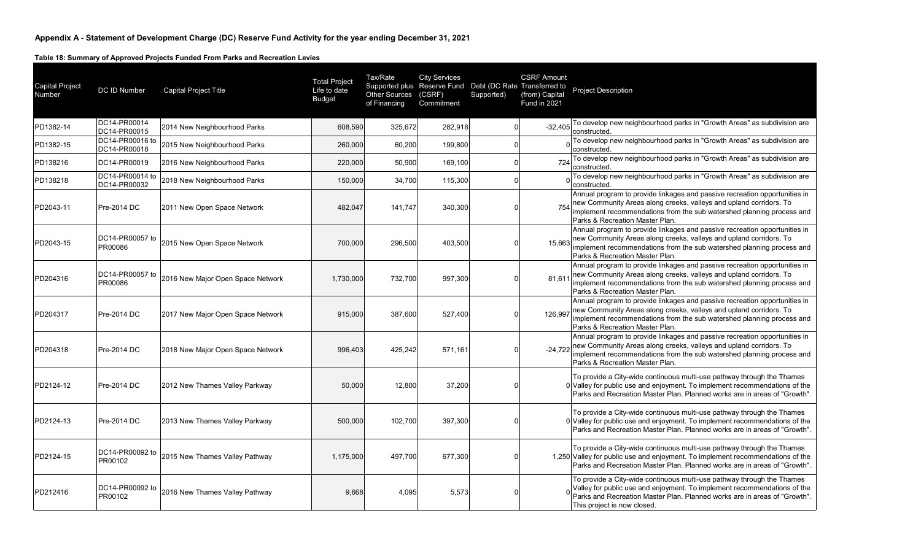## Appendix A - Statement of Development Charge (DC) Reserve Fund Activity for the year ending December 31, 2021

### Table 18: Summary of Approved Projects Funded From Parks and Recreation Levies

| Capital Project Number | DC ID Number | Capital Project Title | Total Project Life to date Budget | Tax/Rate Supported plus Other Sources of Financing | City Services Reserve Fund (CSRF) Commitment | Debt (DC Rate Supported) | CSRF Amount Transferred to (from) Capital Fund in 2021 | Project Description |
|---|---|---|---|---|---|---|---|---|
| PD1382-14 | DC14-PR00014 DC14-PR00015 | 2014 New Neighbourhood Parks | 608,590 | 325,672 | 282,918 | 0 | -32,405 | To develop new neighbourhood parks in "Growth Areas" as subdivision are constructed. |
| PD1382-15 | DC14-PR00016 to DC14-PR00018 | 2015 New Neighbourhood Parks | 260,000 | 60,200 | 199,800 | 0 | 0 | To develop new neighbourhood parks in "Growth Areas" as subdivision are constructed. |
| PD138216 | DC14-PR00019 | 2016 New Neighbourhood Parks | 220,000 | 50,900 | 169,100 | 0 | 724 | To develop new neighbourhood parks in "Growth Areas" as subdivision are constructed. |
| PD138218 | DC14-PR00014 to DC14-PR00032 | 2018 New Neighbourhood Parks | 150,000 | 34,700 | 115,300 | 0 | 0 | To develop new neighbourhood parks in "Growth Areas" as subdivision are constructed. |
| PD2043-11 | Pre-2014 DC | 2011 New Open Space Network | 482,047 | 141,747 | 340,300 | 0 | 754 | Annual program to provide linkages and passive recreation opportunities in new Community Areas along creeks, valleys and upland corridors. To implement recommendations from the sub watershed planning process and Parks & Recreation Master Plan. |
| PD2043-15 | DC14-PR00057 to PR00086 | 2015 New Open Space Network | 700,000 | 296,500 | 403,500 | 0 | 15,663 | Annual program to provide linkages and passive recreation opportunities in new Community Areas along creeks, valleys and upland corridors. To implement recommendations from the sub watershed planning process and Parks & Recreation Master Plan. |
| PD204316 | DC14-PR00057 to PR00086 | 2016 New Major Open Space Network | 1,730,000 | 732,700 | 997,300 | 0 | 81,611 | Annual program to provide linkages and passive recreation opportunities in new Community Areas along creeks, valleys and upland corridors. To implement recommendations from the sub watershed planning process and Parks & Recreation Master Plan. |
| PD204317 | Pre-2014 DC | 2017 New Major Open Space Network | 915,000 | 387,600 | 527,400 | 0 | 126,997 | Annual program to provide linkages and passive recreation opportunities in new Community Areas along creeks, valleys and upland corridors. To implement recommendations from the sub watershed planning process and Parks & Recreation Master Plan. |
| PD204318 | Pre-2014 DC | 2018 New Major Open Space Network | 996,403 | 425,242 | 571,161 | 0 | -24,722 | Annual program to provide linkages and passive recreation opportunities in new Community Areas along creeks, valleys and upland corridors. To implement recommendations from the sub watershed planning process and Parks & Recreation Master Plan. |
| PD2124-12 | Pre-2014 DC | 2012 New Thames Valley Parkway | 50,000 | 12,800 | 37,200 | 0 | 0 | To provide a City-wide continuous multi-use pathway through the Thames Valley for public use and enjoyment. To implement recommendations of the Parks and Recreation Master Plan. Planned works are in areas of "Growth". |
| PD2124-13 | Pre-2014 DC | 2013 New Thames Valley Parkway | 500,000 | 102,700 | 397,300 | 0 | 0 | To provide a City-wide continuous multi-use pathway through the Thames Valley for public use and enjoyment. To implement recommendations of the Parks and Recreation Master Plan. Planned works are in areas of "Growth". |
| PD2124-15 | DC14-PR00092 to PR00102 | 2015 New Thames Valley Pathway | 1,175,000 | 497,700 | 677,300 | 0 | 1,250 | To provide a City-wide continuous multi-use pathway through the Thames Valley for public use and enjoyment. To implement recommendations of the Parks and Recreation Master Plan. Planned works are in areas of "Growth". |
| PD212416 | DC14-PR00092 to PR00102 | 2016 New Thames Valley Pathway | 9,668 | 4,095 | 5,573 | 0 | 0 | To provide a City-wide continuous multi-use pathway through the Thames Valley for public use and enjoyment. To implement recommendations of the Parks and Recreation Master Plan. Planned works are in areas of "Growth". This project is now closed. |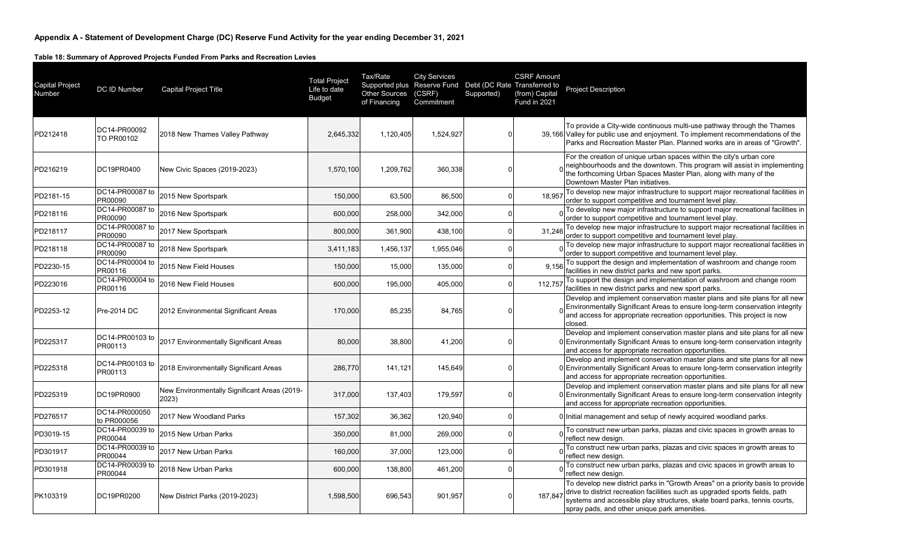**Appendix A - Statement of Development Charge (DC) Reserve Fund Activity for the year ending December 31, 2021**

**Table 18: Summary of Approved Projects Funded From Parks and Recreation Levies**

| Capital Project Number | DC ID Number | Capital Project Title | Total Project Life to date Budget | Tax/Rate Supported plus Other Sources of Financing | City Services Reserve Fund (CSRF) Commitment | Debt (DC Rate Supported) | CSRF Amount Transferred to (from) Capital Fund in 2021 | Project Description |
|---|---|---|---|---|---|---|---|---|
| PD212418 | DC14-PR00092 TO PR00102 | 2018 New Thames Valley Pathway | 2,645,332 | 1,120,405 | 1,524,927 | 0 | 39,166 | To provide a City-wide continuous multi-use pathway through the Thames Valley for public use and enjoyment. To implement recommendations of the Parks and Recreation Master Plan. Planned works are in areas of "Growth". |
| PD216219 | DC19PR0400 | New Civic Spaces (2019-2023) | 1,570,100 | 1,209,762 | 360,338 | 0 | 0 | For the creation of unique urban spaces within the city's urban core neighbourhoods and the downtown. This program will assist in implementing the forthcoming Urban Spaces Master Plan, along with many of the Downtown Master Plan initiatives. |
| PD2181-15 | DC14-PR00087 to PR00090 | 2015 New Sportspark | 150,000 | 63,500 | 86,500 | 0 | 18,957 | To develop new major infrastructure to support major recreational facilities in order to support competitive and tournament level play. |
| PD218116 | DC14-PR00087 to PR00090 | 2016 New Sportspark | 600,000 | 258,000 | 342,000 | 0 | 0 | To develop new major infrastructure to support major recreational facilities in order to support competitive and tournament level play. |
| PD218117 | DC14-PR00087 to PR00090 | 2017 New Sportspark | 800,000 | 361,900 | 438,100 | 0 | 31,246 | To develop new major infrastructure to support major recreational facilities in order to support competitive and tournament level play. |
| PD218118 | DC14-PR00087 to PR00090 | 2018 New Sportspark | 3,411,183 | 1,456,137 | 1,955,046 | 0 | 0 | To develop new major infrastructure to support major recreational facilities in order to support competitive and tournament level play. |
| PD2230-15 | DC14-PR00004 to PR00116 | 2015 New Field Houses | 150,000 | 15,000 | 135,000 | 0 | 9,156 | To support the design and implementation of washroom and change room facilities in new district parks and new sport parks. |
| PD223016 | DC14-PR00004 to PR00116 | 2016 New Field Houses | 600,000 | 195,000 | 405,000 | 0 | 112,757 | To support the design and implementation of washroom and change room facilities in new district parks and new sport parks. |
| PD2253-12 | Pre-2014 DC | 2012 Environmental Significant Areas | 170,000 | 85,235 | 84,765 | 0 | 0 | Develop and implement conservation master plans and site plans for all new Environmentally Significant Areas to ensure long-term conservation integrity and access for appropriate recreation opportunities. This project is now closed. |
| PD225317 | DC14-PR00103 to PR00113 | 2017 Environmentally Significant Areas | 80,000 | 38,800 | 41,200 | 0 | 0 | Develop and implement conservation master plans and site plans for all new Environmentally Significant Areas to ensure long-term conservation integrity and access for appropriate recreation opportunities. |
| PD225318 | DC14-PR00103 to PR00113 | 2018 Environmentally Significant Areas | 286,770 | 141,121 | 145,649 | 0 | 0 | Develop and implement conservation master plans and site plans for all new Environmentally Significant Areas to ensure long-term conservation integrity and access for appropriate recreation opportunities. |
| PD225319 | DC19PR0900 | New Environmentally Significant Areas (2019-2023) | 317,000 | 137,403 | 179,597 | 0 | 0 | Develop and implement conservation master plans and site plans for all new Environmentally Significant Areas to ensure long-term conservation integrity and access for appropriate recreation opportunities. |
| PD276517 | DC14-PR000050 to PR000056 | 2017 New Woodland Parks | 157,302 | 36,362 | 120,940 | 0 | 0 | Initial management and setup of newly acquired woodland parks. |
| PD3019-15 | DC14-PR00039 to PR00044 | 2015 New Urban Parks | 350,000 | 81,000 | 269,000 | 0 | 0 | To construct new urban parks, plazas and civic spaces in growth areas to reflect new design. |
| PD301917 | DC14-PR00039 to PR00044 | 2017 New Urban Parks | 160,000 | 37,000 | 123,000 | 0 | 0 | To construct new urban parks, plazas and civic spaces in growth areas to reflect new design. |
| PD301918 | DC14-PR00039 to PR00044 | 2018 New Urban Parks | 600,000 | 138,800 | 461,200 | 0 | 0 | To construct new urban parks, plazas and civic spaces in growth areas to reflect new design. |
| PK103319 | DC19PR0200 | New District Parks (2019-2023) | 1,598,500 | 696,543 | 901,957 | 0 | 187,847 | To develop new district parks in "Growth Areas" on a priority basis to provide drive to district recreation facilities such as upgraded sports fields, path systems and accessible play structures, skate board parks, tennis courts, spray pads, and other unique park amenities. |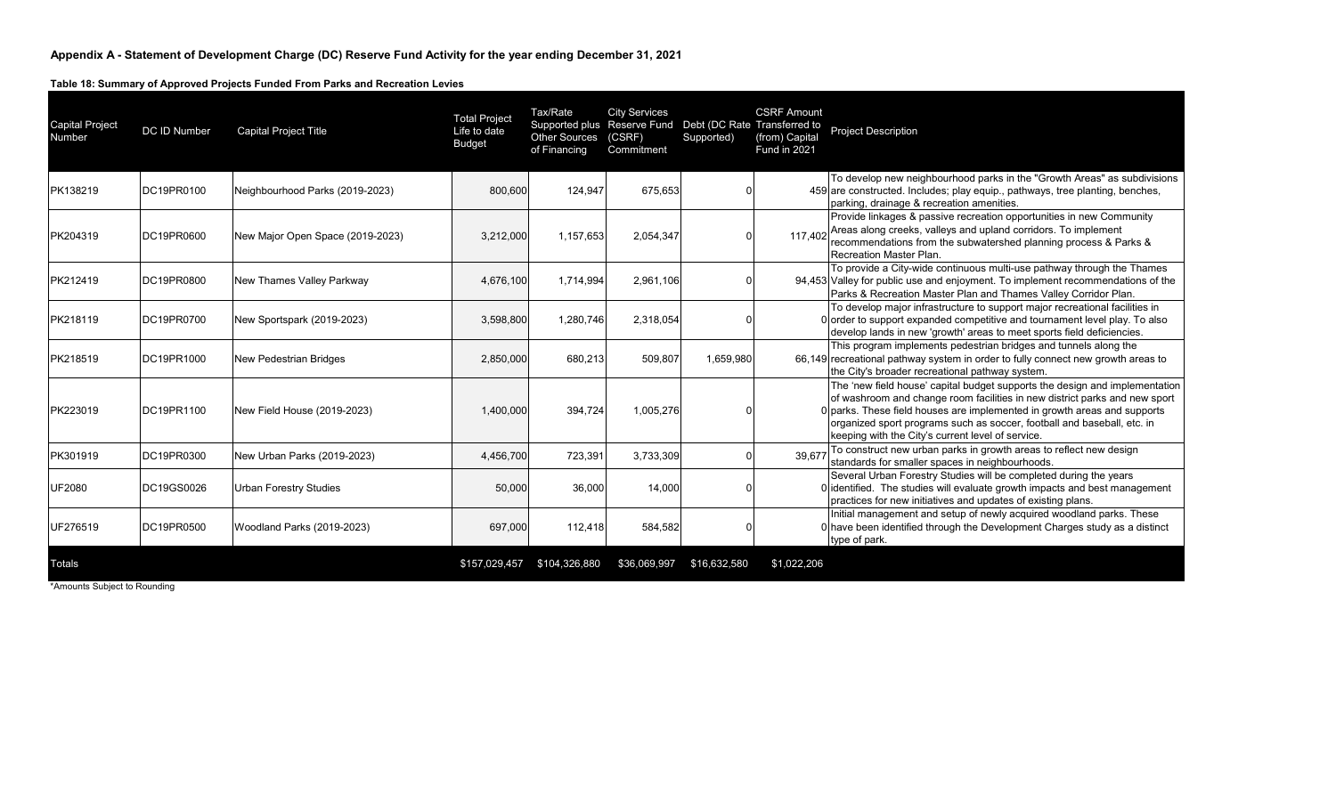# Appendix A - Statement of Development Charge (DC) Reserve Fund Activity for the year ending December 31, 2021

**Table 18: Summary of Approved Projects Funded From Parks and Recreation Levies**

| Capital Project Number | DC ID Number | Capital Project Title | Total Project Life to date Budget | Tax/Rate Supported plus Other Sources of Financing | City Services Reserve Fund (CSRF) Commitment | Debt (DC Rate Supported) | CSRF Amount Transferred to (from) Capital Fund in 2021 | Project Description |
|---|---|---|---|---|---|---|---|---|
| PK138219 | DC19PR0100 | Neighbourhood Parks (2019-2023) | 800,600 | 124,947 | 675,653 | 0 | 459 | To develop new neighbourhood parks in the "Growth Areas" as subdivisions are constructed. Includes; play equip., pathways, tree planting, benches, parking, drainage & recreation amenities. |
| PK204319 | DC19PR0600 | New Major Open Space (2019-2023) | 3,212,000 | 1,157,653 | 2,054,347 | 0 | 117,402 | Provide linkages & passive recreation opportunities in new Community Areas along creeks, valleys and upland corridors. To implement recommendations from the subwatershed planning process & Parks & Recreation Master Plan. |
| PK212419 | DC19PR0800 | New Thames Valley Parkway | 4,676,100 | 1,714,994 | 2,961,106 | 0 | 94,453 | To provide a City-wide continuous multi-use pathway through the Thames Valley for public use and enjoyment. To implement recommendations of the Parks & Recreation Master Plan and Thames Valley Corridor Plan. |
| PK218119 | DC19PR0700 | New Sportspark (2019-2023) | 3,598,800 | 1,280,746 | 2,318,054 | 0 | 0 | To develop major infrastructure to support major recreational facilities in order to support expanded competitive and tournament level play. To also develop lands in new 'growth' areas to meet sports field deficiencies. |
| PK218519 | DC19PR1000 | New Pedestrian Bridges | 2,850,000 | 680,213 | 509,807 | 1,659,980 | 66,149 | This program implements pedestrian bridges and tunnels along the recreational pathway system in order to fully connect new growth areas to the City's broader recreational pathway system. |
| PK223019 | DC19PR1100 | New Field House (2019-2023) | 1,400,000 | 394,724 | 1,005,276 | 0 | 0 | The 'new field house' capital budget supports the design and implementation of washroom and change room facilities in new district parks and new sport parks. These field houses are implemented in growth areas and supports organized sport programs such as soccer, football and baseball, etc. in keeping with the City's current level of service. |
| PK301919 | DC19PR0300 | New Urban Parks (2019-2023) | 4,456,700 | 723,391 | 3,733,309 | 0 | 39,677 | To construct new urban parks in growth areas to reflect new design standards for smaller spaces in neighbourhoods. |
| UF2080 | DC19GS0026 | Urban Forestry Studies | 50,000 | 36,000 | 14,000 | 0 | 0 | Several Urban Forestry Studies will be completed during the years identified. The studies will evaluate growth impacts and best management practices for new initiatives and updates of existing plans. |
| UF276519 | DC19PR0500 | Woodland Parks (2019-2023) | 697,000 | 112,418 | 584,582 | 0 | 0 | Initial management and setup of newly acquired woodland parks. These have been identified through the Development Charges study as a distinct type of park. |
| Totals | | | $157,029,457 | $104,326,880 | $36,069,997 | $16,632,580 | $1,022,206 | |

*Amounts Subject to Rounding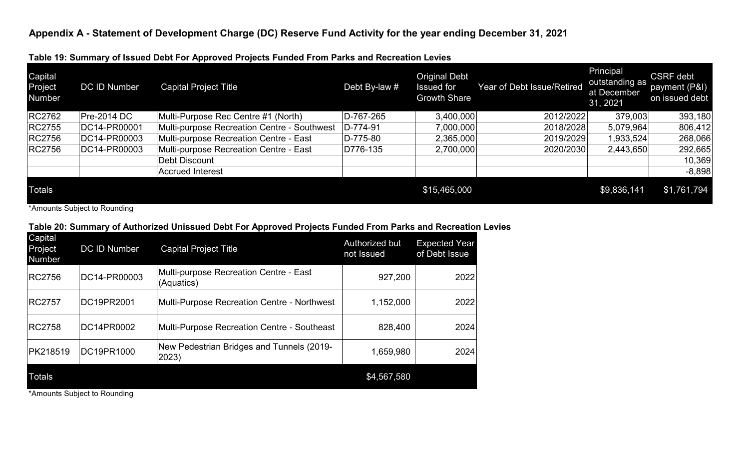## Appendix A - Statement of Development Charge (DC) Reserve Fund Activity for the year ending December 31, 2021

### Table 19: Summary of Issued Debt For Approved Projects Funded From Parks and Recreation Levies

| Capital Project Number | DC ID Number | Capital Project Title | Debt By-law # | Original Debt Issued for Growth Share | Year of Debt Issue/Retired | Principal outstanding as at December 31, 2021 | CSRF debt payment (P&I) on issued debt |
|---|---|---|---|---|---|---|---|
| RC2762 | Pre-2014 DC | Multi-Purpose Rec Centre #1 (North) | D-767-265 | 3,400,000 | 2012/2022 | 379,003 | 393,180 |
| RC2755 | DC14-PR00001 | Multi-purpose Recreation Centre - Southwest | D-774-91 | 7,000,000 | 2018/2028 | 5,079,964 | 806,412 |
| RC2756 | DC14-PR00003 | Multi-purpose Recreation Centre - East | D-775-80 | 2,365,000 | 2019/2029 | 1,933,524 | 268,066 |
| RC2756 | DC14-PR00003 | Multi-purpose Recreation Centre - East | D776-135 | 2,700,000 | 2020/2030 | 2,443,650 | 292,665 |
| | | Debt Discount | | | | | 10,369 |
| | | Accrued Interest | | | | | -8,898 |
| Totals | | | | $15,465,000 | | $9,836,141 | $1,761,794 |

*Amounts Subject to Rounding

### Table 20: Summary of Authorized Unissued Debt For Approved Projects Funded From Parks and Recreation Levies

| Capital Project Number | DC ID Number | Capital Project Title | Authorized but not Issued | Expected Year of Debt Issue |
|---|---|---|---|---|
| RC2756 | DC14-PR00003 | Multi-purpose Recreation Centre - East (Aquatics) | 927,200 | 2022 |
| RC2757 | DC19PR2001 | Multi-Purpose Recreation Centre - Northwest | 1,152,000 | 2022 |
| RC2758 | DC14PR0002 | Multi-Purpose Recreation Centre - Southeast | 828,400 | 2024 |
| PK218519 | DC19PR1000 | New Pedestrian Bridges and Tunnels (2019-2023) | 1,659,980 | 2024 |
| Totals | | | $4,567,580 | |

*Amounts Subject to Rounding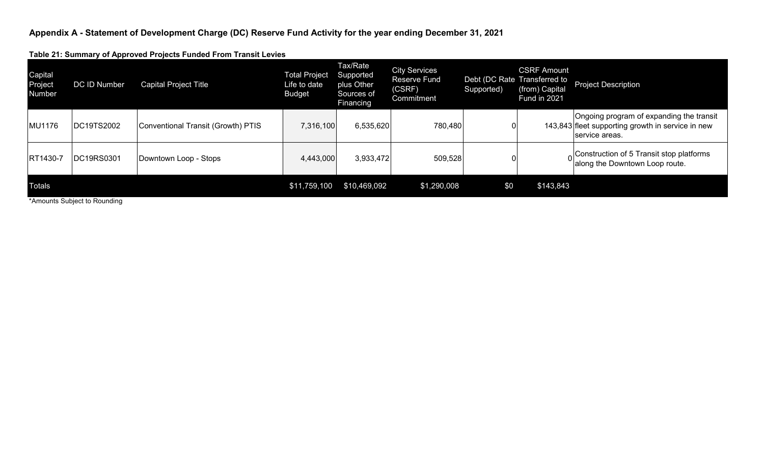## Appendix A - Statement of Development Charge (DC) Reserve Fund Activity for the year ending December 31, 2021

**Table 21: Summary of Approved Projects Funded From Transit Levies**

| Capital Project Number | DC ID Number | Capital Project Title | Total Project Life to date Budget | Tax/Rate Supported plus Other Sources of Financing | City Services Reserve Fund (CSRF) Commitment | Debt (DC Rate Supported) | CSRF Amount Transferred to (from) Capital Fund in 2021 | Project Description |
|---|---|---|---|---|---|---|---|---|
| MU1176 | DC19TS2002 | Conventional Transit (Growth) PTIS | 7,316,100 | 6,535,620 | 780,480 | 0 | 143,843 | Ongoing program of expanding the transit fleet supporting growth in service in new service areas. |
| RT1430-7 | DC19RS0301 | Downtown Loop - Stops | 4,443,000 | 3,933,472 | 509,528 | 0 | 0 | Construction of 5 Transit stop platforms along the Downtown Loop route. |
| Totals | | | $11,759,100 | $10,469,092 | $1,290,008 | $0 | $143,843 | |

*Amounts Subject to Rounding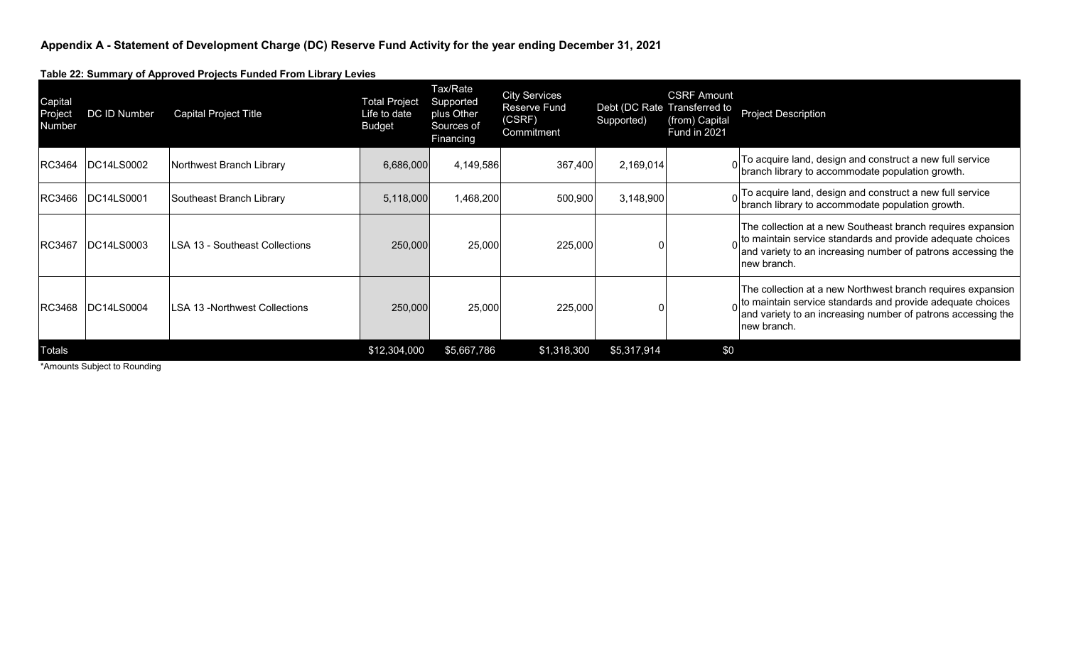## Appendix A - Statement of Development Charge (DC) Reserve Fund Activity for the year ending December 31, 2021

### Table 22: Summary of Approved Projects Funded From Library Levies

| Capital Project Number | DC ID Number | Capital Project Title | Total Project Life to date Budget | Tax/Rate Supported plus Other Sources of Financing | City Services Reserve Fund (CSRF) Commitment | Debt (DC Rate Supported) | CSRF Amount Transferred to (from) Capital Fund in 2021 | Project Description |
|---|---|---|---|---|---|---|---|---|
| RC3464 | DC14LS0002 | Northwest Branch Library | 6,686,000 | 4,149,586 | 367,400 | 2,169,014 | 0 | To acquire land, design and construct a new full service branch library to accommodate population growth. |
| RC3466 | DC14LS0001 | Southeast Branch Library | 5,118,000 | 1,468,200 | 500,900 | 3,148,900 | 0 | To acquire land, design and construct a new full service branch library to accommodate population growth. |
| RC3467 | DC14LS0003 | LSA 13 - Southeast Collections | 250,000 | 25,000 | 225,000 | 0 | 0 | The collection at a new Southeast branch requires expansion to maintain service standards and provide adequate choices and variety to an increasing number of patrons accessing the new branch. |
| RC3468 | DC14LS0004 | LSA 13 -Northwest Collections | 250,000 | 25,000 | 225,000 | 0 | 0 | The collection at a new Northwest branch requires expansion to maintain service standards and provide adequate choices and variety to an increasing number of patrons accessing the new branch. |
| Totals | | | $12,304,000 | $5,667,786 | $1,318,300 | $5,317,914 | $0 | |

*Amounts Subject to Rounding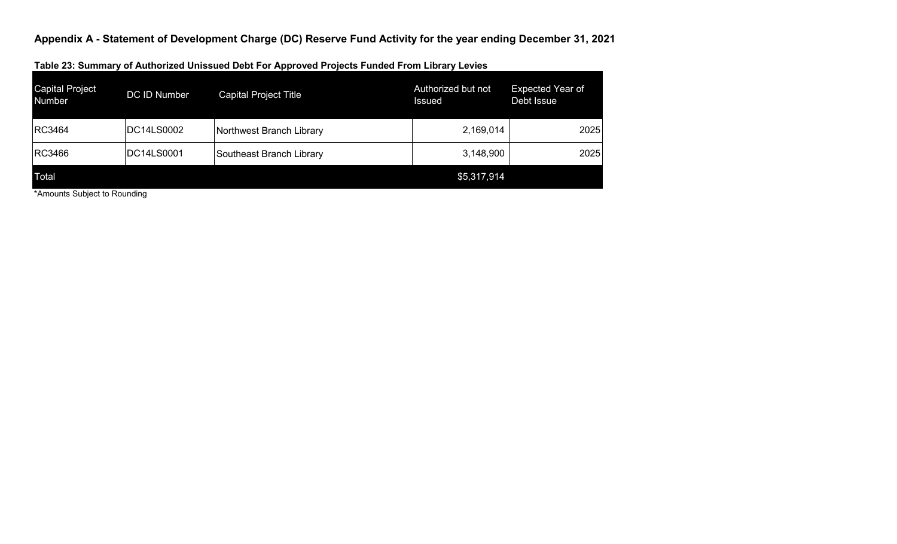## Appendix A - Statement of Development Charge (DC) Reserve Fund Activity for the year ending December 31, 2021

### Table 23: Summary of Authorized Unissued Debt For Approved Projects Funded From Library Levies

| Capital Project Number | DC ID Number | Capital Project Title | Authorized but not Issued | Expected Year of Debt Issue |
|---|---|---|---|---|
| RC3464 | DC14LS0002 | Northwest Branch Library | 2,169,014 | 2025 |
| RC3466 | DC14LS0001 | Southeast Branch Library | 3,148,900 | 2025 |
| Total | | | $5,317,914 | |

*Amounts Subject to Rounding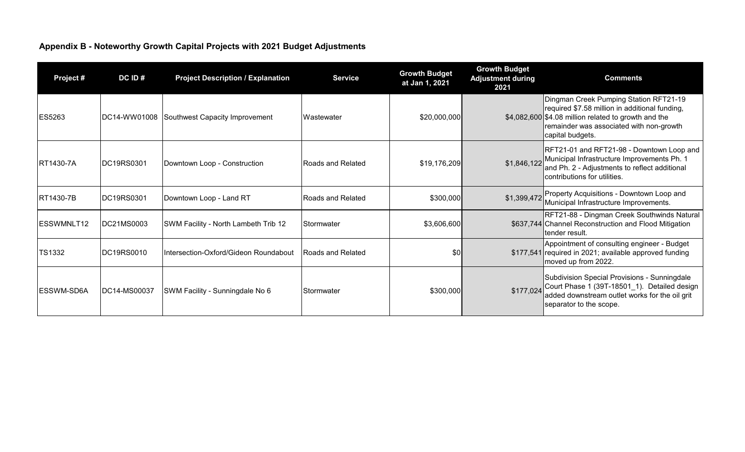## Appendix B - Noteworthy Growth Capital Projects with 2021 Budget Adjustments

| Project # | DC ID # | Project Description / Explanation | Service | Growth Budget at Jan 1, 2021 | Growth Budget Adjustment during 2021 | Comments |
|---|---|---|---|---|---|---|
| ES5263 | DC14-WW01008 | Southwest Capacity Improvement | Wastewater | $20,000,000 | $4,082,600 | Dingman Creek Pumping Station RFT21-19 required $7.58 million in additional funding, $4.08 million related to growth and the remainder was associated with non-growth capital budgets. |
| RT1430-7A | DC19RS0301 | Downtown Loop - Construction | Roads and Related | $19,176,209 | $1,846,122 | RFT21-01 and RFT21-98 - Downtown Loop and Municipal Infrastructure Improvements Ph. 1 and Ph. 2 - Adjustments to reflect additional contributions for utilities. |
| RT1430-7B | DC19RS0301 | Downtown Loop - Land RT | Roads and Related | $300,000 | $1,399,472 | Property Acquisitions - Downtown Loop and Municipal Infrastructure Improvements. |
| ESSWMNLT12 | DC21MS0003 | SWM Facility - North Lambeth Trib 12 | Stormwater | $3,606,600 | $637,744 | RFT21-88 - Dingman Creek Southwinds Natural Channel Reconstruction and Flood Mitigation tender result. |
| TS1332 | DC19RS0010 | Intersection-Oxford/Gideon Roundabout | Roads and Related | $0 | $177,541 | Appointment of consulting engineer - Budget required in 2021; available approved funding moved up from 2022. |
| ESSWM-SD6A | DC14-MS00037 | SWM Facility - Sunningdale No 6 | Stormwater | $300,000 | $177,024 | Subdivision Special Provisions - Sunningdale Court Phase 1 (39T-18501_1). Detailed design added downstream outlet works for the oil grit separator to the scope. |